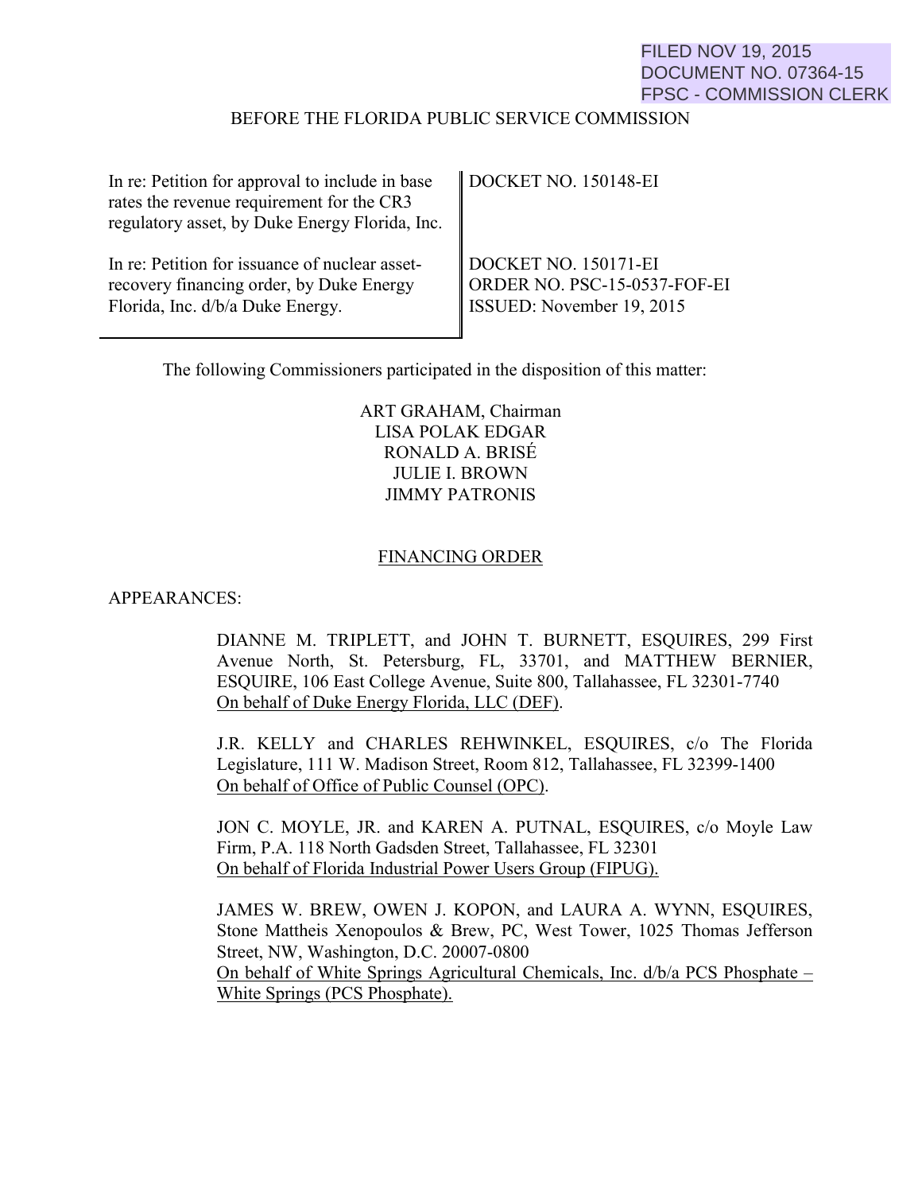FILED NOV 19, 2015
DOCUMENT NO. 07364-15
FPSC - COMMISSION CLERK

BEFORE THE FLORIDA PUBLIC SERVICE COMMISSION

| | |
|---|---|
| In re: Petition for approval to include in base rates the revenue requirement for the CR3 regulatory asset, by Duke Energy Florida, Inc. | DOCKET NO. 150148-EI |
| In re: Petition for issuance of nuclear asset-recovery financing order, by Duke Energy Florida, Inc. d/b/a Duke Energy. | DOCKET NO. 150171-EI<br>ORDER NO. PSC-15-0537-FOF-EI<br>ISSUED: November 19, 2015 |

The following Commissioners participated in the disposition of this matter:

ART GRAHAM, Chairman
LISA POLAK EDGAR
RONALD A. BRISÉ
JULIE I. BROWN
JIMMY PATRONIS

FINANCING ORDER

APPEARANCES:

DIANNE M. TRIPLETT, and JOHN T. BURNETT, ESQUIRES, 299 First Avenue North, St. Petersburg, FL, 33701, and MATTHEW BERNIER, ESQUIRE, 106 East College Avenue, Suite 800, Tallahassee, FL 32301-7740
On behalf of Duke Energy Florida, LLC (DEF).

J.R. KELLY and CHARLES REHWINKEL, ESQUIRES, c/o The Florida Legislature, 111 W. Madison Street, Room 812, Tallahassee, FL 32399-1400
On behalf of Office of Public Counsel (OPC).

JON C. MOYLE, JR. and KAREN A. PUTNAL, ESQUIRES, c/o Moyle Law Firm, P.A. 118 North Gadsden Street, Tallahassee, FL 32301
On behalf of Florida Industrial Power Users Group (FIPUG).

JAMES W. BREW, OWEN J. KOPON, and LAURA A. WYNN, ESQUIRES, Stone Mattheis Xenopoulos & Brew, PC, West Tower, 1025 Thomas Jefferson Street, NW, Washington, D.C. 20007-0800
On behalf of White Springs Agricultural Chemicals, Inc. d/b/a PCS Phosphate – White Springs (PCS Phosphate).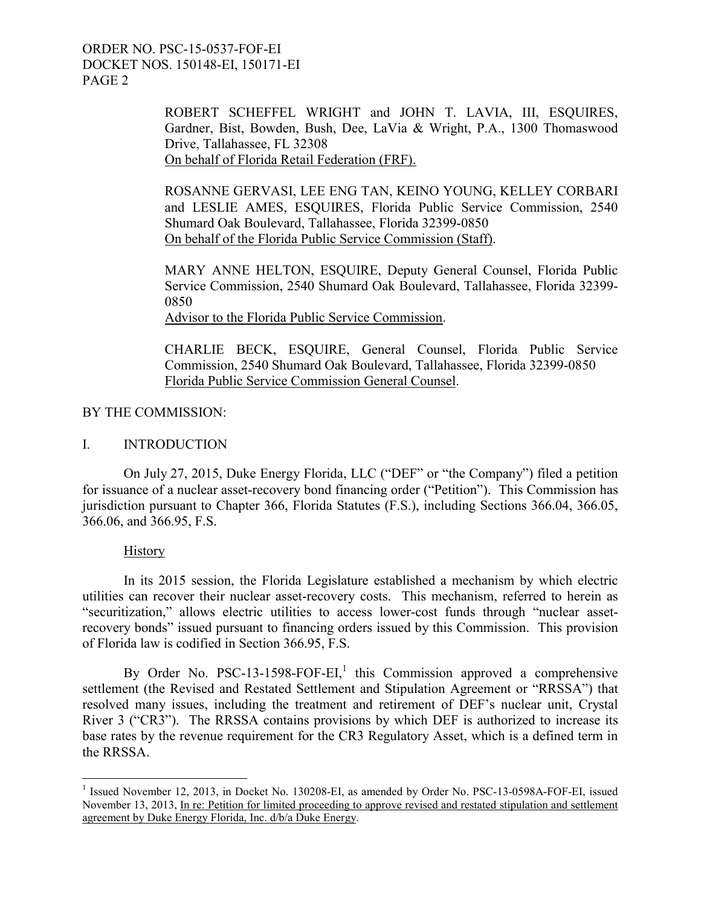ROBERT SCHEFFEL WRIGHT and JOHN T. LAVIA, III, ESQUIRES, Gardner, Bist, Bowden, Bush, Dee, LaVia & Wright, P.A., 1300 Thomaswood Drive, Tallahassee, FL 32308
On behalf of Florida Retail Federation (FRF).

ROSANNE GERVASI, LEE ENG TAN, KEINO YOUNG, KELLEY CORBARI and LESLIE AMES, ESQUIRES, Florida Public Service Commission, 2540 Shumard Oak Boulevard, Tallahassee, Florida 32399-0850
On behalf of the Florida Public Service Commission (Staff).

MARY ANNE HELTON, ESQUIRE, Deputy General Counsel, Florida Public Service Commission, 2540 Shumard Oak Boulevard, Tallahassee, Florida 32399-0850
Advisor to the Florida Public Service Commission.

CHARLIE BECK, ESQUIRE, General Counsel, Florida Public Service Commission, 2540 Shumard Oak Boulevard, Tallahassee, Florida 32399-0850
Florida Public Service Commission General Counsel.

BY THE COMMISSION:

## I. INTRODUCTION

On July 27, 2015, Duke Energy Florida, LLC ("DEF" or "the Company") filed a petition for issuance of a nuclear asset-recovery bond financing order ("Petition"). This Commission has jurisdiction pursuant to Chapter 366, Florida Statutes (F.S.), including Sections 366.04, 366.05, 366.06, and 366.95, F.S.

### History

In its 2015 session, the Florida Legislature established a mechanism by which electric utilities can recover their nuclear asset-recovery costs. This mechanism, referred to herein as "securitization," allows electric utilities to access lower-cost funds through "nuclear asset-recovery bonds" issued pursuant to financing orders issued by this Commission. This provision of Florida law is codified in Section 366.95, F.S.

By Order No. PSC-13-1598-FOF-EI,[1] this Commission approved a comprehensive settlement (the Revised and Restated Settlement and Stipulation Agreement or "RRSSA") that resolved many issues, including the treatment and retirement of DEF's nuclear unit, Crystal River 3 ("CR3"). The RRSSA contains provisions by which DEF is authorized to increase its base rates by the revenue requirement for the CR3 Regulatory Asset, which is a defined term in the RRSSA.

---

[1] Issued November 12, 2013, in Docket No. 130208-EI, as amended by Order No. PSC-13-0598A-FOF-EI, issued November 13, 2013, In re: Petition for limited proceeding to approve revised and restated stipulation and settlement agreement by Duke Energy Florida, Inc. d/b/a Duke Energy.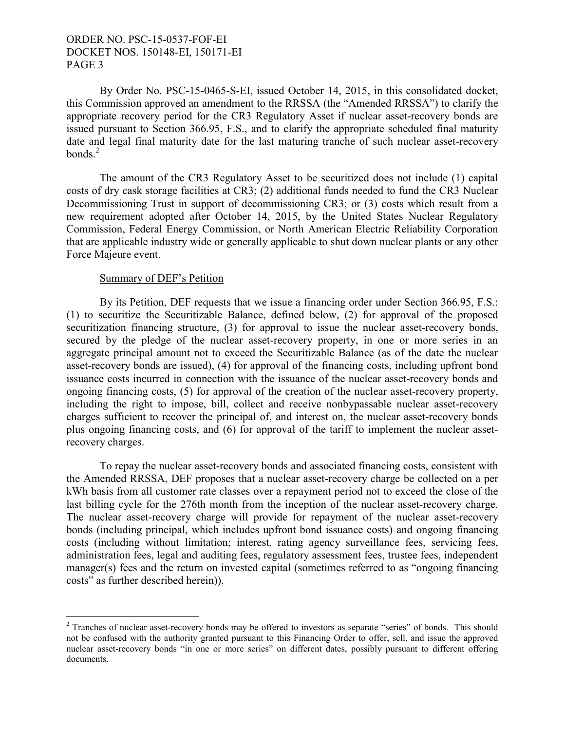By Order No. PSC-15-0465-S-EI, issued October 14, 2015, in this consolidated docket, this Commission approved an amendment to the RRSSA (the "Amended RRSSA") to clarify the appropriate recovery period for the CR3 Regulatory Asset if nuclear asset-recovery bonds are issued pursuant to Section 366.95, F.S., and to clarify the appropriate scheduled final maturity date and legal final maturity date for the last maturing tranche of such nuclear asset-recovery bonds.[2]

The amount of the CR3 Regulatory Asset to be securitized does not include (1) capital costs of dry cask storage facilities at CR3; (2) additional funds needed to fund the CR3 Nuclear Decommissioning Trust in support of decommissioning CR3; or (3) costs which result from a new requirement adopted after October 14, 2015, by the United States Nuclear Regulatory Commission, Federal Energy Commission, or North American Electric Reliability Corporation that are applicable industry wide or generally applicable to shut down nuclear plants or any other Force Majeure event.

Summary of DEF's Petition

By its Petition, DEF requests that we issue a financing order under Section 366.95, F.S.: (1) to securitize the Securitizable Balance, defined below, (2) for approval of the proposed securitization financing structure, (3) for approval to issue the nuclear asset-recovery bonds, secured by the pledge of the nuclear asset-recovery property, in one or more series in an aggregate principal amount not to exceed the Securitizable Balance (as of the date the nuclear asset-recovery bonds are issued), (4) for approval of the financing costs, including upfront bond issuance costs incurred in connection with the issuance of the nuclear asset-recovery bonds and ongoing financing costs, (5) for approval of the creation of the nuclear asset-recovery property, including the right to impose, bill, collect and receive nonbypassable nuclear asset-recovery charges sufficient to recover the principal of, and interest on, the nuclear asset-recovery bonds plus ongoing financing costs, and (6) for approval of the tariff to implement the nuclear asset-recovery charges.

To repay the nuclear asset-recovery bonds and associated financing costs, consistent with the Amended RRSSA, DEF proposes that a nuclear asset-recovery charge be collected on a per kWh basis from all customer rate classes over a repayment period not to exceed the close of the last billing cycle for the 276th month from the inception of the nuclear asset-recovery charge. The nuclear asset-recovery charge will provide for repayment of the nuclear asset-recovery bonds (including principal, which includes upfront bond issuance costs) and ongoing financing costs (including without limitation; interest, rating agency surveillance fees, servicing fees, administration fees, legal and auditing fees, regulatory assessment fees, trustee fees, independent manager(s) fees and the return on invested capital (sometimes referred to as "ongoing financing costs" as further described herein)).

---

[2] Tranches of nuclear asset-recovery bonds may be offered to investors as separate "series" of bonds. This should not be confused with the authority granted pursuant to this Financing Order to offer, sell, and issue the approved nuclear asset-recovery bonds "in one or more series" on different dates, possibly pursuant to different offering documents.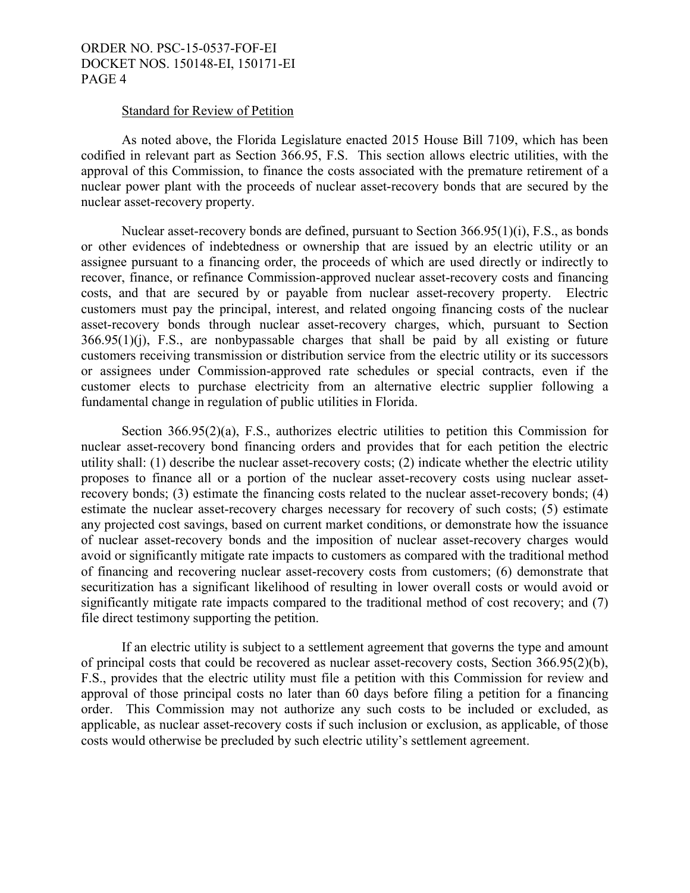Standard for Review of Petition

As noted above, the Florida Legislature enacted 2015 House Bill 7109, which has been codified in relevant part as Section 366.95, F.S. This section allows electric utilities, with the approval of this Commission, to finance the costs associated with the premature retirement of a nuclear power plant with the proceeds of nuclear asset-recovery bonds that are secured by the nuclear asset-recovery property.

Nuclear asset-recovery bonds are defined, pursuant to Section 366.95(1)(i), F.S., as bonds or other evidences of indebtedness or ownership that are issued by an electric utility or an assignee pursuant to a financing order, the proceeds of which are used directly or indirectly to recover, finance, or refinance Commission-approved nuclear asset-recovery costs and financing costs, and that are secured by or payable from nuclear asset-recovery property. Electric customers must pay the principal, interest, and related ongoing financing costs of the nuclear asset-recovery bonds through nuclear asset-recovery charges, which, pursuant to Section 366.95(1)(j), F.S., are nonbypassable charges that shall be paid by all existing or future customers receiving transmission or distribution service from the electric utility or its successors or assignees under Commission-approved rate schedules or special contracts, even if the customer elects to purchase electricity from an alternative electric supplier following a fundamental change in regulation of public utilities in Florida.

Section 366.95(2)(a), F.S., authorizes electric utilities to petition this Commission for nuclear asset-recovery bond financing orders and provides that for each petition the electric utility shall: (1) describe the nuclear asset-recovery costs; (2) indicate whether the electric utility proposes to finance all or a portion of the nuclear asset-recovery costs using nuclear asset-recovery bonds; (3) estimate the financing costs related to the nuclear asset-recovery bonds; (4) estimate the nuclear asset-recovery charges necessary for recovery of such costs; (5) estimate any projected cost savings, based on current market conditions, or demonstrate how the issuance of nuclear asset-recovery bonds and the imposition of nuclear asset-recovery charges would avoid or significantly mitigate rate impacts to customers as compared with the traditional method of financing and recovering nuclear asset-recovery costs from customers; (6) demonstrate that securitization has a significant likelihood of resulting in lower overall costs or would avoid or significantly mitigate rate impacts compared to the traditional method of cost recovery; and (7) file direct testimony supporting the petition.

If an electric utility is subject to a settlement agreement that governs the type and amount of principal costs that could be recovered as nuclear asset-recovery costs, Section 366.95(2)(b), F.S., provides that the electric utility must file a petition with this Commission for review and approval of those principal costs no later than 60 days before filing a petition for a financing order. This Commission may not authorize any such costs to be included or excluded, as applicable, as nuclear asset-recovery costs if such inclusion or exclusion, as applicable, of those costs would otherwise be precluded by such electric utility's settlement agreement.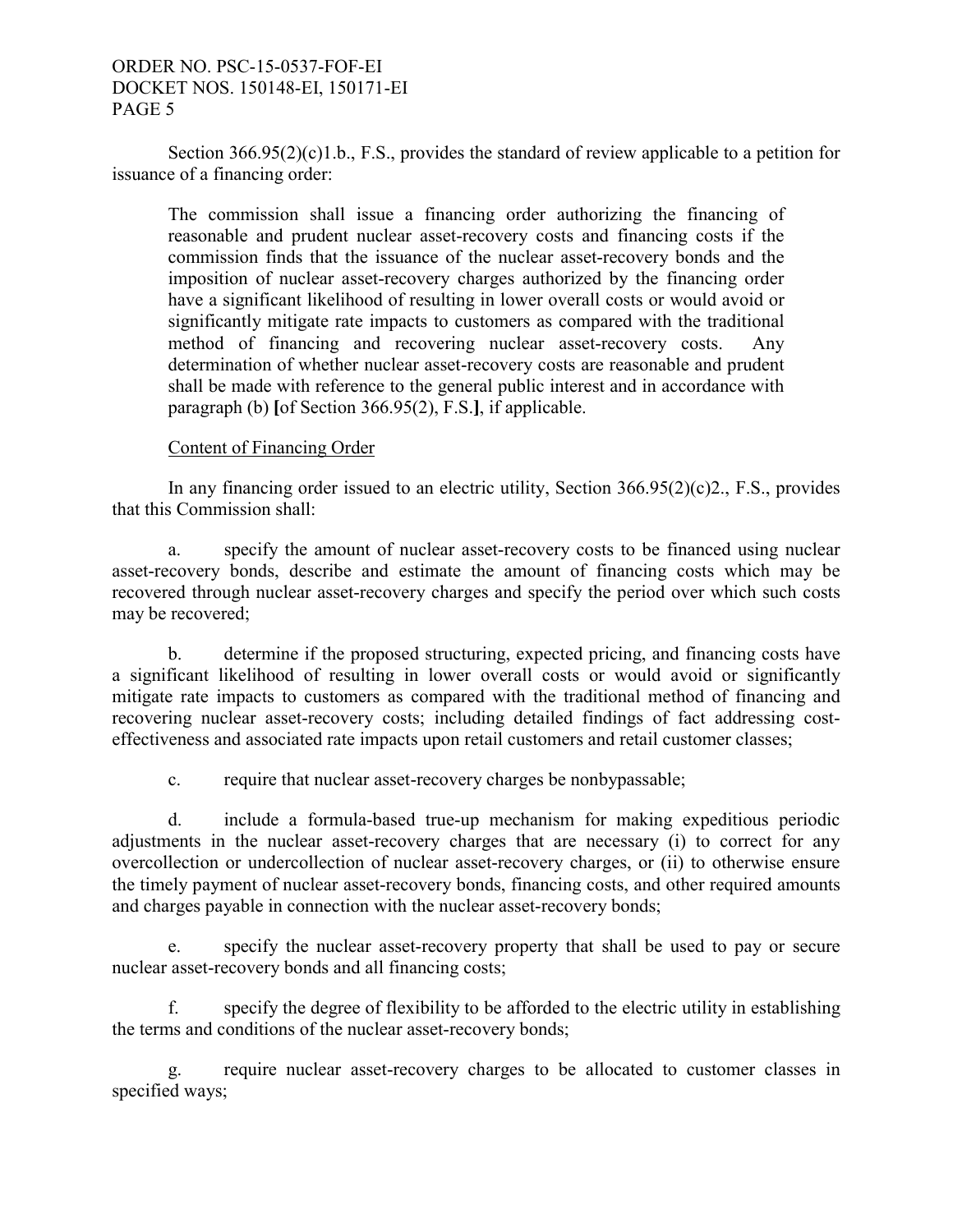Section 366.95(2)(c)1.b., F.S., provides the standard of review applicable to a petition for issuance of a financing order:

> The commission shall issue a financing order authorizing the financing of reasonable and prudent nuclear asset-recovery costs and financing costs if the commission finds that the issuance of the nuclear asset-recovery bonds and the imposition of nuclear asset-recovery charges authorized by the financing order have a significant likelihood of resulting in lower overall costs or would avoid or significantly mitigate rate impacts to customers as compared with the traditional method of financing and recovering nuclear asset-recovery costs. Any determination of whether nuclear asset-recovery costs are reasonable and prudent shall be made with reference to the general public interest and in accordance with paragraph (b) **[**of Section 366.95(2), F.S.**]**, if applicable.

Content of Financing Order

In any financing order issued to an electric utility, Section 366.95(2)(c)2., F.S., provides that this Commission shall:

a. specify the amount of nuclear asset-recovery costs to be financed using nuclear asset-recovery bonds, describe and estimate the amount of financing costs which may be recovered through nuclear asset-recovery charges and specify the period over which such costs may be recovered;

b. determine if the proposed structuring, expected pricing, and financing costs have a significant likelihood of resulting in lower overall costs or would avoid or significantly mitigate rate impacts to customers as compared with the traditional method of financing and recovering nuclear asset-recovery costs; including detailed findings of fact addressing cost-effectiveness and associated rate impacts upon retail customers and retail customer classes;

c. require that nuclear asset-recovery charges be nonbypassable;

d. include a formula-based true-up mechanism for making expeditious periodic adjustments in the nuclear asset-recovery charges that are necessary (i) to correct for any overcollection or undercollection of nuclear asset-recovery charges, or (ii) to otherwise ensure the timely payment of nuclear asset-recovery bonds, financing costs, and other required amounts and charges payable in connection with the nuclear asset-recovery bonds;

e. specify the nuclear asset-recovery property that shall be used to pay or secure nuclear asset-recovery bonds and all financing costs;

f. specify the degree of flexibility to be afforded to the electric utility in establishing the terms and conditions of the nuclear asset-recovery bonds;

g. require nuclear asset-recovery charges to be allocated to customer classes in specified ways;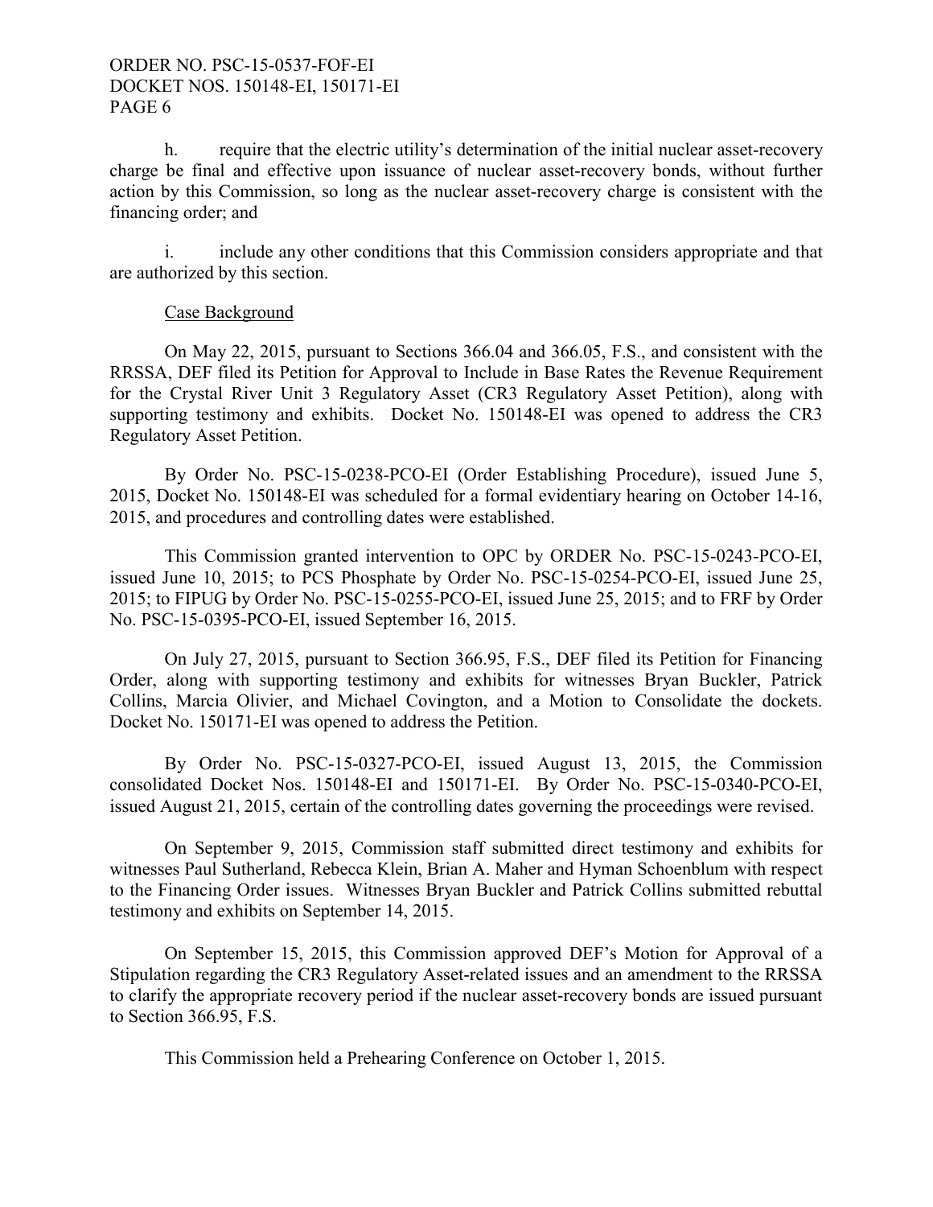h. require that the electric utility's determination of the initial nuclear asset-recovery charge be final and effective upon issuance of nuclear asset-recovery bonds, without further action by this Commission, so long as the nuclear asset-recovery charge is consistent with the financing order; and

i. include any other conditions that this Commission considers appropriate and that are authorized by this section.

Case Background

On May 22, 2015, pursuant to Sections 366.04 and 366.05, F.S., and consistent with the RRSSA, DEF filed its Petition for Approval to Include in Base Rates the Revenue Requirement for the Crystal River Unit 3 Regulatory Asset (CR3 Regulatory Asset Petition), along with supporting testimony and exhibits. Docket No. 150148-EI was opened to address the CR3 Regulatory Asset Petition.

By Order No. PSC-15-0238-PCO-EI (Order Establishing Procedure), issued June 5, 2015, Docket No. 150148-EI was scheduled for a formal evidentiary hearing on October 14-16, 2015, and procedures and controlling dates were established.

This Commission granted intervention to OPC by ORDER No. PSC-15-0243-PCO-EI, issued June 10, 2015; to PCS Phosphate by Order No. PSC-15-0254-PCO-EI, issued June 25, 2015; to FIPUG by Order No. PSC-15-0255-PCO-EI, issued June 25, 2015; and to FRF by Order No. PSC-15-0395-PCO-EI, issued September 16, 2015.

On July 27, 2015, pursuant to Section 366.95, F.S., DEF filed its Petition for Financing Order, along with supporting testimony and exhibits for witnesses Bryan Buckler, Patrick Collins, Marcia Olivier, and Michael Covington, and a Motion to Consolidate the dockets. Docket No. 150171-EI was opened to address the Petition.

By Order No. PSC-15-0327-PCO-EI, issued August 13, 2015, the Commission consolidated Docket Nos. 150148-EI and 150171-EI. By Order No. PSC-15-0340-PCO-EI, issued August 21, 2015, certain of the controlling dates governing the proceedings were revised.

On September 9, 2015, Commission staff submitted direct testimony and exhibits for witnesses Paul Sutherland, Rebecca Klein, Brian A. Maher and Hyman Schoenblum with respect to the Financing Order issues. Witnesses Bryan Buckler and Patrick Collins submitted rebuttal testimony and exhibits on September 14, 2015.

On September 15, 2015, this Commission approved DEF's Motion for Approval of a Stipulation regarding the CR3 Regulatory Asset-related issues and an amendment to the RRSSA to clarify the appropriate recovery period if the nuclear asset-recovery bonds are issued pursuant to Section 366.95, F.S.

This Commission held a Prehearing Conference on October 1, 2015.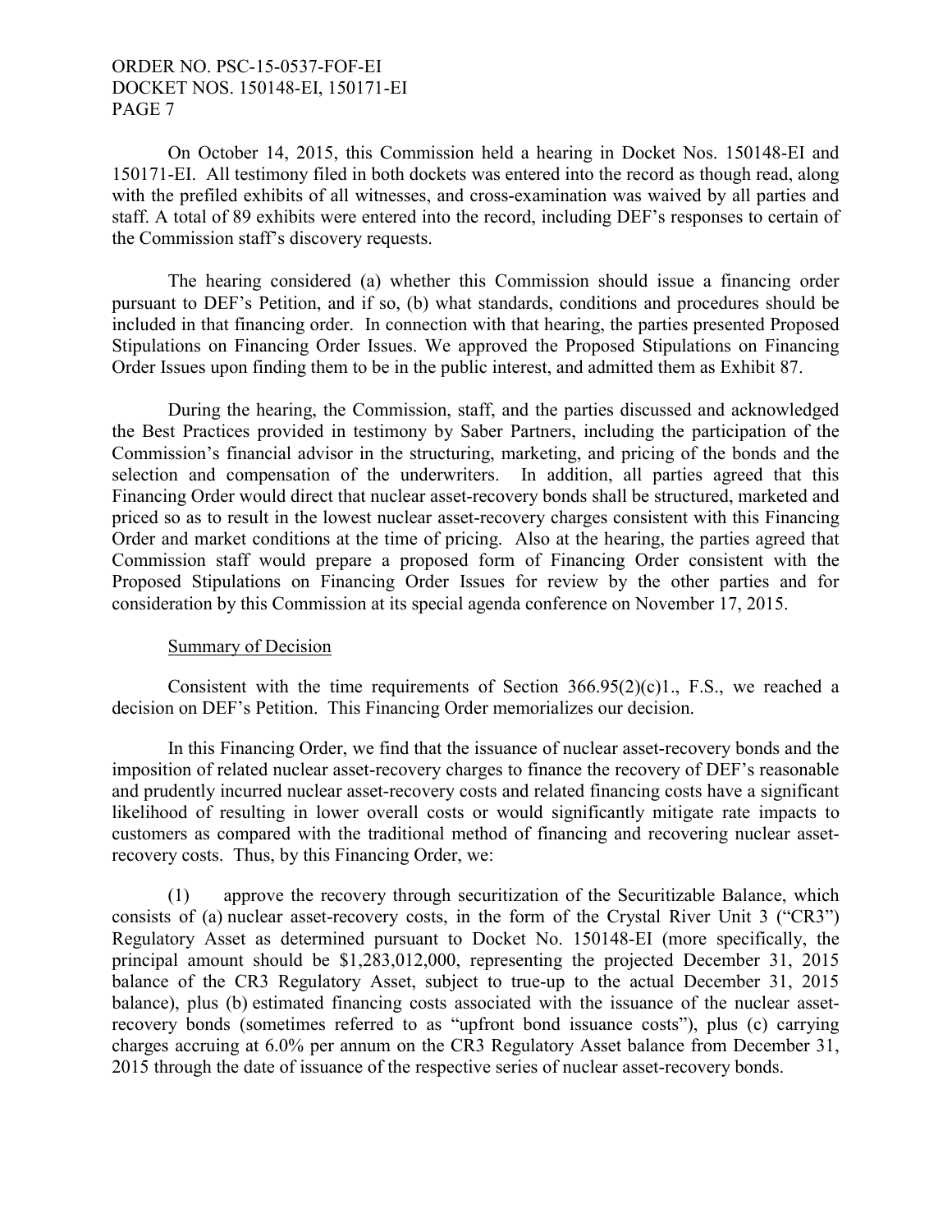On October 14, 2015, this Commission held a hearing in Docket Nos. 150148-EI and 150171-EI. All testimony filed in both dockets was entered into the record as though read, along with the prefiled exhibits of all witnesses, and cross-examination was waived by all parties and staff. A total of 89 exhibits were entered into the record, including DEF's responses to certain of the Commission staff's discovery requests.

The hearing considered (a) whether this Commission should issue a financing order pursuant to DEF's Petition, and if so, (b) what standards, conditions and procedures should be included in that financing order. In connection with that hearing, the parties presented Proposed Stipulations on Financing Order Issues. We approved the Proposed Stipulations on Financing Order Issues upon finding them to be in the public interest, and admitted them as Exhibit 87.

During the hearing, the Commission, staff, and the parties discussed and acknowledged the Best Practices provided in testimony by Saber Partners, including the participation of the Commission's financial advisor in the structuring, marketing, and pricing of the bonds and the selection and compensation of the underwriters. In addition, all parties agreed that this Financing Order would direct that nuclear asset-recovery bonds shall be structured, marketed and priced so as to result in the lowest nuclear asset-recovery charges consistent with this Financing Order and market conditions at the time of pricing. Also at the hearing, the parties agreed that Commission staff would prepare a proposed form of Financing Order consistent with the Proposed Stipulations on Financing Order Issues for review by the other parties and for consideration by this Commission at its special agenda conference on November 17, 2015.

## Summary of Decision

Consistent with the time requirements of Section 366.95(2)(c)1., F.S., we reached a decision on DEF's Petition. This Financing Order memorializes our decision.

In this Financing Order, we find that the issuance of nuclear asset-recovery bonds and the imposition of related nuclear asset-recovery charges to finance the recovery of DEF's reasonable and prudently incurred nuclear asset-recovery costs and related financing costs have a significant likelihood of resulting in lower overall costs or would significantly mitigate rate impacts to customers as compared with the traditional method of financing and recovering nuclear asset-recovery costs. Thus, by this Financing Order, we:

(1) approve the recovery through securitization of the Securitizable Balance, which consists of (a) nuclear asset-recovery costs, in the form of the Crystal River Unit 3 ("CR3") Regulatory Asset as determined pursuant to Docket No. 150148-EI (more specifically, the principal amount should be $1,283,012,000, representing the projected December 31, 2015 balance of the CR3 Regulatory Asset, subject to true-up to the actual December 31, 2015 balance), plus (b) estimated financing costs associated with the issuance of the nuclear asset-recovery bonds (sometimes referred to as "upfront bond issuance costs"), plus (c) carrying charges accruing at 6.0% per annum on the CR3 Regulatory Asset balance from December 31, 2015 through the date of issuance of the respective series of nuclear asset-recovery bonds.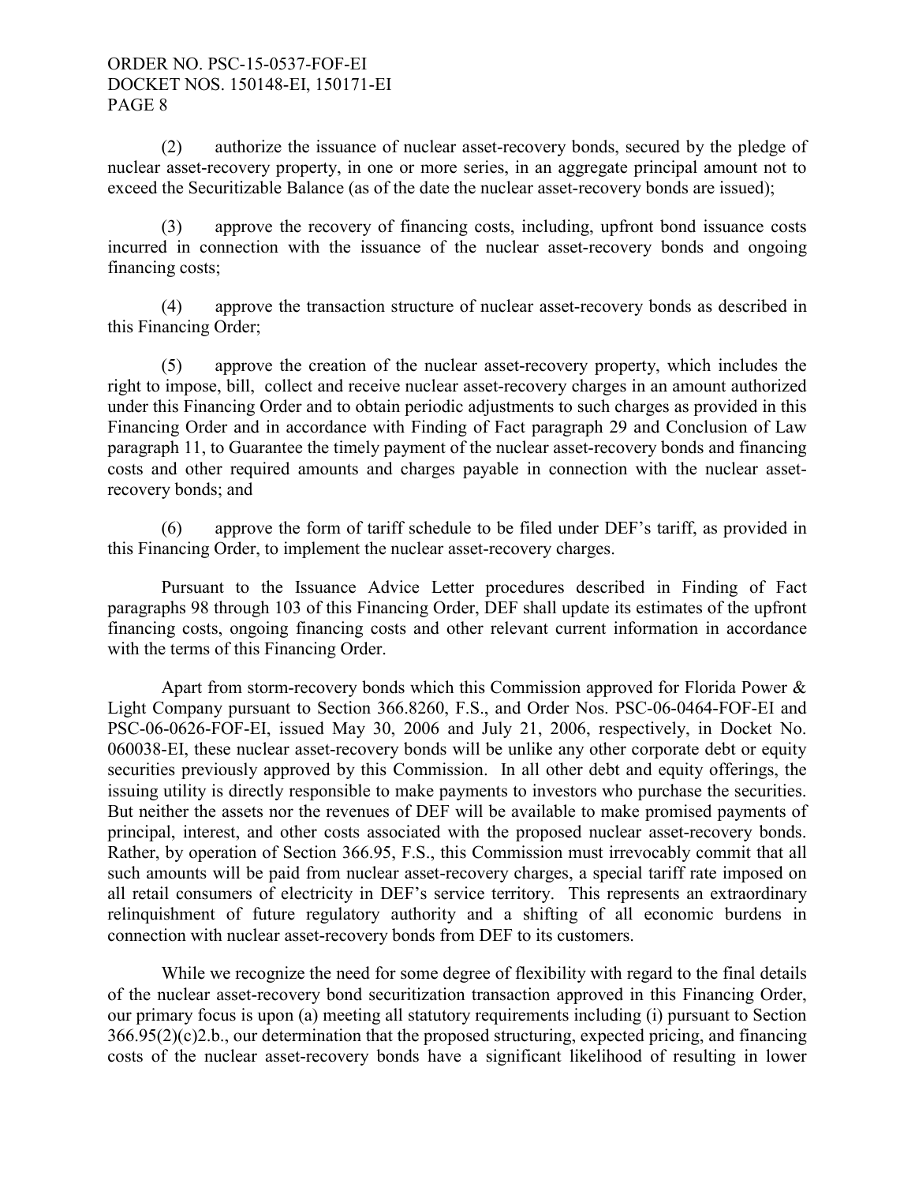(2) authorize the issuance of nuclear asset-recovery bonds, secured by the pledge of nuclear asset-recovery property, in one or more series, in an aggregate principal amount not to exceed the Securitizable Balance (as of the date the nuclear asset-recovery bonds are issued);

(3) approve the recovery of financing costs, including, upfront bond issuance costs incurred in connection with the issuance of the nuclear asset-recovery bonds and ongoing financing costs;

(4) approve the transaction structure of nuclear asset-recovery bonds as described in this Financing Order;

(5) approve the creation of the nuclear asset-recovery property, which includes the right to impose, bill, collect and receive nuclear asset-recovery charges in an amount authorized under this Financing Order and to obtain periodic adjustments to such charges as provided in this Financing Order and in accordance with Finding of Fact paragraph 29 and Conclusion of Law paragraph 11, to Guarantee the timely payment of the nuclear asset-recovery bonds and financing costs and other required amounts and charges payable in connection with the nuclear asset-recovery bonds; and

(6) approve the form of tariff schedule to be filed under DEF's tariff, as provided in this Financing Order, to implement the nuclear asset-recovery charges.

Pursuant to the Issuance Advice Letter procedures described in Finding of Fact paragraphs 98 through 103 of this Financing Order, DEF shall update its estimates of the upfront financing costs, ongoing financing costs and other relevant current information in accordance with the terms of this Financing Order.

Apart from storm-recovery bonds which this Commission approved for Florida Power & Light Company pursuant to Section 366.8260, F.S., and Order Nos. PSC-06-0464-FOF-EI and PSC-06-0626-FOF-EI, issued May 30, 2006 and July 21, 2006, respectively, in Docket No. 060038-EI, these nuclear asset-recovery bonds will be unlike any other corporate debt or equity securities previously approved by this Commission. In all other debt and equity offerings, the issuing utility is directly responsible to make payments to investors who purchase the securities. But neither the assets nor the revenues of DEF will be available to make promised payments of principal, interest, and other costs associated with the proposed nuclear asset-recovery bonds. Rather, by operation of Section 366.95, F.S., this Commission must irrevocably commit that all such amounts will be paid from nuclear asset-recovery charges, a special tariff rate imposed on all retail consumers of electricity in DEF's service territory. This represents an extraordinary relinquishment of future regulatory authority and a shifting of all economic burdens in connection with nuclear asset-recovery bonds from DEF to its customers.

While we recognize the need for some degree of flexibility with regard to the final details of the nuclear asset-recovery bond securitization transaction approved in this Financing Order, our primary focus is upon (a) meeting all statutory requirements including (i) pursuant to Section 366.95(2)(c)2.b., our determination that the proposed structuring, expected pricing, and financing costs of the nuclear asset-recovery bonds have a significant likelihood of resulting in lower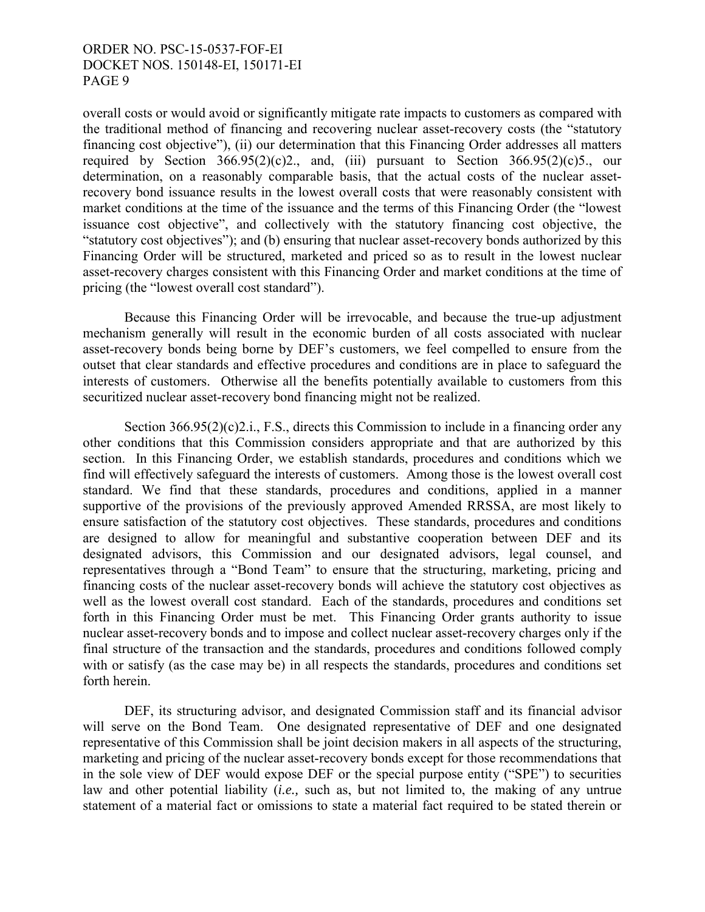overall costs or would avoid or significantly mitigate rate impacts to customers as compared with the traditional method of financing and recovering nuclear asset-recovery costs (the "statutory financing cost objective"), (ii) our determination that this Financing Order addresses all matters required by Section 366.95(2)(c)2., and, (iii) pursuant to Section 366.95(2)(c)5., our determination, on a reasonably comparable basis, that the actual costs of the nuclear asset-recovery bond issuance results in the lowest overall costs that were reasonably consistent with market conditions at the time of the issuance and the terms of this Financing Order (the "lowest issuance cost objective", and collectively with the statutory financing cost objective, the "statutory cost objectives"); and (b) ensuring that nuclear asset-recovery bonds authorized by this Financing Order will be structured, marketed and priced so as to result in the lowest nuclear asset-recovery charges consistent with this Financing Order and market conditions at the time of pricing (the "lowest overall cost standard").

Because this Financing Order will be irrevocable, and because the true-up adjustment mechanism generally will result in the economic burden of all costs associated with nuclear asset-recovery bonds being borne by DEF's customers, we feel compelled to ensure from the outset that clear standards and effective procedures and conditions are in place to safeguard the interests of customers. Otherwise all the benefits potentially available to customers from this securitized nuclear asset-recovery bond financing might not be realized.

Section 366.95(2)(c)2.i., F.S., directs this Commission to include in a financing order any other conditions that this Commission considers appropriate and that are authorized by this section. In this Financing Order, we establish standards, procedures and conditions which we find will effectively safeguard the interests of customers. Among those is the lowest overall cost standard. We find that these standards, procedures and conditions, applied in a manner supportive of the provisions of the previously approved Amended RRSSA, are most likely to ensure satisfaction of the statutory cost objectives. These standards, procedures and conditions are designed to allow for meaningful and substantive cooperation between DEF and its designated advisors, this Commission and our designated advisors, legal counsel, and representatives through a "Bond Team" to ensure that the structuring, marketing, pricing and financing costs of the nuclear asset-recovery bonds will achieve the statutory cost objectives as well as the lowest overall cost standard. Each of the standards, procedures and conditions set forth in this Financing Order must be met. This Financing Order grants authority to issue nuclear asset-recovery bonds and to impose and collect nuclear asset-recovery charges only if the final structure of the transaction and the standards, procedures and conditions followed comply with or satisfy (as the case may be) in all respects the standards, procedures and conditions set forth herein.

DEF, its structuring advisor, and designated Commission staff and its financial advisor will serve on the Bond Team. One designated representative of DEF and one designated representative of this Commission shall be joint decision makers in all aspects of the structuring, marketing and pricing of the nuclear asset-recovery bonds except for those recommendations that in the sole view of DEF would expose DEF or the special purpose entity ("SPE") to securities law and other potential liability (*i.e.,* such as, but not limited to, the making of any untrue statement of a material fact or omissions to state a material fact required to be stated therein or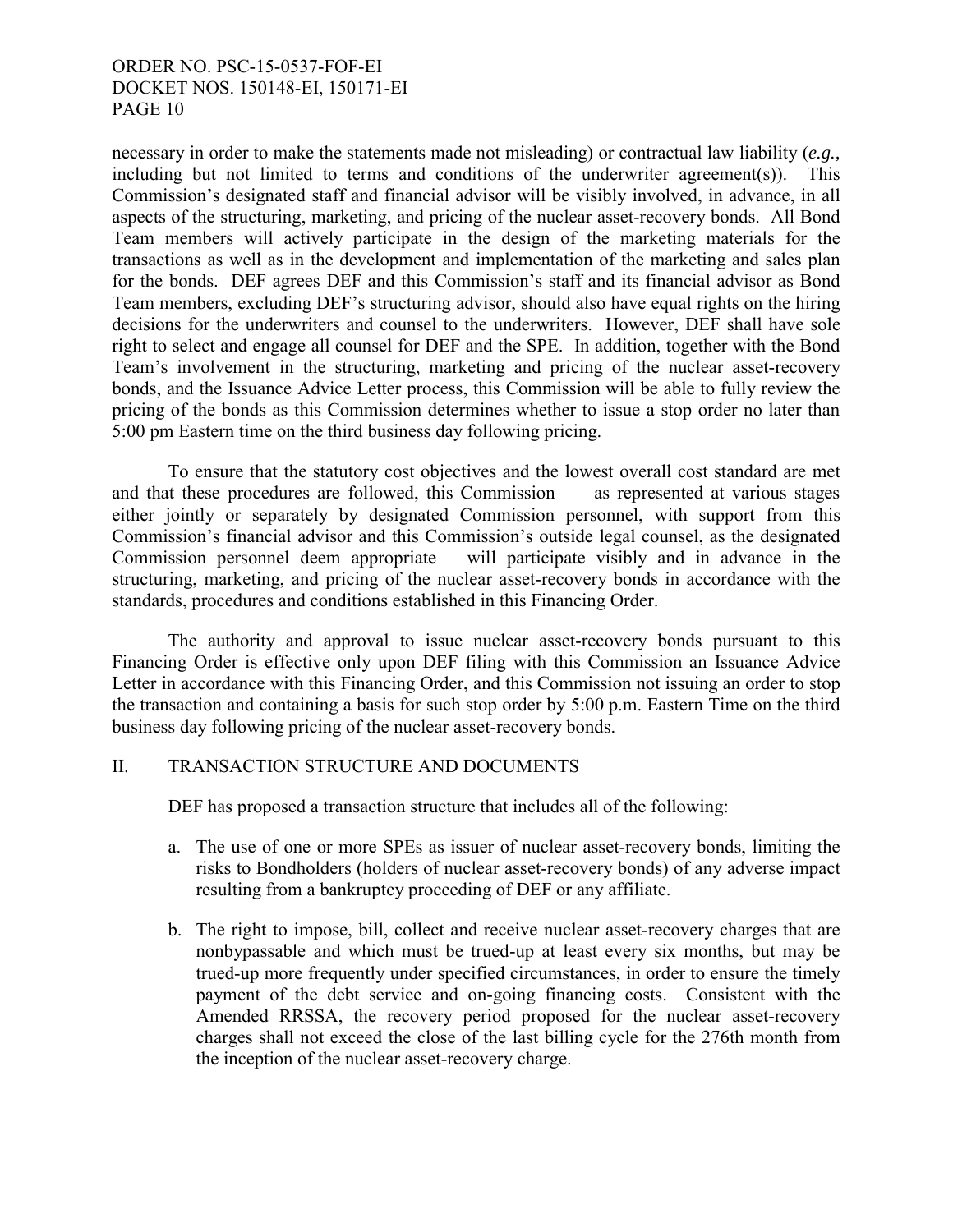necessary in order to make the statements made not misleading) or contractual law liability (*e.g.,* including but not limited to terms and conditions of the underwriter agreement(s)). This Commission's designated staff and financial advisor will be visibly involved, in advance, in all aspects of the structuring, marketing, and pricing of the nuclear asset-recovery bonds. All Bond Team members will actively participate in the design of the marketing materials for the transactions as well as in the development and implementation of the marketing and sales plan for the bonds. DEF agrees DEF and this Commission's staff and its financial advisor as Bond Team members, excluding DEF's structuring advisor, should also have equal rights on the hiring decisions for the underwriters and counsel to the underwriters. However, DEF shall have sole right to select and engage all counsel for DEF and the SPE. In addition, together with the Bond Team's involvement in the structuring, marketing and pricing of the nuclear asset-recovery bonds, and the Issuance Advice Letter process, this Commission will be able to fully review the pricing of the bonds as this Commission determines whether to issue a stop order no later than 5:00 pm Eastern time on the third business day following pricing.

To ensure that the statutory cost objectives and the lowest overall cost standard are met and that these procedures are followed, this Commission – as represented at various stages either jointly or separately by designated Commission personnel, with support from this Commission's financial advisor and this Commission's outside legal counsel, as the designated Commission personnel deem appropriate – will participate visibly and in advance in the structuring, marketing, and pricing of the nuclear asset-recovery bonds in accordance with the standards, procedures and conditions established in this Financing Order.

The authority and approval to issue nuclear asset-recovery bonds pursuant to this Financing Order is effective only upon DEF filing with this Commission an Issuance Advice Letter in accordance with this Financing Order, and this Commission not issuing an order to stop the transaction and containing a basis for such stop order by 5:00 p.m. Eastern Time on the third business day following pricing of the nuclear asset-recovery bonds.

## II. TRANSACTION STRUCTURE AND DOCUMENTS

DEF has proposed a transaction structure that includes all of the following:

a. The use of one or more SPEs as issuer of nuclear asset-recovery bonds, limiting the risks to Bondholders (holders of nuclear asset-recovery bonds) of any adverse impact resulting from a bankruptcy proceeding of DEF or any affiliate.

b. The right to impose, bill, collect and receive nuclear asset-recovery charges that are nonbypassable and which must be trued-up at least every six months, but may be trued-up more frequently under specified circumstances, in order to ensure the timely payment of the debt service and on-going financing costs. Consistent with the Amended RRSSA, the recovery period proposed for the nuclear asset-recovery charges shall not exceed the close of the last billing cycle for the 276th month from the inception of the nuclear asset-recovery charge.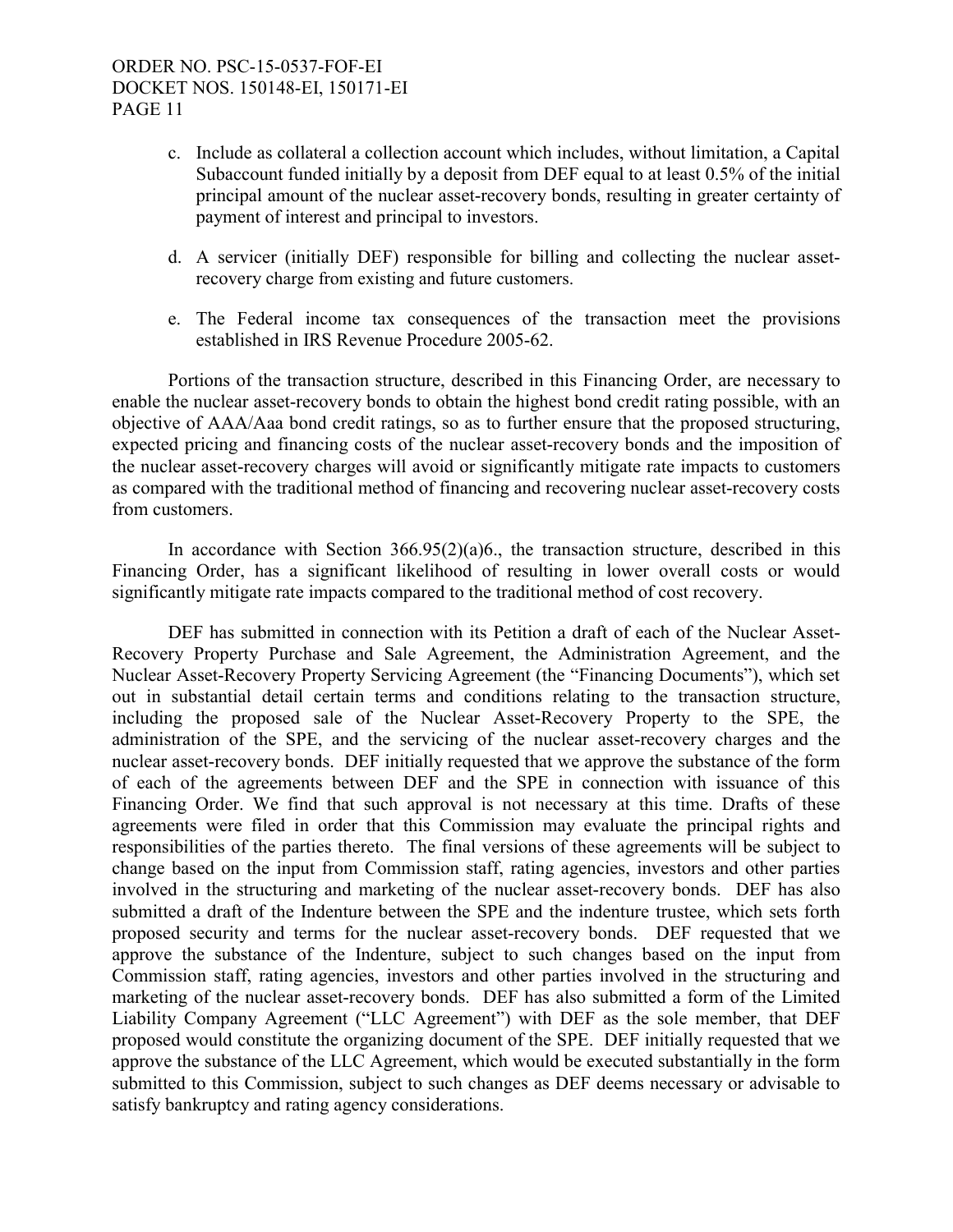c. Include as collateral a collection account which includes, without limitation, a Capital Subaccount funded initially by a deposit from DEF equal to at least 0.5% of the initial principal amount of the nuclear asset-recovery bonds, resulting in greater certainty of payment of interest and principal to investors.

d. A servicer (initially DEF) responsible for billing and collecting the nuclear asset-recovery charge from existing and future customers.

e. The Federal income tax consequences of the transaction meet the provisions established in IRS Revenue Procedure 2005-62.

Portions of the transaction structure, described in this Financing Order, are necessary to enable the nuclear asset-recovery bonds to obtain the highest bond credit rating possible, with an objective of AAA/Aaa bond credit ratings, so as to further ensure that the proposed structuring, expected pricing and financing costs of the nuclear asset-recovery bonds and the imposition of the nuclear asset-recovery charges will avoid or significantly mitigate rate impacts to customers as compared with the traditional method of financing and recovering nuclear asset-recovery costs from customers.

In accordance with Section 366.95(2)(a)6., the transaction structure, described in this Financing Order, has a significant likelihood of resulting in lower overall costs or would significantly mitigate rate impacts compared to the traditional method of cost recovery.

DEF has submitted in connection with its Petition a draft of each of the Nuclear Asset-Recovery Property Purchase and Sale Agreement, the Administration Agreement, and the Nuclear Asset-Recovery Property Servicing Agreement (the "Financing Documents"), which set out in substantial detail certain terms and conditions relating to the transaction structure, including the proposed sale of the Nuclear Asset-Recovery Property to the SPE, the administration of the SPE, and the servicing of the nuclear asset-recovery charges and the nuclear asset-recovery bonds. DEF initially requested that we approve the substance of the form of each of the agreements between DEF and the SPE in connection with issuance of this Financing Order. We find that such approval is not necessary at this time. Drafts of these agreements were filed in order that this Commission may evaluate the principal rights and responsibilities of the parties thereto. The final versions of these agreements will be subject to change based on the input from Commission staff, rating agencies, investors and other parties involved in the structuring and marketing of the nuclear asset-recovery bonds. DEF has also submitted a draft of the Indenture between the SPE and the indenture trustee, which sets forth proposed security and terms for the nuclear asset-recovery bonds. DEF requested that we approve the substance of the Indenture, subject to such changes based on the input from Commission staff, rating agencies, investors and other parties involved in the structuring and marketing of the nuclear asset-recovery bonds. DEF has also submitted a form of the Limited Liability Company Agreement ("LLC Agreement") with DEF as the sole member, that DEF proposed would constitute the organizing document of the SPE. DEF initially requested that we approve the substance of the LLC Agreement, which would be executed substantially in the form submitted to this Commission, subject to such changes as DEF deems necessary or advisable to satisfy bankruptcy and rating agency considerations.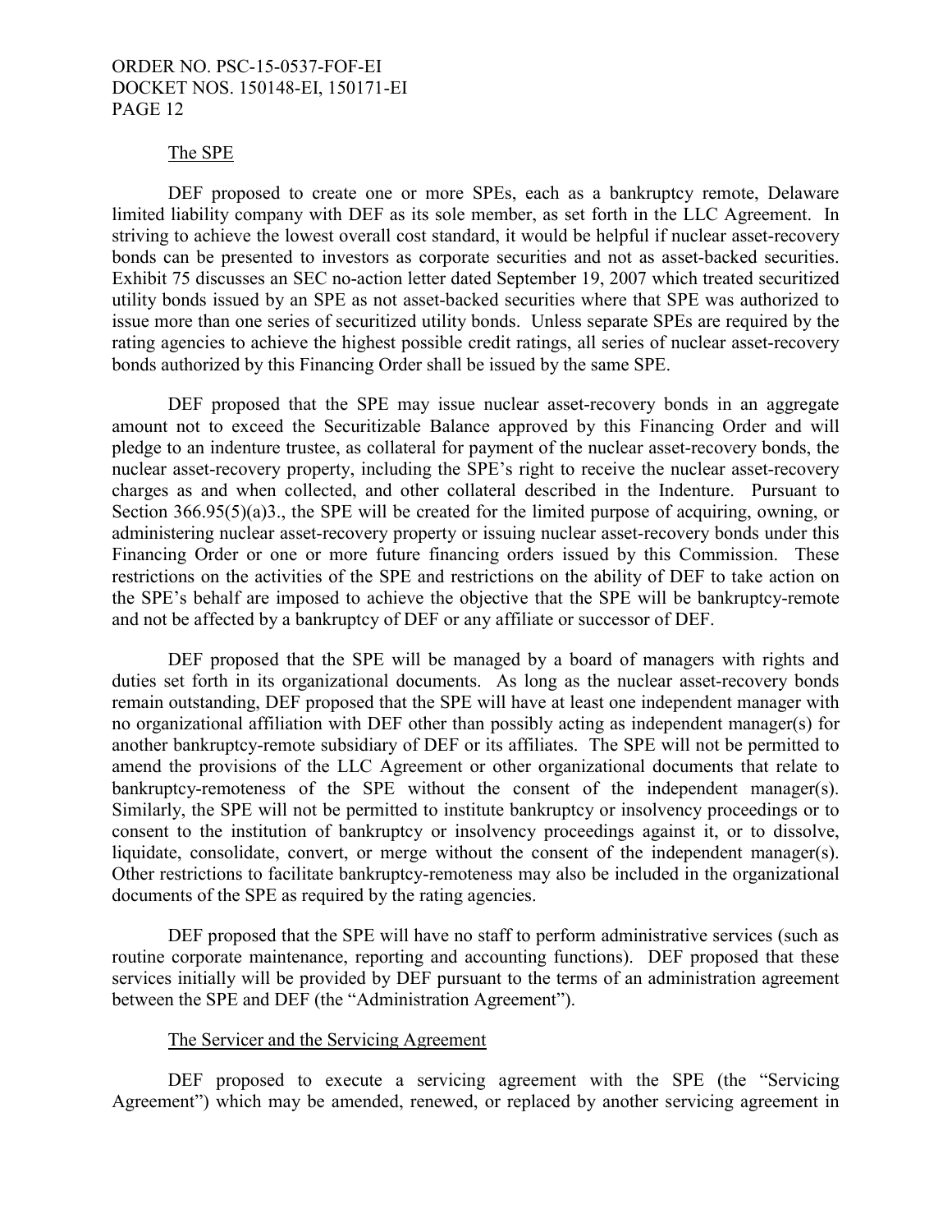The SPE

DEF proposed to create one or more SPEs, each as a bankruptcy remote, Delaware limited liability company with DEF as its sole member, as set forth in the LLC Agreement. In striving to achieve the lowest overall cost standard, it would be helpful if nuclear asset-recovery bonds can be presented to investors as corporate securities and not as asset-backed securities. Exhibit 75 discusses an SEC no-action letter dated September 19, 2007 which treated securitized utility bonds issued by an SPE as not asset-backed securities where that SPE was authorized to issue more than one series of securitized utility bonds. Unless separate SPEs are required by the rating agencies to achieve the highest possible credit ratings, all series of nuclear asset-recovery bonds authorized by this Financing Order shall be issued by the same SPE.

DEF proposed that the SPE may issue nuclear asset-recovery bonds in an aggregate amount not to exceed the Securitizable Balance approved by this Financing Order and will pledge to an indenture trustee, as collateral for payment of the nuclear asset-recovery bonds, the nuclear asset-recovery property, including the SPE's right to receive the nuclear asset-recovery charges as and when collected, and other collateral described in the Indenture. Pursuant to Section 366.95(5)(a)3., the SPE will be created for the limited purpose of acquiring, owning, or administering nuclear asset-recovery property or issuing nuclear asset-recovery bonds under this Financing Order or one or more future financing orders issued by this Commission. These restrictions on the activities of the SPE and restrictions on the ability of DEF to take action on the SPE's behalf are imposed to achieve the objective that the SPE will be bankruptcy-remote and not be affected by a bankruptcy of DEF or any affiliate or successor of DEF.

DEF proposed that the SPE will be managed by a board of managers with rights and duties set forth in its organizational documents. As long as the nuclear asset-recovery bonds remain outstanding, DEF proposed that the SPE will have at least one independent manager with no organizational affiliation with DEF other than possibly acting as independent manager(s) for another bankruptcy-remote subsidiary of DEF or its affiliates. The SPE will not be permitted to amend the provisions of the LLC Agreement or other organizational documents that relate to bankruptcy-remoteness of the SPE without the consent of the independent manager(s). Similarly, the SPE will not be permitted to institute bankruptcy or insolvency proceedings or to consent to the institution of bankruptcy or insolvency proceedings against it, or to dissolve, liquidate, consolidate, convert, or merge without the consent of the independent manager(s). Other restrictions to facilitate bankruptcy-remoteness may also be included in the organizational documents of the SPE as required by the rating agencies.

DEF proposed that the SPE will have no staff to perform administrative services (such as routine corporate maintenance, reporting and accounting functions). DEF proposed that these services initially will be provided by DEF pursuant to the terms of an administration agreement between the SPE and DEF (the "Administration Agreement").

The Servicer and the Servicing Agreement

DEF proposed to execute a servicing agreement with the SPE (the "Servicing Agreement") which may be amended, renewed, or replaced by another servicing agreement in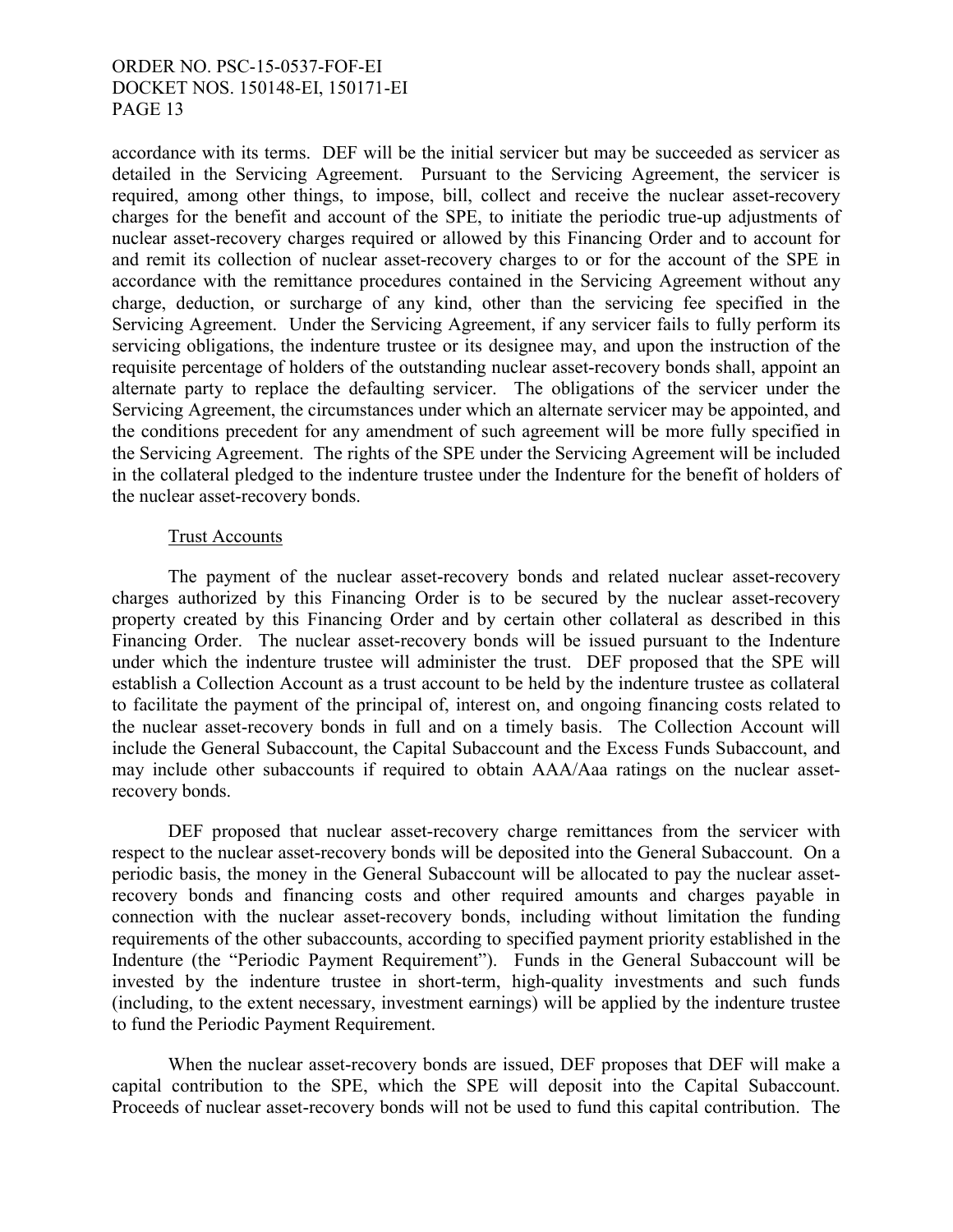accordance with its terms. DEF will be the initial servicer but may be succeeded as servicer as detailed in the Servicing Agreement. Pursuant to the Servicing Agreement, the servicer is required, among other things, to impose, bill, collect and receive the nuclear asset-recovery charges for the benefit and account of the SPE, to initiate the periodic true-up adjustments of nuclear asset-recovery charges required or allowed by this Financing Order and to account for and remit its collection of nuclear asset-recovery charges to or for the account of the SPE in accordance with the remittance procedures contained in the Servicing Agreement without any charge, deduction, or surcharge of any kind, other than the servicing fee specified in the Servicing Agreement. Under the Servicing Agreement, if any servicer fails to fully perform its servicing obligations, the indenture trustee or its designee may, and upon the instruction of the requisite percentage of holders of the outstanding nuclear asset-recovery bonds shall, appoint an alternate party to replace the defaulting servicer. The obligations of the servicer under the Servicing Agreement, the circumstances under which an alternate servicer may be appointed, and the conditions precedent for any amendment of such agreement will be more fully specified in the Servicing Agreement. The rights of the SPE under the Servicing Agreement will be included in the collateral pledged to the indenture trustee under the Indenture for the benefit of holders of the nuclear asset-recovery bonds.

Trust Accounts

The payment of the nuclear asset-recovery bonds and related nuclear asset-recovery charges authorized by this Financing Order is to be secured by the nuclear asset-recovery property created by this Financing Order and by certain other collateral as described in this Financing Order. The nuclear asset-recovery bonds will be issued pursuant to the Indenture under which the indenture trustee will administer the trust. DEF proposed that the SPE will establish a Collection Account as a trust account to be held by the indenture trustee as collateral to facilitate the payment of the principal of, interest on, and ongoing financing costs related to the nuclear asset-recovery bonds in full and on a timely basis. The Collection Account will include the General Subaccount, the Capital Subaccount and the Excess Funds Subaccount, and may include other subaccounts if required to obtain AAA/Aaa ratings on the nuclear asset-recovery bonds.

DEF proposed that nuclear asset-recovery charge remittances from the servicer with respect to the nuclear asset-recovery bonds will be deposited into the General Subaccount. On a periodic basis, the money in the General Subaccount will be allocated to pay the nuclear asset-recovery bonds and financing costs and other required amounts and charges payable in connection with the nuclear asset-recovery bonds, including without limitation the funding requirements of the other subaccounts, according to specified payment priority established in the Indenture (the "Periodic Payment Requirement"). Funds in the General Subaccount will be invested by the indenture trustee in short-term, high-quality investments and such funds (including, to the extent necessary, investment earnings) will be applied by the indenture trustee to fund the Periodic Payment Requirement.

When the nuclear asset-recovery bonds are issued, DEF proposes that DEF will make a capital contribution to the SPE, which the SPE will deposit into the Capital Subaccount. Proceeds of nuclear asset-recovery bonds will not be used to fund this capital contribution. The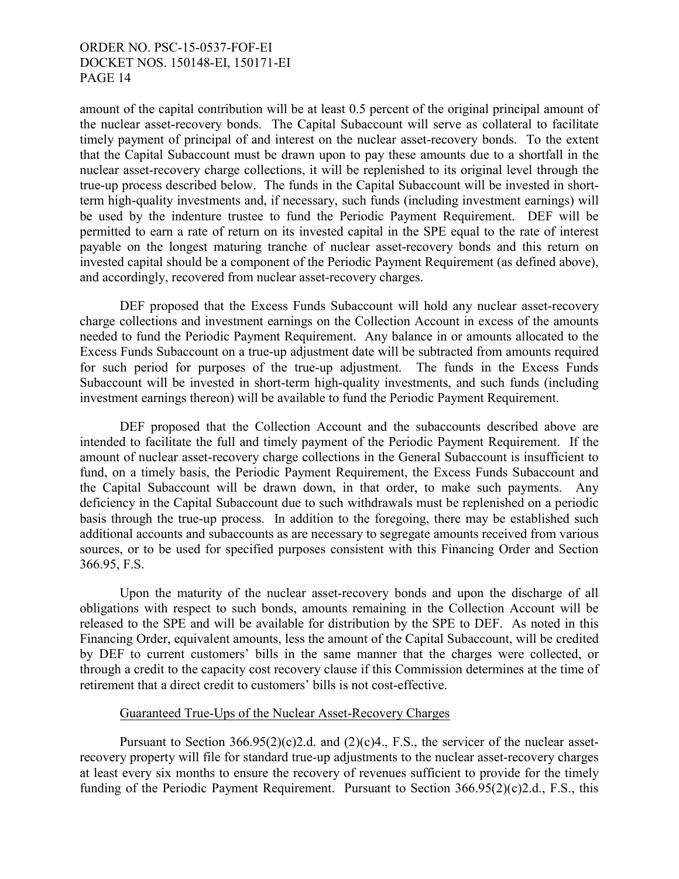amount of the capital contribution will be at least 0.5 percent of the original principal amount of the nuclear asset-recovery bonds. The Capital Subaccount will serve as collateral to facilitate timely payment of principal of and interest on the nuclear asset-recovery bonds. To the extent that the Capital Subaccount must be drawn upon to pay these amounts due to a shortfall in the nuclear asset-recovery charge collections, it will be replenished to its original level through the true-up process described below. The funds in the Capital Subaccount will be invested in short-term high-quality investments and, if necessary, such funds (including investment earnings) will be used by the indenture trustee to fund the Periodic Payment Requirement. DEF will be permitted to earn a rate of return on its invested capital in the SPE equal to the rate of interest payable on the longest maturing tranche of nuclear asset-recovery bonds and this return on invested capital should be a component of the Periodic Payment Requirement (as defined above), and accordingly, recovered from nuclear asset-recovery charges.

DEF proposed that the Excess Funds Subaccount will hold any nuclear asset-recovery charge collections and investment earnings on the Collection Account in excess of the amounts needed to fund the Periodic Payment Requirement. Any balance in or amounts allocated to the Excess Funds Subaccount on a true-up adjustment date will be subtracted from amounts required for such period for purposes of the true-up adjustment. The funds in the Excess Funds Subaccount will be invested in short-term high-quality investments, and such funds (including investment earnings thereon) will be available to fund the Periodic Payment Requirement.

DEF proposed that the Collection Account and the subaccounts described above are intended to facilitate the full and timely payment of the Periodic Payment Requirement. If the amount of nuclear asset-recovery charge collections in the General Subaccount is insufficient to fund, on a timely basis, the Periodic Payment Requirement, the Excess Funds Subaccount and the Capital Subaccount will be drawn down, in that order, to make such payments. Any deficiency in the Capital Subaccount due to such withdrawals must be replenished on a periodic basis through the true-up process. In addition to the foregoing, there may be established such additional accounts and subaccounts as are necessary to segregate amounts received from various sources, or to be used for specified purposes consistent with this Financing Order and Section 366.95, F.S.

Upon the maturity of the nuclear asset-recovery bonds and upon the discharge of all obligations with respect to such bonds, amounts remaining in the Collection Account will be released to the SPE and will be available for distribution by the SPE to DEF. As noted in this Financing Order, equivalent amounts, less the amount of the Capital Subaccount, will be credited by DEF to current customers' bills in the same manner that the charges were collected, or through a credit to the capacity cost recovery clause if this Commission determines at the time of retirement that a direct credit to customers' bills is not cost-effective.

Guaranteed True-Ups of the Nuclear Asset-Recovery Charges

Pursuant to Section 366.95(2)(c)2.d. and (2)(c)4., F.S., the servicer of the nuclear asset-recovery property will file for standard true-up adjustments to the nuclear asset-recovery charges at least every six months to ensure the recovery of revenues sufficient to provide for the timely funding of the Periodic Payment Requirement. Pursuant to Section 366.95(2)(c)2.d., F.S., this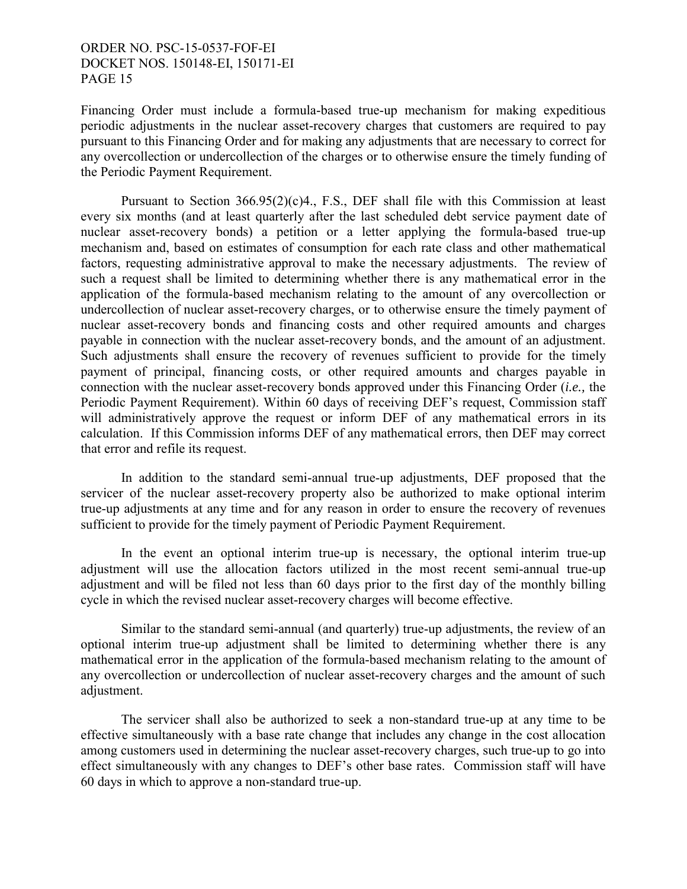Financing Order must include a formula-based true-up mechanism for making expeditious periodic adjustments in the nuclear asset-recovery charges that customers are required to pay pursuant to this Financing Order and for making any adjustments that are necessary to correct for any overcollection or undercollection of the charges or to otherwise ensure the timely funding of the Periodic Payment Requirement.

Pursuant to Section 366.95(2)(c)4., F.S., DEF shall file with this Commission at least every six months (and at least quarterly after the last scheduled debt service payment date of nuclear asset-recovery bonds) a petition or a letter applying the formula-based true-up mechanism and, based on estimates of consumption for each rate class and other mathematical factors, requesting administrative approval to make the necessary adjustments. The review of such a request shall be limited to determining whether there is any mathematical error in the application of the formula-based mechanism relating to the amount of any overcollection or undercollection of nuclear asset-recovery charges, or to otherwise ensure the timely payment of nuclear asset-recovery bonds and financing costs and other required amounts and charges payable in connection with the nuclear asset-recovery bonds, and the amount of an adjustment. Such adjustments shall ensure the recovery of revenues sufficient to provide for the timely payment of principal, financing costs, or other required amounts and charges payable in connection with the nuclear asset-recovery bonds approved under this Financing Order (*i.e.,* the Periodic Payment Requirement). Within 60 days of receiving DEF's request, Commission staff will administratively approve the request or inform DEF of any mathematical errors in its calculation. If this Commission informs DEF of any mathematical errors, then DEF may correct that error and refile its request.

In addition to the standard semi-annual true-up adjustments, DEF proposed that the servicer of the nuclear asset-recovery property also be authorized to make optional interim true-up adjustments at any time and for any reason in order to ensure the recovery of revenues sufficient to provide for the timely payment of Periodic Payment Requirement.

In the event an optional interim true-up is necessary, the optional interim true-up adjustment will use the allocation factors utilized in the most recent semi-annual true-up adjustment and will be filed not less than 60 days prior to the first day of the monthly billing cycle in which the revised nuclear asset-recovery charges will become effective.

Similar to the standard semi-annual (and quarterly) true-up adjustments, the review of an optional interim true-up adjustment shall be limited to determining whether there is any mathematical error in the application of the formula-based mechanism relating to the amount of any overcollection or undercollection of nuclear asset-recovery charges and the amount of such adjustment.

The servicer shall also be authorized to seek a non-standard true-up at any time to be effective simultaneously with a base rate change that includes any change in the cost allocation among customers used in determining the nuclear asset-recovery charges, such true-up to go into effect simultaneously with any changes to DEF's other base rates. Commission staff will have 60 days in which to approve a non-standard true-up.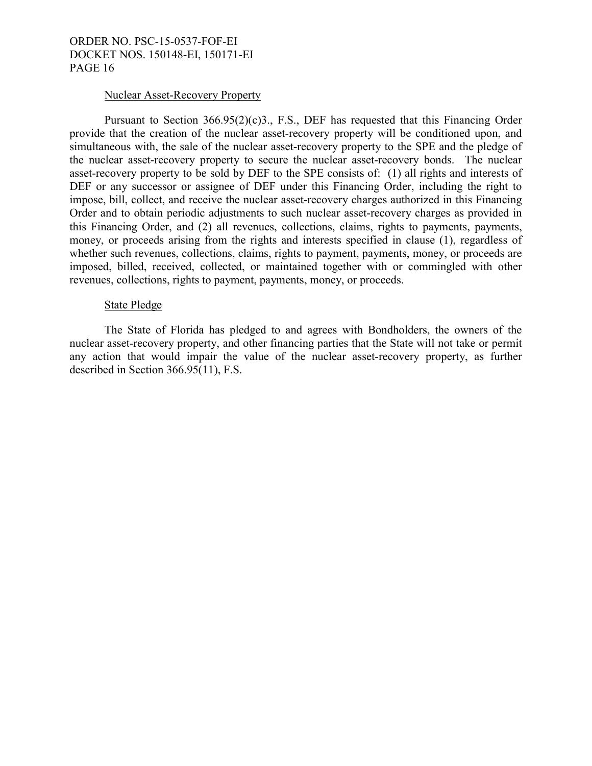Nuclear Asset-Recovery Property

Pursuant to Section 366.95(2)(c)3., F.S., DEF has requested that this Financing Order provide that the creation of the nuclear asset-recovery property will be conditioned upon, and simultaneous with, the sale of the nuclear asset-recovery property to the SPE and the pledge of the nuclear asset-recovery property to secure the nuclear asset-recovery bonds. The nuclear asset-recovery property to be sold by DEF to the SPE consists of: (1) all rights and interests of DEF or any successor or assignee of DEF under this Financing Order, including the right to impose, bill, collect, and receive the nuclear asset-recovery charges authorized in this Financing Order and to obtain periodic adjustments to such nuclear asset-recovery charges as provided in this Financing Order, and (2) all revenues, collections, claims, rights to payments, payments, money, or proceeds arising from the rights and interests specified in clause (1), regardless of whether such revenues, collections, claims, rights to payment, payments, money, or proceeds are imposed, billed, received, collected, or maintained together with or commingled with other revenues, collections, rights to payment, payments, money, or proceeds.

State Pledge

The State of Florida has pledged to and agrees with Bondholders, the owners of the nuclear asset-recovery property, and other financing parties that the State will not take or permit any action that would impair the value of the nuclear asset-recovery property, as further described in Section 366.95(11), F.S.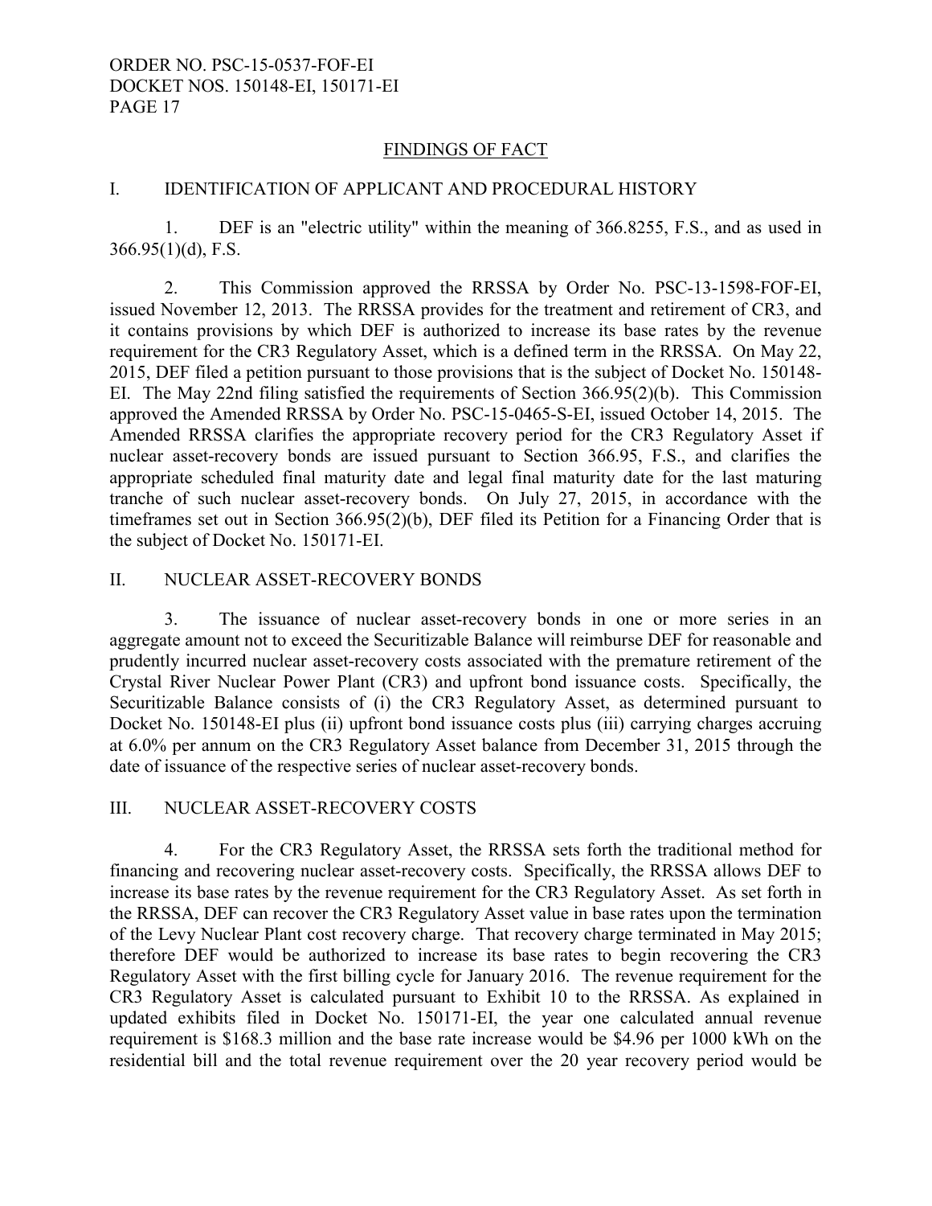## FINDINGS OF FACT

### I. IDENTIFICATION OF APPLICANT AND PROCEDURAL HISTORY

1. DEF is an "electric utility" within the meaning of 366.8255, F.S., and as used in 366.95(1)(d), F.S.

2. This Commission approved the RRSSA by Order No. PSC-13-1598-FOF-EI, issued November 12, 2013. The RRSSA provides for the treatment and retirement of CR3, and it contains provisions by which DEF is authorized to increase its base rates by the revenue requirement for the CR3 Regulatory Asset, which is a defined term in the RRSSA. On May 22, 2015, DEF filed a petition pursuant to those provisions that is the subject of Docket No. 150148-EI. The May 22nd filing satisfied the requirements of Section 366.95(2)(b). This Commission approved the Amended RRSSA by Order No. PSC-15-0465-S-EI, issued October 14, 2015. The Amended RRSSA clarifies the appropriate recovery period for the CR3 Regulatory Asset if nuclear asset-recovery bonds are issued pursuant to Section 366.95, F.S., and clarifies the appropriate scheduled final maturity date and legal final maturity date for the last maturing tranche of such nuclear asset-recovery bonds. On July 27, 2015, in accordance with the timeframes set out in Section 366.95(2)(b), DEF filed its Petition for a Financing Order that is the subject of Docket No. 150171-EI.

### II. NUCLEAR ASSET-RECOVERY BONDS

3. The issuance of nuclear asset-recovery bonds in one or more series in an aggregate amount not to exceed the Securitizable Balance will reimburse DEF for reasonable and prudently incurred nuclear asset-recovery costs associated with the premature retirement of the Crystal River Nuclear Power Plant (CR3) and upfront bond issuance costs. Specifically, the Securitizable Balance consists of (i) the CR3 Regulatory Asset, as determined pursuant to Docket No. 150148-EI plus (ii) upfront bond issuance costs plus (iii) carrying charges accruing at 6.0% per annum on the CR3 Regulatory Asset balance from December 31, 2015 through the date of issuance of the respective series of nuclear asset-recovery bonds.

### III. NUCLEAR ASSET-RECOVERY COSTS

4. For the CR3 Regulatory Asset, the RRSSA sets forth the traditional method for financing and recovering nuclear asset-recovery costs. Specifically, the RRSSA allows DEF to increase its base rates by the revenue requirement for the CR3 Regulatory Asset. As set forth in the RRSSA, DEF can recover the CR3 Regulatory Asset value in base rates upon the termination of the Levy Nuclear Plant cost recovery charge. That recovery charge terminated in May 2015; therefore DEF would be authorized to increase its base rates to begin recovering the CR3 Regulatory Asset with the first billing cycle for January 2016. The revenue requirement for the CR3 Regulatory Asset is calculated pursuant to Exhibit 10 to the RRSSA. As explained in updated exhibits filed in Docket No. 150171-EI, the year one calculated annual revenue requirement is \$168.3 million and the base rate increase would be \$4.96 per 1000 kWh on the residential bill and the total revenue requirement over the 20 year recovery period would be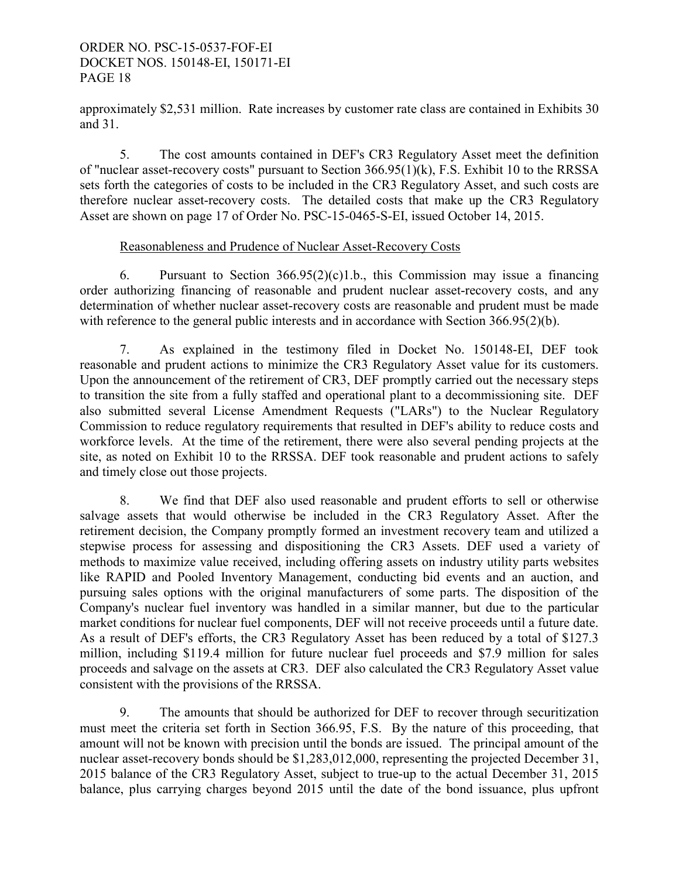approximately $2,531 million. Rate increases by customer rate class are contained in Exhibits 30 and 31.

5. The cost amounts contained in DEF's CR3 Regulatory Asset meet the definition of "nuclear asset-recovery costs" pursuant to Section 366.95(1)(k), F.S. Exhibit 10 to the RRSSA sets forth the categories of costs to be included in the CR3 Regulatory Asset, and such costs are therefore nuclear asset-recovery costs. The detailed costs that make up the CR3 Regulatory Asset are shown on page 17 of Order No. PSC-15-0465-S-EI, issued October 14, 2015.

Reasonableness and Prudence of Nuclear Asset-Recovery Costs

6. Pursuant to Section 366.95(2)(c)1.b., this Commission may issue a financing order authorizing financing of reasonable and prudent nuclear asset-recovery costs, and any determination of whether nuclear asset-recovery costs are reasonable and prudent must be made with reference to the general public interests and in accordance with Section 366.95(2)(b).

7. As explained in the testimony filed in Docket No. 150148-EI, DEF took reasonable and prudent actions to minimize the CR3 Regulatory Asset value for its customers. Upon the announcement of the retirement of CR3, DEF promptly carried out the necessary steps to transition the site from a fully staffed and operational plant to a decommissioning site. DEF also submitted several License Amendment Requests ("LARs") to the Nuclear Regulatory Commission to reduce regulatory requirements that resulted in DEF's ability to reduce costs and workforce levels. At the time of the retirement, there were also several pending projects at the site, as noted on Exhibit 10 to the RRSSA. DEF took reasonable and prudent actions to safely and timely close out those projects.

8. We find that DEF also used reasonable and prudent efforts to sell or otherwise salvage assets that would otherwise be included in the CR3 Regulatory Asset. After the retirement decision, the Company promptly formed an investment recovery team and utilized a stepwise process for assessing and dispositioning the CR3 Assets. DEF used a variety of methods to maximize value received, including offering assets on industry utility parts websites like RAPID and Pooled Inventory Management, conducting bid events and an auction, and pursuing sales options with the original manufacturers of some parts. The disposition of the Company's nuclear fuel inventory was handled in a similar manner, but due to the particular market conditions for nuclear fuel components, DEF will not receive proceeds until a future date. As a result of DEF's efforts, the CR3 Regulatory Asset has been reduced by a total of $127.3 million, including $119.4 million for future nuclear fuel proceeds and $7.9 million for sales proceeds and salvage on the assets at CR3. DEF also calculated the CR3 Regulatory Asset value consistent with the provisions of the RRSSA.

9. The amounts that should be authorized for DEF to recover through securitization must meet the criteria set forth in Section 366.95, F.S. By the nature of this proceeding, that amount will not be known with precision until the bonds are issued. The principal amount of the nuclear asset-recovery bonds should be $1,283,012,000, representing the projected December 31, 2015 balance of the CR3 Regulatory Asset, subject to true-up to the actual December 31, 2015 balance, plus carrying charges beyond 2015 until the date of the bond issuance, plus upfront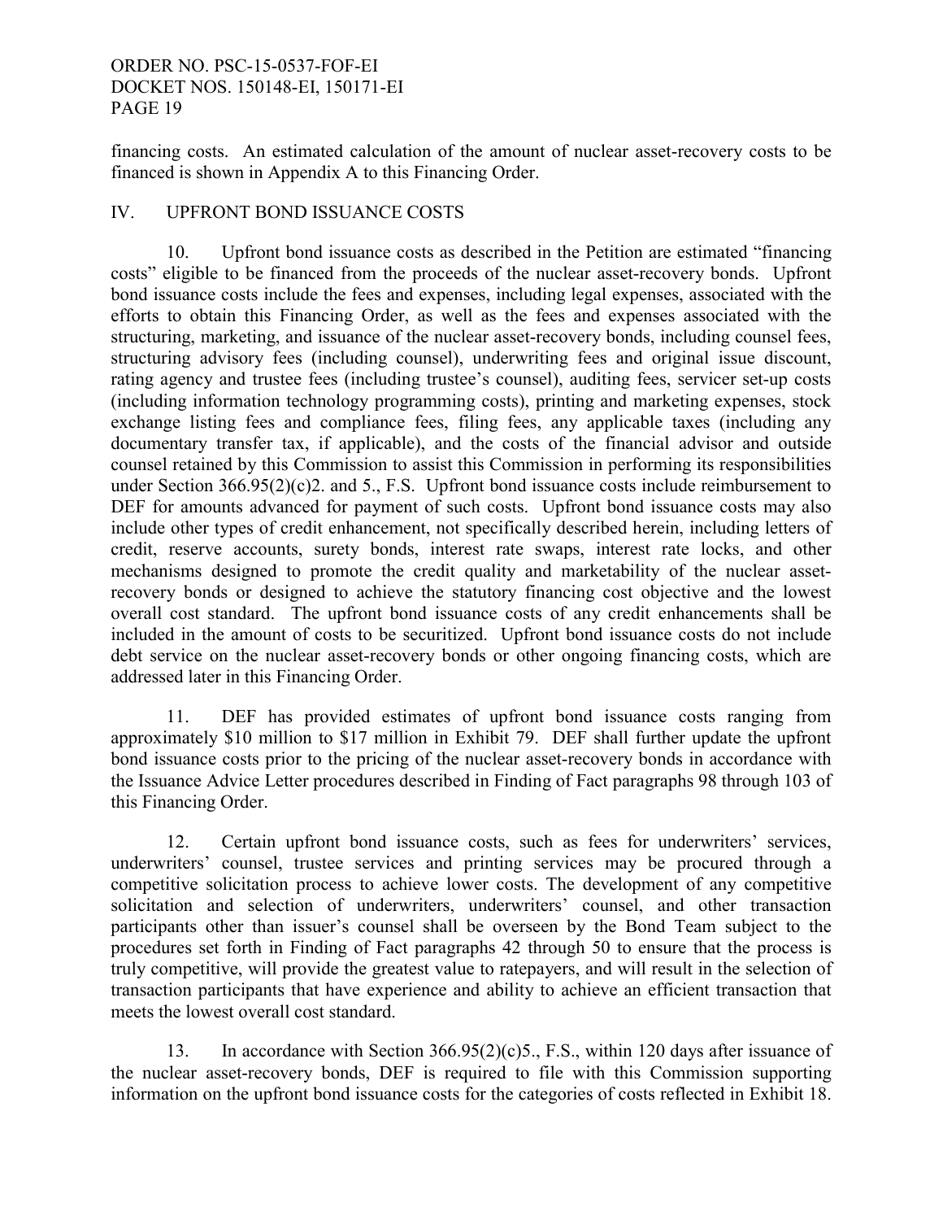financing costs. An estimated calculation of the amount of nuclear asset-recovery costs to be financed is shown in Appendix A to this Financing Order.

## IV. UPFRONT BOND ISSUANCE COSTS

10. Upfront bond issuance costs as described in the Petition are estimated "financing costs" eligible to be financed from the proceeds of the nuclear asset-recovery bonds. Upfront bond issuance costs include the fees and expenses, including legal expenses, associated with the efforts to obtain this Financing Order, as well as the fees and expenses associated with the structuring, marketing, and issuance of the nuclear asset-recovery bonds, including counsel fees, structuring advisory fees (including counsel), underwriting fees and original issue discount, rating agency and trustee fees (including trustee's counsel), auditing fees, servicer set-up costs (including information technology programming costs), printing and marketing expenses, stock exchange listing fees and compliance fees, filing fees, any applicable taxes (including any documentary transfer tax, if applicable), and the costs of the financial advisor and outside counsel retained by this Commission to assist this Commission in performing its responsibilities under Section 366.95(2)(c)2. and 5., F.S. Upfront bond issuance costs include reimbursement to DEF for amounts advanced for payment of such costs. Upfront bond issuance costs may also include other types of credit enhancement, not specifically described herein, including letters of credit, reserve accounts, surety bonds, interest rate swaps, interest rate locks, and other mechanisms designed to promote the credit quality and marketability of the nuclear asset-recovery bonds or designed to achieve the statutory financing cost objective and the lowest overall cost standard. The upfront bond issuance costs of any credit enhancements shall be included in the amount of costs to be securitized. Upfront bond issuance costs do not include debt service on the nuclear asset-recovery bonds or other ongoing financing costs, which are addressed later in this Financing Order.

11. DEF has provided estimates of upfront bond issuance costs ranging from approximately $10 million to $17 million in Exhibit 79. DEF shall further update the upfront bond issuance costs prior to the pricing of the nuclear asset-recovery bonds in accordance with the Issuance Advice Letter procedures described in Finding of Fact paragraphs 98 through 103 of this Financing Order.

12. Certain upfront bond issuance costs, such as fees for underwriters' services, underwriters' counsel, trustee services and printing services may be procured through a competitive solicitation process to achieve lower costs. The development of any competitive solicitation and selection of underwriters, underwriters' counsel, and other transaction participants other than issuer's counsel shall be overseen by the Bond Team subject to the procedures set forth in Finding of Fact paragraphs 42 through 50 to ensure that the process is truly competitive, will provide the greatest value to ratepayers, and will result in the selection of transaction participants that have experience and ability to achieve an efficient transaction that meets the lowest overall cost standard.

13. In accordance with Section 366.95(2)(c)5., F.S., within 120 days after issuance of the nuclear asset-recovery bonds, DEF is required to file with this Commission supporting information on the upfront bond issuance costs for the categories of costs reflected in Exhibit 18.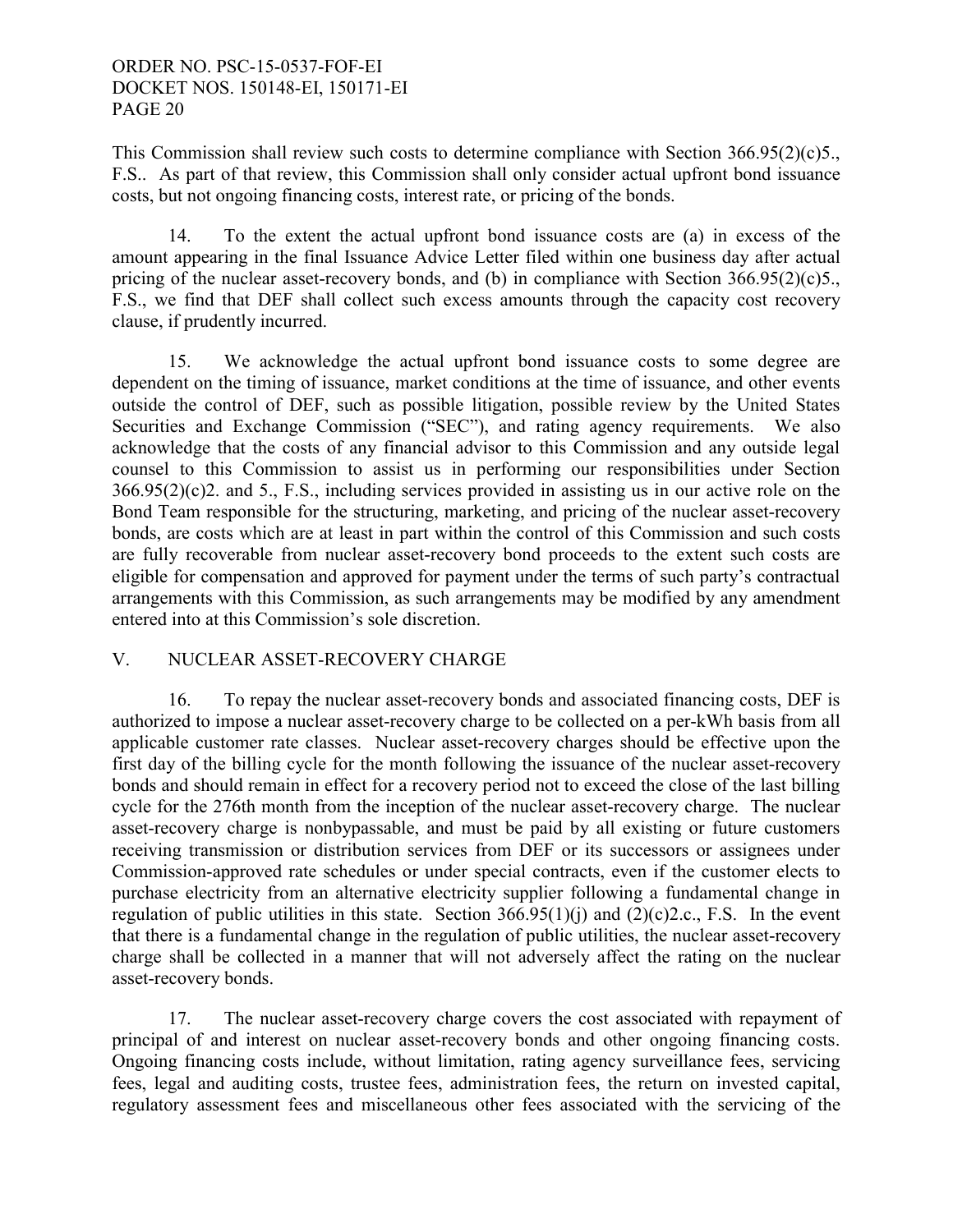This Commission shall review such costs to determine compliance with Section 366.95(2)(c)5., F.S.. As part of that review, this Commission shall only consider actual upfront bond issuance costs, but not ongoing financing costs, interest rate, or pricing of the bonds.

14. To the extent the actual upfront bond issuance costs are (a) in excess of the amount appearing in the final Issuance Advice Letter filed within one business day after actual pricing of the nuclear asset-recovery bonds, and (b) in compliance with Section 366.95(2)(c)5., F.S., we find that DEF shall collect such excess amounts through the capacity cost recovery clause, if prudently incurred.

15. We acknowledge the actual upfront bond issuance costs to some degree are dependent on the timing of issuance, market conditions at the time of issuance, and other events outside the control of DEF, such as possible litigation, possible review by the United States Securities and Exchange Commission ("SEC"), and rating agency requirements. We also acknowledge that the costs of any financial advisor to this Commission and any outside legal counsel to this Commission to assist us in performing our responsibilities under Section 366.95(2)(c)2. and 5., F.S., including services provided in assisting us in our active role on the Bond Team responsible for the structuring, marketing, and pricing of the nuclear asset-recovery bonds, are costs which are at least in part within the control of this Commission and such costs are fully recoverable from nuclear asset-recovery bond proceeds to the extent such costs are eligible for compensation and approved for payment under the terms of such party's contractual arrangements with this Commission, as such arrangements may be modified by any amendment entered into at this Commission's sole discretion.

## V. NUCLEAR ASSET-RECOVERY CHARGE

16. To repay the nuclear asset-recovery bonds and associated financing costs, DEF is authorized to impose a nuclear asset-recovery charge to be collected on a per-kWh basis from all applicable customer rate classes. Nuclear asset-recovery charges should be effective upon the first day of the billing cycle for the month following the issuance of the nuclear asset-recovery bonds and should remain in effect for a recovery period not to exceed the close of the last billing cycle for the 276th month from the inception of the nuclear asset-recovery charge. The nuclear asset-recovery charge is nonbypassable, and must be paid by all existing or future customers receiving transmission or distribution services from DEF or its successors or assignees under Commission-approved rate schedules or under special contracts, even if the customer elects to purchase electricity from an alternative electricity supplier following a fundamental change in regulation of public utilities in this state. Section 366.95(1)(j) and (2)(c)2.c., F.S. In the event that there is a fundamental change in the regulation of public utilities, the nuclear asset-recovery charge shall be collected in a manner that will not adversely affect the rating on the nuclear asset-recovery bonds.

17. The nuclear asset-recovery charge covers the cost associated with repayment of principal of and interest on nuclear asset-recovery bonds and other ongoing financing costs. Ongoing financing costs include, without limitation, rating agency surveillance fees, servicing fees, legal and auditing costs, trustee fees, administration fees, the return on invested capital, regulatory assessment fees and miscellaneous other fees associated with the servicing of the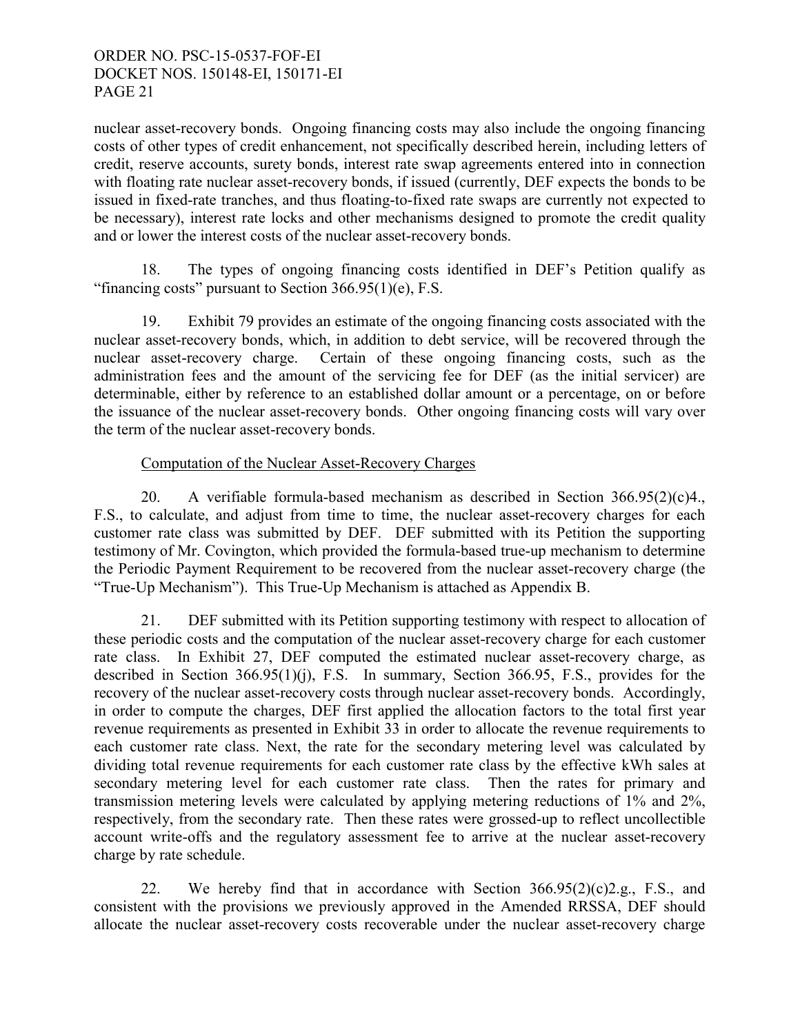nuclear asset-recovery bonds. Ongoing financing costs may also include the ongoing financing costs of other types of credit enhancement, not specifically described herein, including letters of credit, reserve accounts, surety bonds, interest rate swap agreements entered into in connection with floating rate nuclear asset-recovery bonds, if issued (currently, DEF expects the bonds to be issued in fixed-rate tranches, and thus floating-to-fixed rate swaps are currently not expected to be necessary), interest rate locks and other mechanisms designed to promote the credit quality and or lower the interest costs of the nuclear asset-recovery bonds.

18. The types of ongoing financing costs identified in DEF's Petition qualify as "financing costs" pursuant to Section 366.95(1)(e), F.S.

19. Exhibit 79 provides an estimate of the ongoing financing costs associated with the nuclear asset-recovery bonds, which, in addition to debt service, will be recovered through the nuclear asset-recovery charge. Certain of these ongoing financing costs, such as the administration fees and the amount of the servicing fee for DEF (as the initial servicer) are determinable, either by reference to an established dollar amount or a percentage, on or before the issuance of the nuclear asset-recovery bonds. Other ongoing financing costs will vary over the term of the nuclear asset-recovery bonds.

Computation of the Nuclear Asset-Recovery Charges

20. A verifiable formula-based mechanism as described in Section 366.95(2)(c)4., F.S., to calculate, and adjust from time to time, the nuclear asset-recovery charges for each customer rate class was submitted by DEF. DEF submitted with its Petition the supporting testimony of Mr. Covington, which provided the formula-based true-up mechanism to determine the Periodic Payment Requirement to be recovered from the nuclear asset-recovery charge (the "True-Up Mechanism"). This True-Up Mechanism is attached as Appendix B.

21. DEF submitted with its Petition supporting testimony with respect to allocation of these periodic costs and the computation of the nuclear asset-recovery charge for each customer rate class. In Exhibit 27, DEF computed the estimated nuclear asset-recovery charge, as described in Section 366.95(1)(j), F.S. In summary, Section 366.95, F.S., provides for the recovery of the nuclear asset-recovery costs through nuclear asset-recovery bonds. Accordingly, in order to compute the charges, DEF first applied the allocation factors to the total first year revenue requirements as presented in Exhibit 33 in order to allocate the revenue requirements to each customer rate class. Next, the rate for the secondary metering level was calculated by dividing total revenue requirements for each customer rate class by the effective kWh sales at secondary metering level for each customer rate class. Then the rates for primary and transmission metering levels were calculated by applying metering reductions of 1% and 2%, respectively, from the secondary rate. Then these rates were grossed-up to reflect uncollectible account write-offs and the regulatory assessment fee to arrive at the nuclear asset-recovery charge by rate schedule.

22. We hereby find that in accordance with Section 366.95(2)(c)2.g., F.S., and consistent with the provisions we previously approved in the Amended RRSSA, DEF should allocate the nuclear asset-recovery costs recoverable under the nuclear asset-recovery charge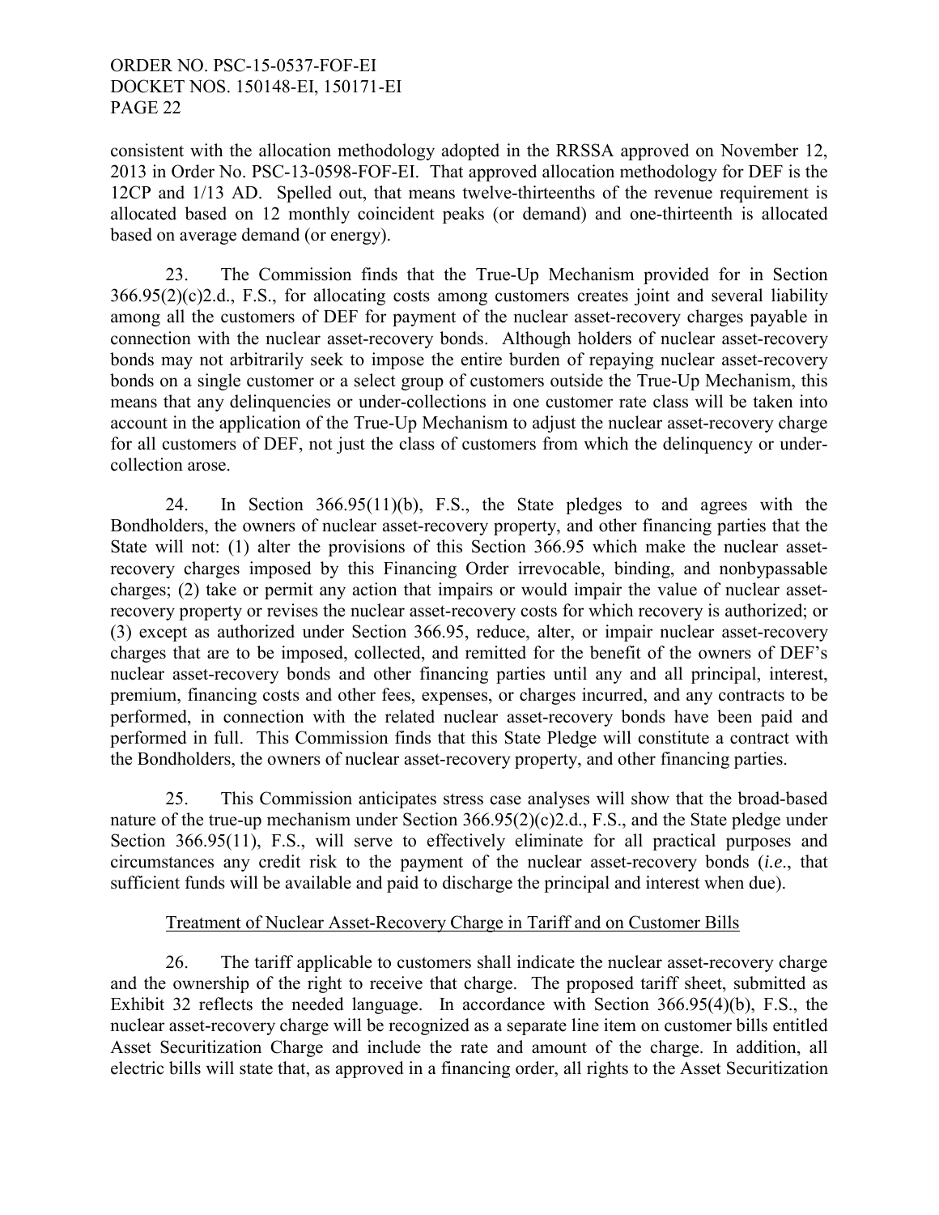consistent with the allocation methodology adopted in the RRSSA approved on November 12, 2013 in Order No. PSC-13-0598-FOF-EI. That approved allocation methodology for DEF is the 12CP and 1/13 AD. Spelled out, that means twelve-thirteenths of the revenue requirement is allocated based on 12 monthly coincident peaks (or demand) and one-thirteenth is allocated based on average demand (or energy).

23. The Commission finds that the True-Up Mechanism provided for in Section 366.95(2)(c)2.d., F.S., for allocating costs among customers creates joint and several liability among all the customers of DEF for payment of the nuclear asset-recovery charges payable in connection with the nuclear asset-recovery bonds. Although holders of nuclear asset-recovery bonds may not arbitrarily seek to impose the entire burden of repaying nuclear asset-recovery bonds on a single customer or a select group of customers outside the True-Up Mechanism, this means that any delinquencies or under-collections in one customer rate class will be taken into account in the application of the True-Up Mechanism to adjust the nuclear asset-recovery charge for all customers of DEF, not just the class of customers from which the delinquency or under-collection arose.

24. In Section 366.95(11)(b), F.S., the State pledges to and agrees with the Bondholders, the owners of nuclear asset-recovery property, and other financing parties that the State will not: (1) alter the provisions of this Section 366.95 which make the nuclear asset-recovery charges imposed by this Financing Order irrevocable, binding, and nonbypassable charges; (2) take or permit any action that impairs or would impair the value of nuclear asset-recovery property or revises the nuclear asset-recovery costs for which recovery is authorized; or (3) except as authorized under Section 366.95, reduce, alter, or impair nuclear asset-recovery charges that are to be imposed, collected, and remitted for the benefit of the owners of DEF's nuclear asset-recovery bonds and other financing parties until any and all principal, interest, premium, financing costs and other fees, expenses, or charges incurred, and any contracts to be performed, in connection with the related nuclear asset-recovery bonds have been paid and performed in full. This Commission finds that this State Pledge will constitute a contract with the Bondholders, the owners of nuclear asset-recovery property, and other financing parties.

25. This Commission anticipates stress case analyses will show that the broad-based nature of the true-up mechanism under Section 366.95(2)(c)2.d., F.S., and the State pledge under Section 366.95(11), F.S., will serve to effectively eliminate for all practical purposes and circumstances any credit risk to the payment of the nuclear asset-recovery bonds (*i.e*., that sufficient funds will be available and paid to discharge the principal and interest when due).

Treatment of Nuclear Asset-Recovery Charge in Tariff and on Customer Bills

26. The tariff applicable to customers shall indicate the nuclear asset-recovery charge and the ownership of the right to receive that charge. The proposed tariff sheet, submitted as Exhibit 32 reflects the needed language. In accordance with Section 366.95(4)(b), F.S., the nuclear asset-recovery charge will be recognized as a separate line item on customer bills entitled Asset Securitization Charge and include the rate and amount of the charge. In addition, all electric bills will state that, as approved in a financing order, all rights to the Asset Securitization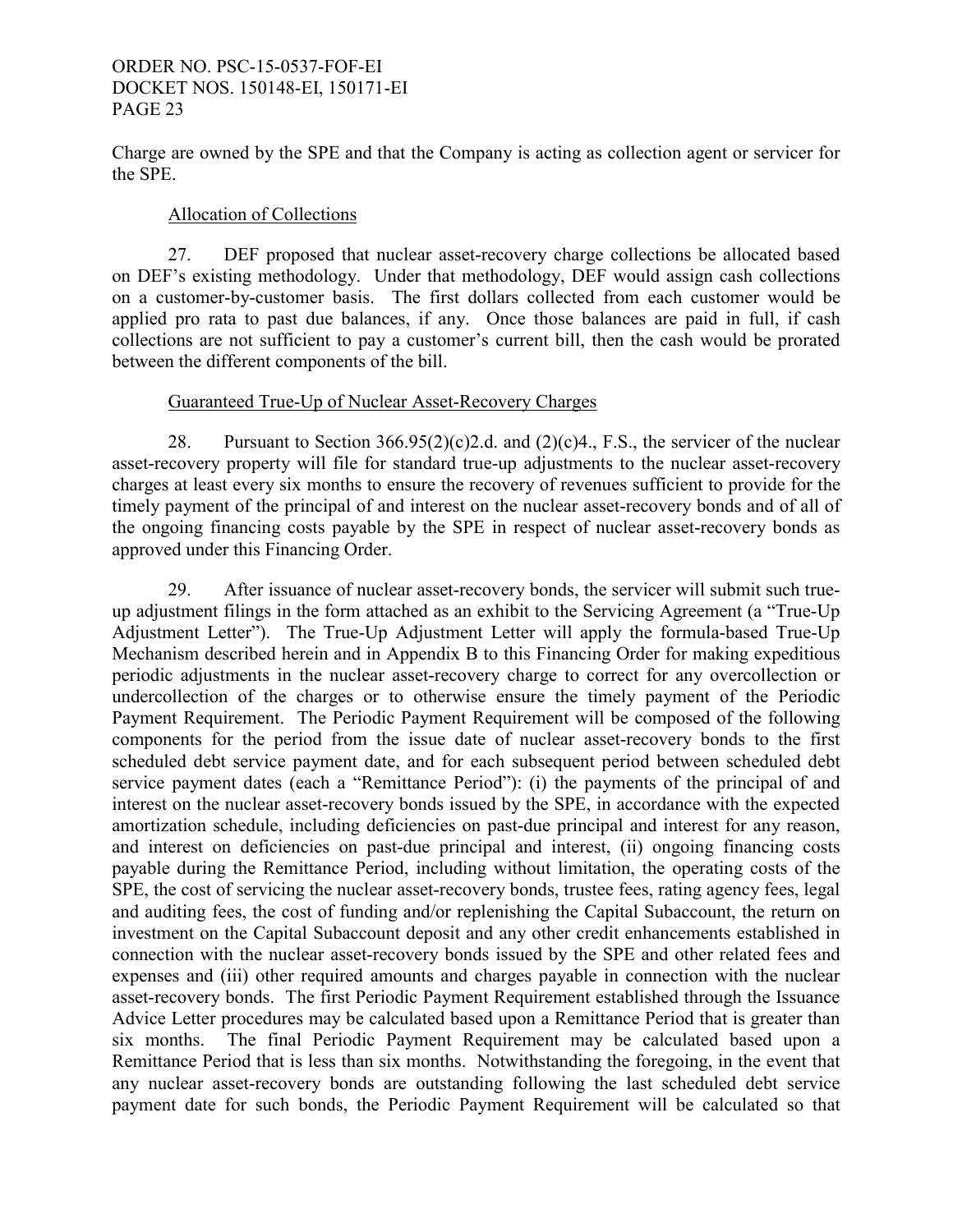Charge are owned by the SPE and that the Company is acting as collection agent or servicer for the SPE.

Allocation of Collections

27. DEF proposed that nuclear asset-recovery charge collections be allocated based on DEF's existing methodology. Under that methodology, DEF would assign cash collections on a customer-by-customer basis. The first dollars collected from each customer would be applied pro rata to past due balances, if any. Once those balances are paid in full, if cash collections are not sufficient to pay a customer's current bill, then the cash would be prorated between the different components of the bill.

Guaranteed True-Up of Nuclear Asset-Recovery Charges

28. Pursuant to Section 366.95(2)(c)2.d. and (2)(c)4., F.S., the servicer of the nuclear asset-recovery property will file for standard true-up adjustments to the nuclear asset-recovery charges at least every six months to ensure the recovery of revenues sufficient to provide for the timely payment of the principal of and interest on the nuclear asset-recovery bonds and of all of the ongoing financing costs payable by the SPE in respect of nuclear asset-recovery bonds as approved under this Financing Order.

29. After issuance of nuclear asset-recovery bonds, the servicer will submit such true-up adjustment filings in the form attached as an exhibit to the Servicing Agreement (a "True-Up Adjustment Letter"). The True-Up Adjustment Letter will apply the formula-based True-Up Mechanism described herein and in Appendix B to this Financing Order for making expeditious periodic adjustments in the nuclear asset-recovery charge to correct for any overcollection or undercollection of the charges or to otherwise ensure the timely payment of the Periodic Payment Requirement. The Periodic Payment Requirement will be composed of the following components for the period from the issue date of nuclear asset-recovery bonds to the first scheduled debt service payment date, and for each subsequent period between scheduled debt service payment dates (each a "Remittance Period"): (i) the payments of the principal of and interest on the nuclear asset-recovery bonds issued by the SPE, in accordance with the expected amortization schedule, including deficiencies on past-due principal and interest for any reason, and interest on deficiencies on past-due principal and interest, (ii) ongoing financing costs payable during the Remittance Period, including without limitation, the operating costs of the SPE, the cost of servicing the nuclear asset-recovery bonds, trustee fees, rating agency fees, legal and auditing fees, the cost of funding and/or replenishing the Capital Subaccount, the return on investment on the Capital Subaccount deposit and any other credit enhancements established in connection with the nuclear asset-recovery bonds issued by the SPE and other related fees and expenses and (iii) other required amounts and charges payable in connection with the nuclear asset-recovery bonds. The first Periodic Payment Requirement established through the Issuance Advice Letter procedures may be calculated based upon a Remittance Period that is greater than six months. The final Periodic Payment Requirement may be calculated based upon a Remittance Period that is less than six months. Notwithstanding the foregoing, in the event that any nuclear asset-recovery bonds are outstanding following the last scheduled debt service payment date for such bonds, the Periodic Payment Requirement will be calculated so that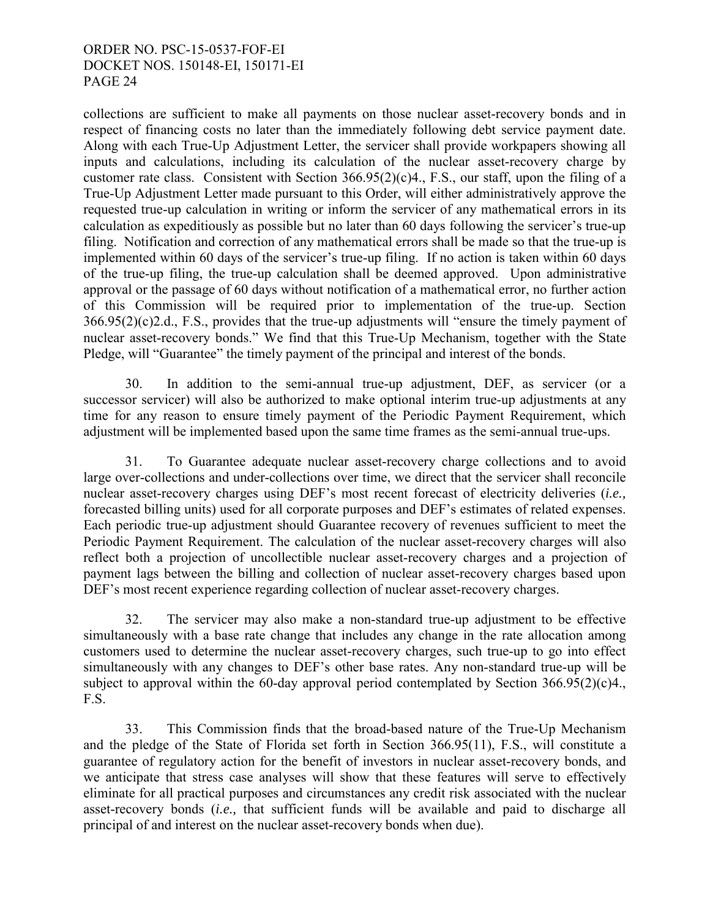collections are sufficient to make all payments on those nuclear asset-recovery bonds and in respect of financing costs no later than the immediately following debt service payment date. Along with each True-Up Adjustment Letter, the servicer shall provide workpapers showing all inputs and calculations, including its calculation of the nuclear asset-recovery charge by customer rate class. Consistent with Section 366.95(2)(c)4., F.S., our staff, upon the filing of a True-Up Adjustment Letter made pursuant to this Order, will either administratively approve the requested true-up calculation in writing or inform the servicer of any mathematical errors in its calculation as expeditiously as possible but no later than 60 days following the servicer's true-up filing. Notification and correction of any mathematical errors shall be made so that the true-up is implemented within 60 days of the servicer's true-up filing. If no action is taken within 60 days of the true-up filing, the true-up calculation shall be deemed approved. Upon administrative approval or the passage of 60 days without notification of a mathematical error, no further action of this Commission will be required prior to implementation of the true-up. Section 366.95(2)(c)2.d., F.S., provides that the true-up adjustments will "ensure the timely payment of nuclear asset-recovery bonds." We find that this True-Up Mechanism, together with the State Pledge, will "Guarantee" the timely payment of the principal and interest of the bonds.

30. In addition to the semi-annual true-up adjustment, DEF, as servicer (or a successor servicer) will also be authorized to make optional interim true-up adjustments at any time for any reason to ensure timely payment of the Periodic Payment Requirement, which adjustment will be implemented based upon the same time frames as the semi-annual true-ups.

31. To Guarantee adequate nuclear asset-recovery charge collections and to avoid large over-collections and under-collections over time, we direct that the servicer shall reconcile nuclear asset-recovery charges using DEF's most recent forecast of electricity deliveries (*i.e.,* forecasted billing units) used for all corporate purposes and DEF's estimates of related expenses. Each periodic true-up adjustment should Guarantee recovery of revenues sufficient to meet the Periodic Payment Requirement. The calculation of the nuclear asset-recovery charges will also reflect both a projection of uncollectible nuclear asset-recovery charges and a projection of payment lags between the billing and collection of nuclear asset-recovery charges based upon DEF's most recent experience regarding collection of nuclear asset-recovery charges.

32. The servicer may also make a non-standard true-up adjustment to be effective simultaneously with a base rate change that includes any change in the rate allocation among customers used to determine the nuclear asset-recovery charges, such true-up to go into effect simultaneously with any changes to DEF's other base rates. Any non-standard true-up will be subject to approval within the 60-day approval period contemplated by Section 366.95(2)(c)4., F.S.

33. This Commission finds that the broad-based nature of the True-Up Mechanism and the pledge of the State of Florida set forth in Section 366.95(11), F.S., will constitute a guarantee of regulatory action for the benefit of investors in nuclear asset-recovery bonds, and we anticipate that stress case analyses will show that these features will serve to effectively eliminate for all practical purposes and circumstances any credit risk associated with the nuclear asset-recovery bonds (*i.e.,* that sufficient funds will be available and paid to discharge all principal of and interest on the nuclear asset-recovery bonds when due).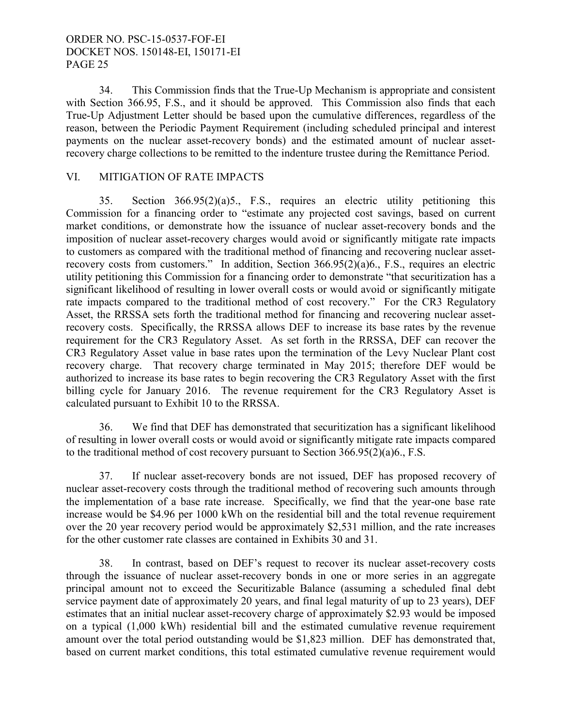34. This Commission finds that the True-Up Mechanism is appropriate and consistent with Section 366.95, F.S., and it should be approved. This Commission also finds that each True-Up Adjustment Letter should be based upon the cumulative differences, regardless of the reason, between the Periodic Payment Requirement (including scheduled principal and interest payments on the nuclear asset-recovery bonds) and the estimated amount of nuclear asset-recovery charge collections to be remitted to the indenture trustee during the Remittance Period.

## VI. MITIGATION OF RATE IMPACTS

35. Section 366.95(2)(a)5., F.S., requires an electric utility petitioning this Commission for a financing order to "estimate any projected cost savings, based on current market conditions, or demonstrate how the issuance of nuclear asset-recovery bonds and the imposition of nuclear asset-recovery charges would avoid or significantly mitigate rate impacts to customers as compared with the traditional method of financing and recovering nuclear asset-recovery costs from customers." In addition, Section 366.95(2)(a)6., F.S., requires an electric utility petitioning this Commission for a financing order to demonstrate "that securitization has a significant likelihood of resulting in lower overall costs or would avoid or significantly mitigate rate impacts compared to the traditional method of cost recovery." For the CR3 Regulatory Asset, the RRSSA sets forth the traditional method for financing and recovering nuclear asset-recovery costs. Specifically, the RRSSA allows DEF to increase its base rates by the revenue requirement for the CR3 Regulatory Asset. As set forth in the RRSSA, DEF can recover the CR3 Regulatory Asset value in base rates upon the termination of the Levy Nuclear Plant cost recovery charge. That recovery charge terminated in May 2015; therefore DEF would be authorized to increase its base rates to begin recovering the CR3 Regulatory Asset with the first billing cycle for January 2016. The revenue requirement for the CR3 Regulatory Asset is calculated pursuant to Exhibit 10 to the RRSSA.

36. We find that DEF has demonstrated that securitization has a significant likelihood of resulting in lower overall costs or would avoid or significantly mitigate rate impacts compared to the traditional method of cost recovery pursuant to Section 366.95(2)(a)6., F.S.

37. If nuclear asset-recovery bonds are not issued, DEF has proposed recovery of nuclear asset-recovery costs through the traditional method of recovering such amounts through the implementation of a base rate increase. Specifically, we find that the year-one base rate increase would be $4.96 per 1000 kWh on the residential bill and the total revenue requirement over the 20 year recovery period would be approximately $2,531 million, and the rate increases for the other customer rate classes are contained in Exhibits 30 and 31.

38. In contrast, based on DEF's request to recover its nuclear asset-recovery costs through the issuance of nuclear asset-recovery bonds in one or more series in an aggregate principal amount not to exceed the Securitizable Balance (assuming a scheduled final debt service payment date of approximately 20 years, and final legal maturity of up to 23 years), DEF estimates that an initial nuclear asset-recovery charge of approximately $2.93 would be imposed on a typical (1,000 kWh) residential bill and the estimated cumulative revenue requirement amount over the total period outstanding would be $1,823 million. DEF has demonstrated that, based on current market conditions, this total estimated cumulative revenue requirement would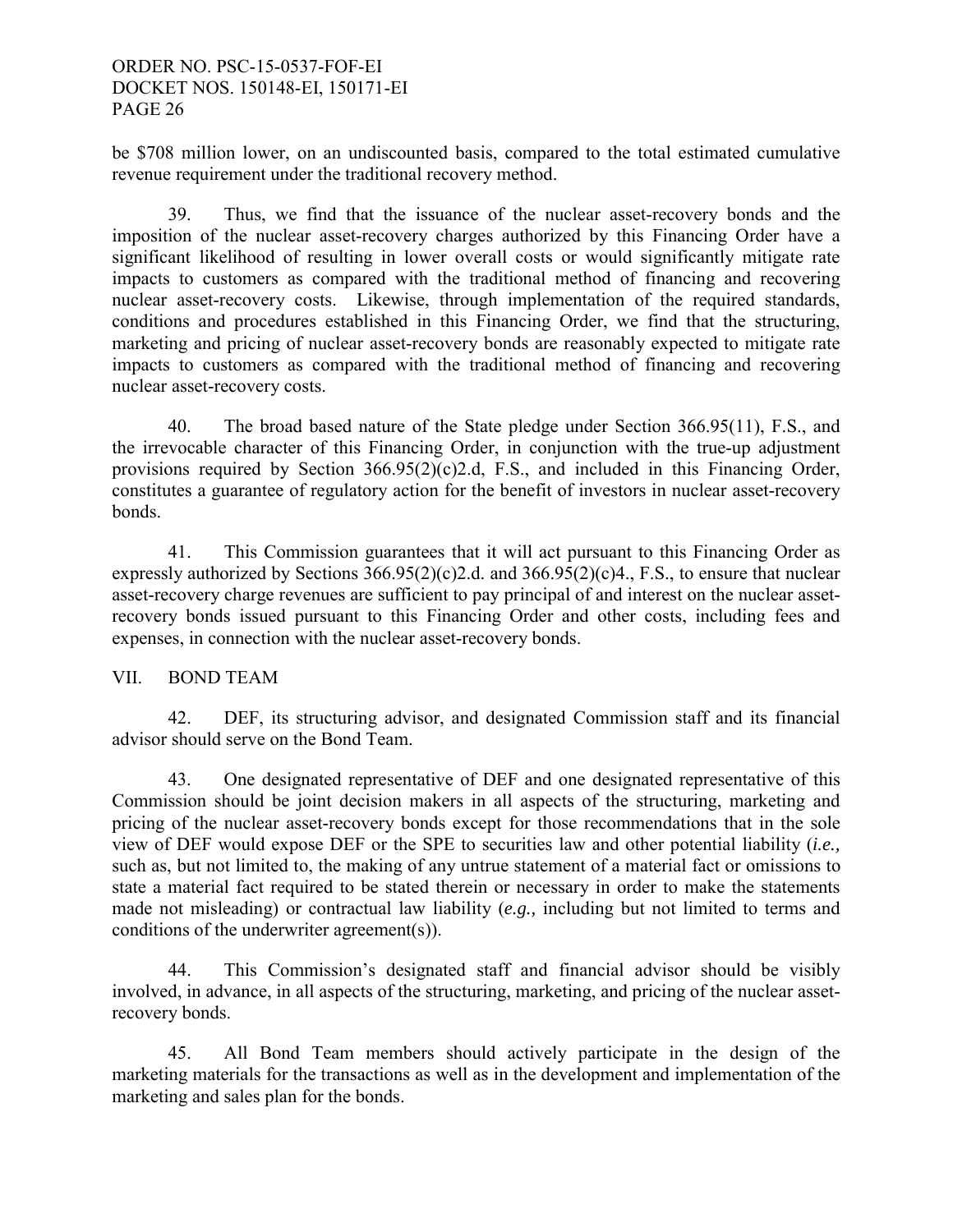be $708 million lower, on an undiscounted basis, compared to the total estimated cumulative revenue requirement under the traditional recovery method.

39. Thus, we find that the issuance of the nuclear asset-recovery bonds and the imposition of the nuclear asset-recovery charges authorized by this Financing Order have a significant likelihood of resulting in lower overall costs or would significantly mitigate rate impacts to customers as compared with the traditional method of financing and recovering nuclear asset-recovery costs. Likewise, through implementation of the required standards, conditions and procedures established in this Financing Order, we find that the structuring, marketing and pricing of nuclear asset-recovery bonds are reasonably expected to mitigate rate impacts to customers as compared with the traditional method of financing and recovering nuclear asset-recovery costs.

40. The broad based nature of the State pledge under Section 366.95(11), F.S., and the irrevocable character of this Financing Order, in conjunction with the true-up adjustment provisions required by Section 366.95(2)(c)2.d, F.S., and included in this Financing Order, constitutes a guarantee of regulatory action for the benefit of investors in nuclear asset-recovery bonds.

41. This Commission guarantees that it will act pursuant to this Financing Order as expressly authorized by Sections 366.95(2)(c)2.d. and 366.95(2)(c)4., F.S., to ensure that nuclear asset-recovery charge revenues are sufficient to pay principal of and interest on the nuclear asset-recovery bonds issued pursuant to this Financing Order and other costs, including fees and expenses, in connection with the nuclear asset-recovery bonds.

## VII. BOND TEAM

42. DEF, its structuring advisor, and designated Commission staff and its financial advisor should serve on the Bond Team.

43. One designated representative of DEF and one designated representative of this Commission should be joint decision makers in all aspects of the structuring, marketing and pricing of the nuclear asset-recovery bonds except for those recommendations that in the sole view of DEF would expose DEF or the SPE to securities law and other potential liability (*i.e.,* such as, but not limited to, the making of any untrue statement of a material fact or omissions to state a material fact required to be stated therein or necessary in order to make the statements made not misleading) or contractual law liability (*e.g.,* including but not limited to terms and conditions of the underwriter agreement(s)).

44. This Commission's designated staff and financial advisor should be visibly involved, in advance, in all aspects of the structuring, marketing, and pricing of the nuclear asset-recovery bonds.

45. All Bond Team members should actively participate in the design of the marketing materials for the transactions as well as in the development and implementation of the marketing and sales plan for the bonds.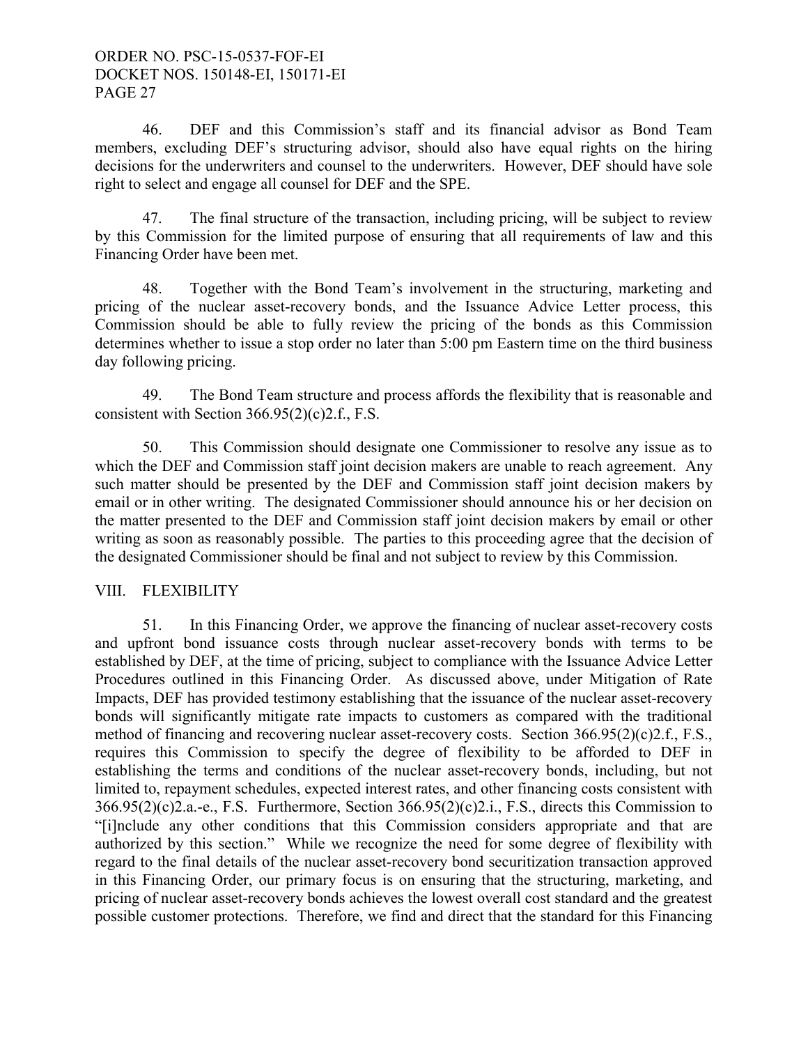46. DEF and this Commission's staff and its financial advisor as Bond Team members, excluding DEF's structuring advisor, should also have equal rights on the hiring decisions for the underwriters and counsel to the underwriters. However, DEF should have sole right to select and engage all counsel for DEF and the SPE.

47. The final structure of the transaction, including pricing, will be subject to review by this Commission for the limited purpose of ensuring that all requirements of law and this Financing Order have been met.

48. Together with the Bond Team's involvement in the structuring, marketing and pricing of the nuclear asset-recovery bonds, and the Issuance Advice Letter process, this Commission should be able to fully review the pricing of the bonds as this Commission determines whether to issue a stop order no later than 5:00 pm Eastern time on the third business day following pricing.

49. The Bond Team structure and process affords the flexibility that is reasonable and consistent with Section 366.95(2)(c)2.f., F.S.

50. This Commission should designate one Commissioner to resolve any issue as to which the DEF and Commission staff joint decision makers are unable to reach agreement. Any such matter should be presented by the DEF and Commission staff joint decision makers by email or in other writing. The designated Commissioner should announce his or her decision on the matter presented to the DEF and Commission staff joint decision makers by email or other writing as soon as reasonably possible. The parties to this proceeding agree that the decision of the designated Commissioner should be final and not subject to review by this Commission.

## VIII. FLEXIBILITY

51. In this Financing Order, we approve the financing of nuclear asset-recovery costs and upfront bond issuance costs through nuclear asset-recovery bonds with terms to be established by DEF, at the time of pricing, subject to compliance with the Issuance Advice Letter Procedures outlined in this Financing Order. As discussed above, under Mitigation of Rate Impacts, DEF has provided testimony establishing that the issuance of the nuclear asset-recovery bonds will significantly mitigate rate impacts to customers as compared with the traditional method of financing and recovering nuclear asset-recovery costs. Section 366.95(2)(c)2.f., F.S., requires this Commission to specify the degree of flexibility to be afforded to DEF in establishing the terms and conditions of the nuclear asset-recovery bonds, including, but not limited to, repayment schedules, expected interest rates, and other financing costs consistent with 366.95(2)(c)2.a.-e., F.S. Furthermore, Section 366.95(2)(c)2.i., F.S., directs this Commission to "[i]nclude any other conditions that this Commission considers appropriate and that are authorized by this section." While we recognize the need for some degree of flexibility with regard to the final details of the nuclear asset-recovery bond securitization transaction approved in this Financing Order, our primary focus is on ensuring that the structuring, marketing, and pricing of nuclear asset-recovery bonds achieves the lowest overall cost standard and the greatest possible customer protections. Therefore, we find and direct that the standard for this Financing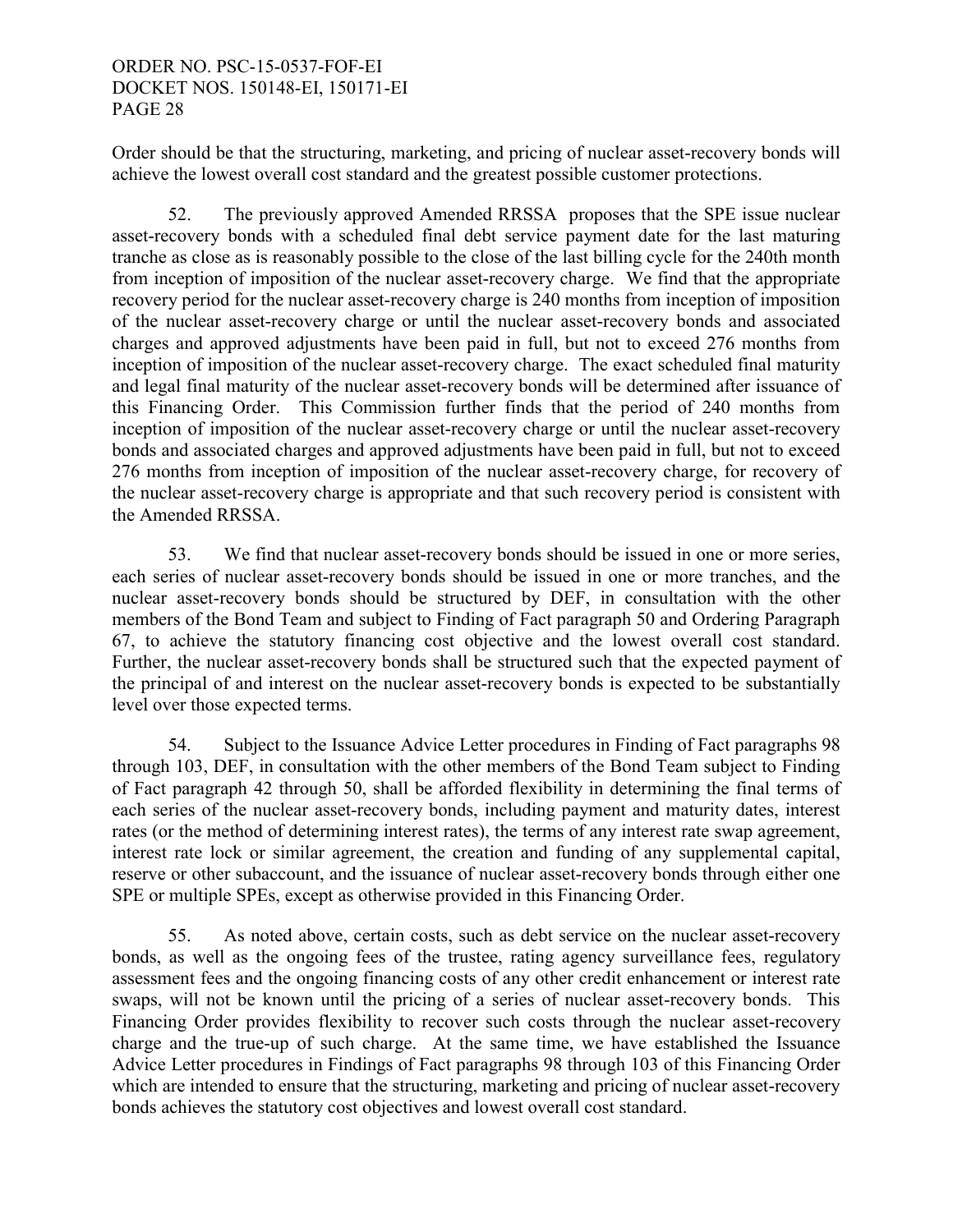Order should be that the structuring, marketing, and pricing of nuclear asset-recovery bonds will achieve the lowest overall cost standard and the greatest possible customer protections.

52. The previously approved Amended RRSSA proposes that the SPE issue nuclear asset-recovery bonds with a scheduled final debt service payment date for the last maturing tranche as close as is reasonably possible to the close of the last billing cycle for the 240th month from inception of imposition of the nuclear asset-recovery charge. We find that the appropriate recovery period for the nuclear asset-recovery charge is 240 months from inception of imposition of the nuclear asset-recovery charge or until the nuclear asset-recovery bonds and associated charges and approved adjustments have been paid in full, but not to exceed 276 months from inception of imposition of the nuclear asset-recovery charge. The exact scheduled final maturity and legal final maturity of the nuclear asset-recovery bonds will be determined after issuance of this Financing Order. This Commission further finds that the period of 240 months from inception of imposition of the nuclear asset-recovery charge or until the nuclear asset-recovery bonds and associated charges and approved adjustments have been paid in full, but not to exceed 276 months from inception of imposition of the nuclear asset-recovery charge, for recovery of the nuclear asset-recovery charge is appropriate and that such recovery period is consistent with the Amended RRSSA.

53. We find that nuclear asset-recovery bonds should be issued in one or more series, each series of nuclear asset-recovery bonds should be issued in one or more tranches, and the nuclear asset-recovery bonds should be structured by DEF, in consultation with the other members of the Bond Team and subject to Finding of Fact paragraph 50 and Ordering Paragraph 67, to achieve the statutory financing cost objective and the lowest overall cost standard. Further, the nuclear asset-recovery bonds shall be structured such that the expected payment of the principal of and interest on the nuclear asset-recovery bonds is expected to be substantially level over those expected terms.

54. Subject to the Issuance Advice Letter procedures in Finding of Fact paragraphs 98 through 103, DEF, in consultation with the other members of the Bond Team subject to Finding of Fact paragraph 42 through 50, shall be afforded flexibility in determining the final terms of each series of the nuclear asset-recovery bonds, including payment and maturity dates, interest rates (or the method of determining interest rates), the terms of any interest rate swap agreement, interest rate lock or similar agreement, the creation and funding of any supplemental capital, reserve or other subaccount, and the issuance of nuclear asset-recovery bonds through either one SPE or multiple SPEs, except as otherwise provided in this Financing Order.

55. As noted above, certain costs, such as debt service on the nuclear asset-recovery bonds, as well as the ongoing fees of the trustee, rating agency surveillance fees, regulatory assessment fees and the ongoing financing costs of any other credit enhancement or interest rate swaps, will not be known until the pricing of a series of nuclear asset-recovery bonds. This Financing Order provides flexibility to recover such costs through the nuclear asset-recovery charge and the true-up of such charge. At the same time, we have established the Issuance Advice Letter procedures in Findings of Fact paragraphs 98 through 103 of this Financing Order which are intended to ensure that the structuring, marketing and pricing of nuclear asset-recovery bonds achieves the statutory cost objectives and lowest overall cost standard.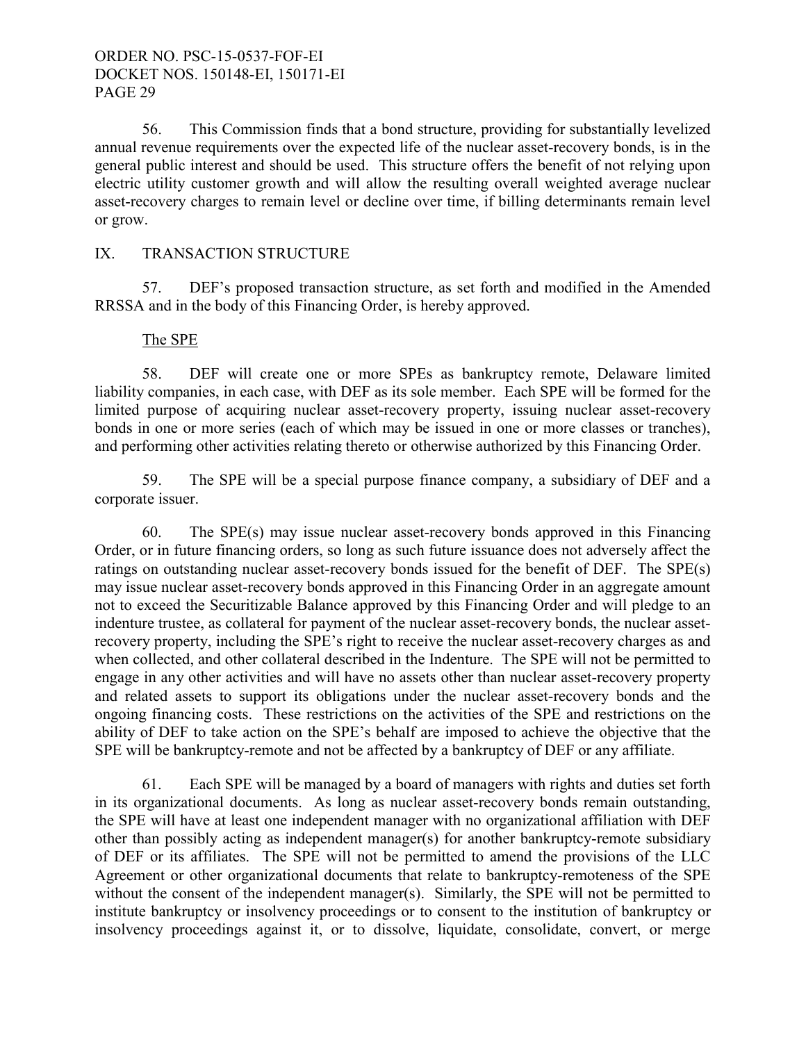56. This Commission finds that a bond structure, providing for substantially levelized annual revenue requirements over the expected life of the nuclear asset-recovery bonds, is in the general public interest and should be used. This structure offers the benefit of not relying upon electric utility customer growth and will allow the resulting overall weighted average nuclear asset-recovery charges to remain level or decline over time, if billing determinants remain level or grow.

## IX. TRANSACTION STRUCTURE

57. DEF's proposed transaction structure, as set forth and modified in the Amended RRSSA and in the body of this Financing Order, is hereby approved.

### The SPE

58. DEF will create one or more SPEs as bankruptcy remote, Delaware limited liability companies, in each case, with DEF as its sole member. Each SPE will be formed for the limited purpose of acquiring nuclear asset-recovery property, issuing nuclear asset-recovery bonds in one or more series (each of which may be issued in one or more classes or tranches), and performing other activities relating thereto or otherwise authorized by this Financing Order.

59. The SPE will be a special purpose finance company, a subsidiary of DEF and a corporate issuer.

60. The SPE(s) may issue nuclear asset-recovery bonds approved in this Financing Order, or in future financing orders, so long as such future issuance does not adversely affect the ratings on outstanding nuclear asset-recovery bonds issued for the benefit of DEF. The SPE(s) may issue nuclear asset-recovery bonds approved in this Financing Order in an aggregate amount not to exceed the Securitizable Balance approved by this Financing Order and will pledge to an indenture trustee, as collateral for payment of the nuclear asset-recovery bonds, the nuclear asset-recovery property, including the SPE's right to receive the nuclear asset-recovery charges as and when collected, and other collateral described in the Indenture. The SPE will not be permitted to engage in any other activities and will have no assets other than nuclear asset-recovery property and related assets to support its obligations under the nuclear asset-recovery bonds and the ongoing financing costs. These restrictions on the activities of the SPE and restrictions on the ability of DEF to take action on the SPE's behalf are imposed to achieve the objective that the SPE will be bankruptcy-remote and not be affected by a bankruptcy of DEF or any affiliate.

61. Each SPE will be managed by a board of managers with rights and duties set forth in its organizational documents. As long as nuclear asset-recovery bonds remain outstanding, the SPE will have at least one independent manager with no organizational affiliation with DEF other than possibly acting as independent manager(s) for another bankruptcy-remote subsidiary of DEF or its affiliates. The SPE will not be permitted to amend the provisions of the LLC Agreement or other organizational documents that relate to bankruptcy-remoteness of the SPE without the consent of the independent manager(s). Similarly, the SPE will not be permitted to institute bankruptcy or insolvency proceedings or to consent to the institution of bankruptcy or insolvency proceedings against it, or to dissolve, liquidate, consolidate, convert, or merge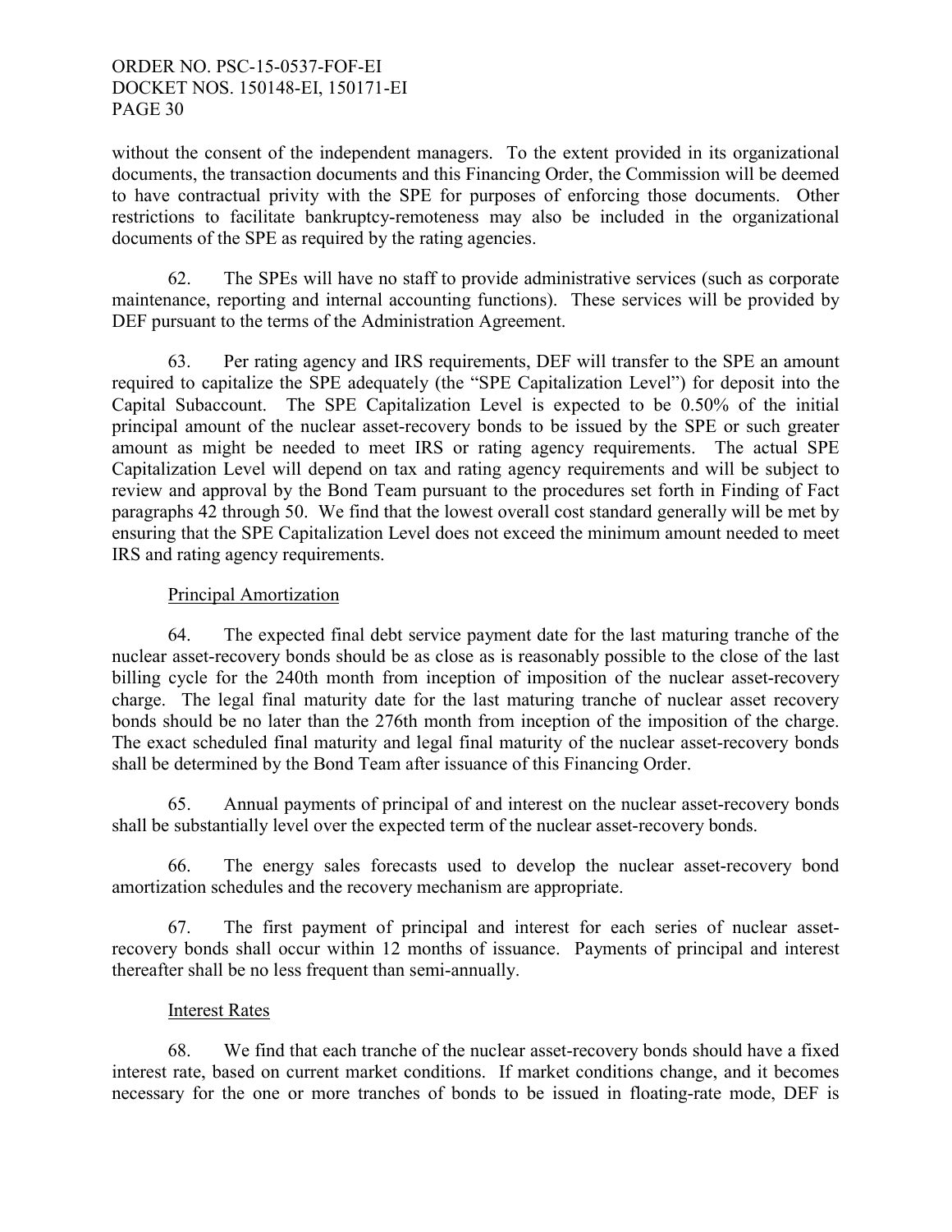without the consent of the independent managers. To the extent provided in its organizational documents, the transaction documents and this Financing Order, the Commission will be deemed to have contractual privity with the SPE for purposes of enforcing those documents. Other restrictions to facilitate bankruptcy-remoteness may also be included in the organizational documents of the SPE as required by the rating agencies.

62. The SPEs will have no staff to provide administrative services (such as corporate maintenance, reporting and internal accounting functions). These services will be provided by DEF pursuant to the terms of the Administration Agreement.

63. Per rating agency and IRS requirements, DEF will transfer to the SPE an amount required to capitalize the SPE adequately (the "SPE Capitalization Level") for deposit into the Capital Subaccount. The SPE Capitalization Level is expected to be 0.50% of the initial principal amount of the nuclear asset-recovery bonds to be issued by the SPE or such greater amount as might be needed to meet IRS or rating agency requirements. The actual SPE Capitalization Level will depend on tax and rating agency requirements and will be subject to review and approval by the Bond Team pursuant to the procedures set forth in Finding of Fact paragraphs 42 through 50. We find that the lowest overall cost standard generally will be met by ensuring that the SPE Capitalization Level does not exceed the minimum amount needed to meet IRS and rating agency requirements.

Principal Amortization

64. The expected final debt service payment date for the last maturing tranche of the nuclear asset-recovery bonds should be as close as is reasonably possible to the close of the last billing cycle for the 240th month from inception of imposition of the nuclear asset-recovery charge. The legal final maturity date for the last maturing tranche of nuclear asset recovery bonds should be no later than the 276th month from inception of the imposition of the charge. The exact scheduled final maturity and legal final maturity of the nuclear asset-recovery bonds shall be determined by the Bond Team after issuance of this Financing Order.

65. Annual payments of principal of and interest on the nuclear asset-recovery bonds shall be substantially level over the expected term of the nuclear asset-recovery bonds.

66. The energy sales forecasts used to develop the nuclear asset-recovery bond amortization schedules and the recovery mechanism are appropriate.

67. The first payment of principal and interest for each series of nuclear asset-recovery bonds shall occur within 12 months of issuance. Payments of principal and interest thereafter shall be no less frequent than semi-annually.

Interest Rates

68. We find that each tranche of the nuclear asset-recovery bonds should have a fixed interest rate, based on current market conditions. If market conditions change, and it becomes necessary for the one or more tranches of bonds to be issued in floating-rate mode, DEF is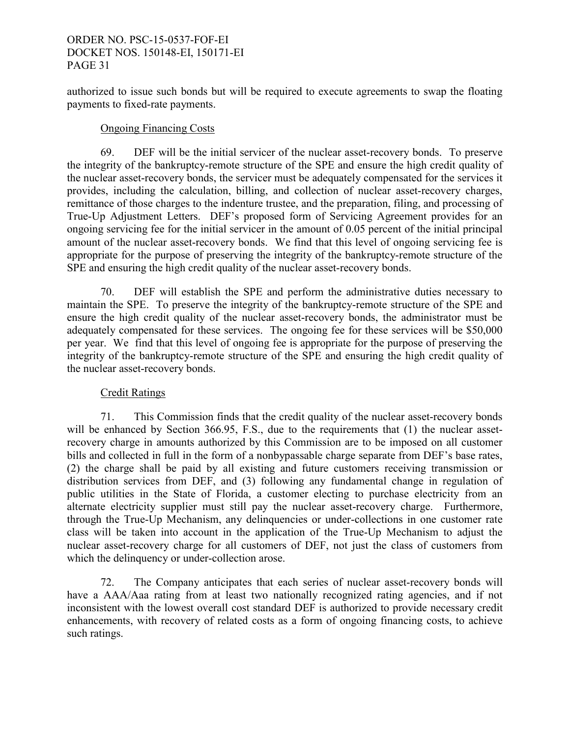authorized to issue such bonds but will be required to execute agreements to swap the floating payments to fixed-rate payments.

Ongoing Financing Costs

69. DEF will be the initial servicer of the nuclear asset-recovery bonds. To preserve the integrity of the bankruptcy-remote structure of the SPE and ensure the high credit quality of the nuclear asset-recovery bonds, the servicer must be adequately compensated for the services it provides, including the calculation, billing, and collection of nuclear asset-recovery charges, remittance of those charges to the indenture trustee, and the preparation, filing, and processing of True-Up Adjustment Letters. DEF's proposed form of Servicing Agreement provides for an ongoing servicing fee for the initial servicer in the amount of 0.05 percent of the initial principal amount of the nuclear asset-recovery bonds. We find that this level of ongoing servicing fee is appropriate for the purpose of preserving the integrity of the bankruptcy-remote structure of the SPE and ensuring the high credit quality of the nuclear asset-recovery bonds.

70. DEF will establish the SPE and perform the administrative duties necessary to maintain the SPE. To preserve the integrity of the bankruptcy-remote structure of the SPE and ensure the high credit quality of the nuclear asset-recovery bonds, the administrator must be adequately compensated for these services. The ongoing fee for these services will be $50,000 per year. We find that this level of ongoing fee is appropriate for the purpose of preserving the integrity of the bankruptcy-remote structure of the SPE and ensuring the high credit quality of the nuclear asset-recovery bonds.

Credit Ratings

71. This Commission finds that the credit quality of the nuclear asset-recovery bonds will be enhanced by Section 366.95, F.S., due to the requirements that (1) the nuclear asset-recovery charge in amounts authorized by this Commission are to be imposed on all customer bills and collected in full in the form of a nonbypassable charge separate from DEF's base rates, (2) the charge shall be paid by all existing and future customers receiving transmission or distribution services from DEF, and (3) following any fundamental change in regulation of public utilities in the State of Florida, a customer electing to purchase electricity from an alternate electricity supplier must still pay the nuclear asset-recovery charge. Furthermore, through the True-Up Mechanism, any delinquencies or under-collections in one customer rate class will be taken into account in the application of the True-Up Mechanism to adjust the nuclear asset-recovery charge for all customers of DEF, not just the class of customers from which the delinquency or under-collection arose.

72. The Company anticipates that each series of nuclear asset-recovery bonds will have a AAA/Aaa rating from at least two nationally recognized rating agencies, and if not inconsistent with the lowest overall cost standard DEF is authorized to provide necessary credit enhancements, with recovery of related costs as a form of ongoing financing costs, to achieve such ratings.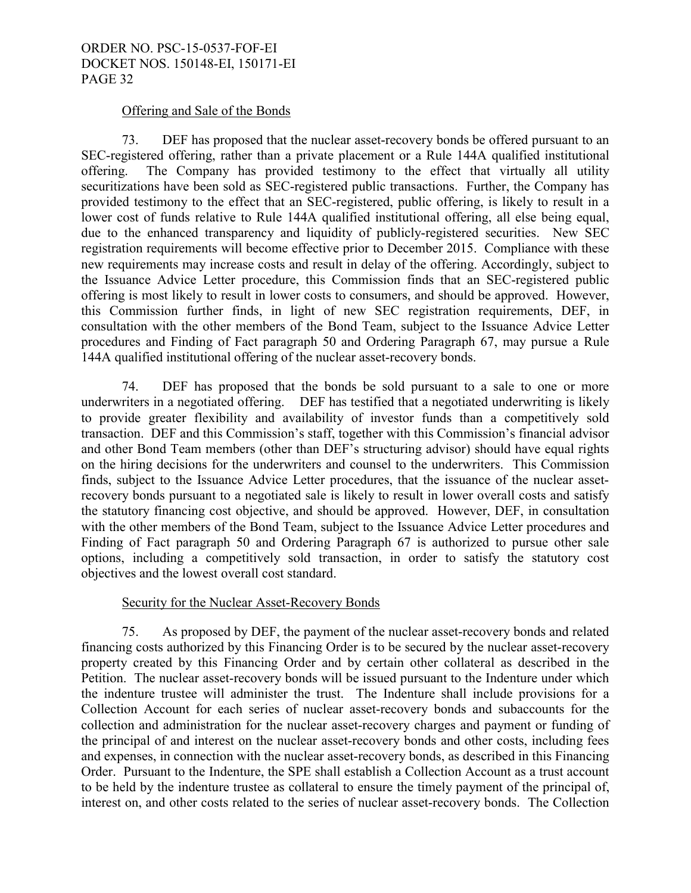Offering and Sale of the Bonds

73. DEF has proposed that the nuclear asset-recovery bonds be offered pursuant to an SEC-registered offering, rather than a private placement or a Rule 144A qualified institutional offering. The Company has provided testimony to the effect that virtually all utility securitizations have been sold as SEC-registered public transactions. Further, the Company has provided testimony to the effect that an SEC-registered, public offering, is likely to result in a lower cost of funds relative to Rule 144A qualified institutional offering, all else being equal, due to the enhanced transparency and liquidity of publicly-registered securities. New SEC registration requirements will become effective prior to December 2015. Compliance with these new requirements may increase costs and result in delay of the offering. Accordingly, subject to the Issuance Advice Letter procedure, this Commission finds that an SEC-registered public offering is most likely to result in lower costs to consumers, and should be approved. However, this Commission further finds, in light of new SEC registration requirements, DEF, in consultation with the other members of the Bond Team, subject to the Issuance Advice Letter procedures and Finding of Fact paragraph 50 and Ordering Paragraph 67, may pursue a Rule 144A qualified institutional offering of the nuclear asset-recovery bonds.

74. DEF has proposed that the bonds be sold pursuant to a sale to one or more underwriters in a negotiated offering. DEF has testified that a negotiated underwriting is likely to provide greater flexibility and availability of investor funds than a competitively sold transaction. DEF and this Commission's staff, together with this Commission's financial advisor and other Bond Team members (other than DEF's structuring advisor) should have equal rights on the hiring decisions for the underwriters and counsel to the underwriters. This Commission finds, subject to the Issuance Advice Letter procedures, that the issuance of the nuclear asset-recovery bonds pursuant to a negotiated sale is likely to result in lower overall costs and satisfy the statutory financing cost objective, and should be approved. However, DEF, in consultation with the other members of the Bond Team, subject to the Issuance Advice Letter procedures and Finding of Fact paragraph 50 and Ordering Paragraph 67 is authorized to pursue other sale options, including a competitively sold transaction, in order to satisfy the statutory cost objectives and the lowest overall cost standard.

Security for the Nuclear Asset-Recovery Bonds

75. As proposed by DEF, the payment of the nuclear asset-recovery bonds and related financing costs authorized by this Financing Order is to be secured by the nuclear asset-recovery property created by this Financing Order and by certain other collateral as described in the Petition. The nuclear asset-recovery bonds will be issued pursuant to the Indenture under which the indenture trustee will administer the trust. The Indenture shall include provisions for a Collection Account for each series of nuclear asset-recovery bonds and subaccounts for the collection and administration for the nuclear asset-recovery charges and payment or funding of the principal of and interest on the nuclear asset-recovery bonds and other costs, including fees and expenses, in connection with the nuclear asset-recovery bonds, as described in this Financing Order. Pursuant to the Indenture, the SPE shall establish a Collection Account as a trust account to be held by the indenture trustee as collateral to ensure the timely payment of the principal of, interest on, and other costs related to the series of nuclear asset-recovery bonds. The Collection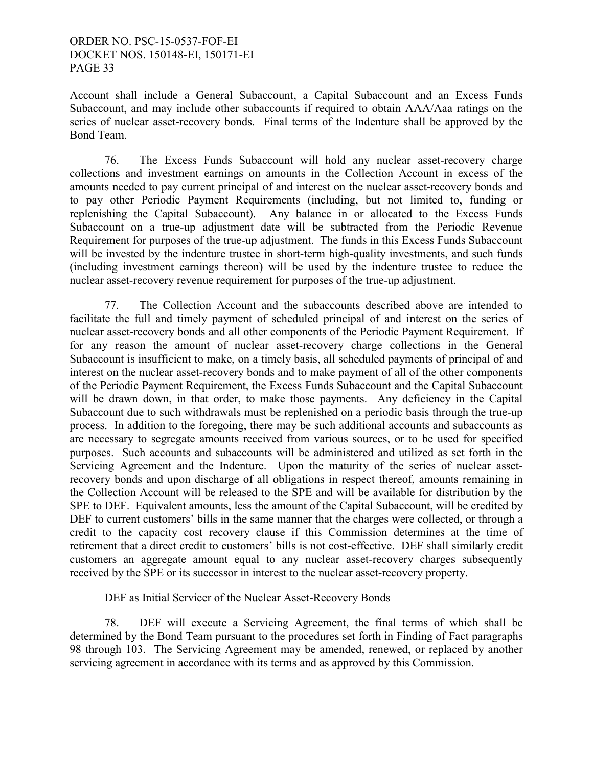Account shall include a General Subaccount, a Capital Subaccount and an Excess Funds Subaccount, and may include other subaccounts if required to obtain AAA/Aaa ratings on the series of nuclear asset-recovery bonds. Final terms of the Indenture shall be approved by the Bond Team.

76. The Excess Funds Subaccount will hold any nuclear asset-recovery charge collections and investment earnings on amounts in the Collection Account in excess of the amounts needed to pay current principal of and interest on the nuclear asset-recovery bonds and to pay other Periodic Payment Requirements (including, but not limited to, funding or replenishing the Capital Subaccount). Any balance in or allocated to the Excess Funds Subaccount on a true-up adjustment date will be subtracted from the Periodic Revenue Requirement for purposes of the true-up adjustment. The funds in this Excess Funds Subaccount will be invested by the indenture trustee in short-term high-quality investments, and such funds (including investment earnings thereon) will be used by the indenture trustee to reduce the nuclear asset-recovery revenue requirement for purposes of the true-up adjustment.

77. The Collection Account and the subaccounts described above are intended to facilitate the full and timely payment of scheduled principal of and interest on the series of nuclear asset-recovery bonds and all other components of the Periodic Payment Requirement. If for any reason the amount of nuclear asset-recovery charge collections in the General Subaccount is insufficient to make, on a timely basis, all scheduled payments of principal of and interest on the nuclear asset-recovery bonds and to make payment of all of the other components of the Periodic Payment Requirement, the Excess Funds Subaccount and the Capital Subaccount will be drawn down, in that order, to make those payments. Any deficiency in the Capital Subaccount due to such withdrawals must be replenished on a periodic basis through the true-up process. In addition to the foregoing, there may be such additional accounts and subaccounts as are necessary to segregate amounts received from various sources, or to be used for specified purposes. Such accounts and subaccounts will be administered and utilized as set forth in the Servicing Agreement and the Indenture. Upon the maturity of the series of nuclear asset-recovery bonds and upon discharge of all obligations in respect thereof, amounts remaining in the Collection Account will be released to the SPE and will be available for distribution by the SPE to DEF. Equivalent amounts, less the amount of the Capital Subaccount, will be credited by DEF to current customers' bills in the same manner that the charges were collected, or through a credit to the capacity cost recovery clause if this Commission determines at the time of retirement that a direct credit to customers' bills is not cost-effective. DEF shall similarly credit customers an aggregate amount equal to any nuclear asset-recovery charges subsequently received by the SPE or its successor in interest to the nuclear asset-recovery property.

DEF as Initial Servicer of the Nuclear Asset-Recovery Bonds

78. DEF will execute a Servicing Agreement, the final terms of which shall be determined by the Bond Team pursuant to the procedures set forth in Finding of Fact paragraphs 98 through 103. The Servicing Agreement may be amended, renewed, or replaced by another servicing agreement in accordance with its terms and as approved by this Commission.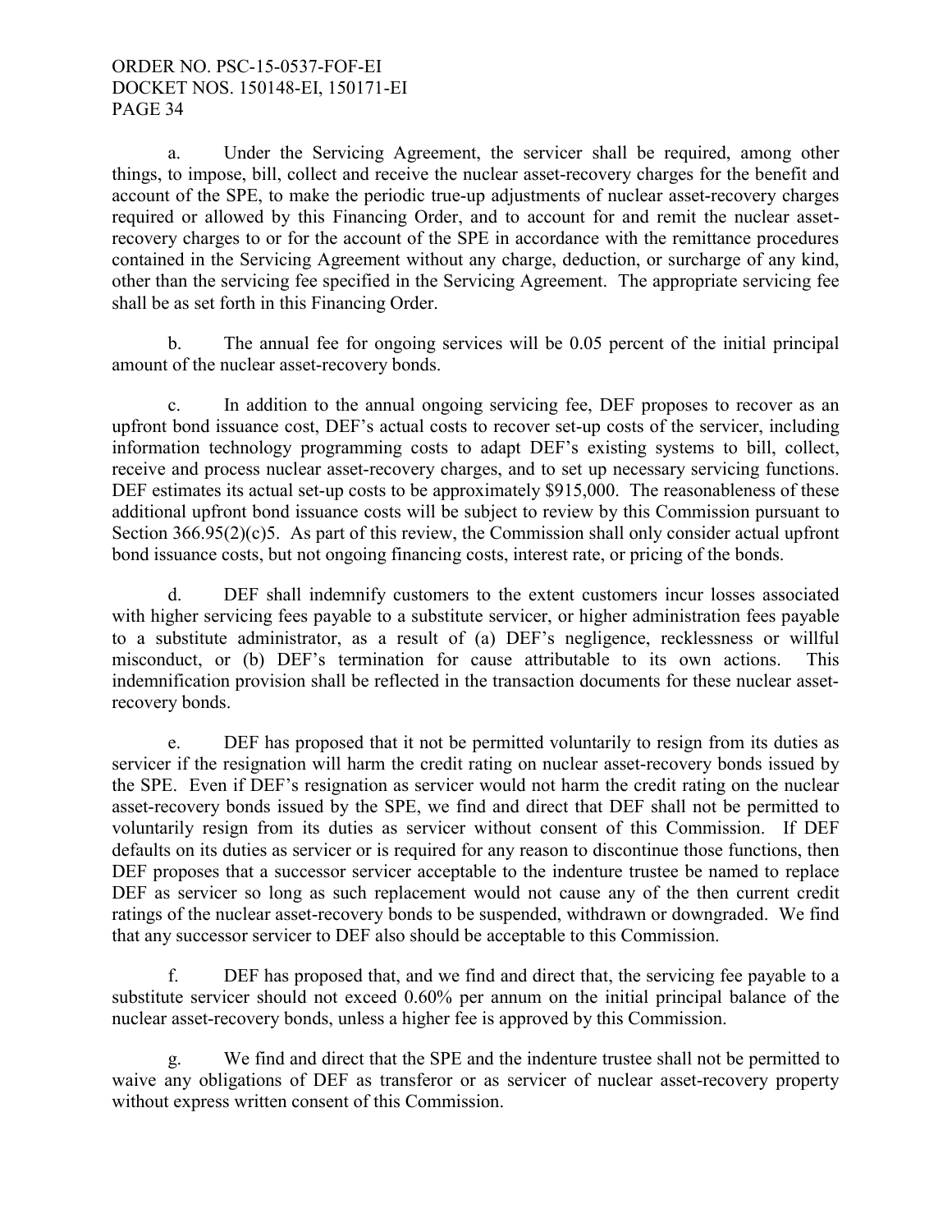a. Under the Servicing Agreement, the servicer shall be required, among other things, to impose, bill, collect and receive the nuclear asset-recovery charges for the benefit and account of the SPE, to make the periodic true-up adjustments of nuclear asset-recovery charges required or allowed by this Financing Order, and to account for and remit the nuclear asset-recovery charges to or for the account of the SPE in accordance with the remittance procedures contained in the Servicing Agreement without any charge, deduction, or surcharge of any kind, other than the servicing fee specified in the Servicing Agreement. The appropriate servicing fee shall be as set forth in this Financing Order.

b. The annual fee for ongoing services will be 0.05 percent of the initial principal amount of the nuclear asset-recovery bonds.

c. In addition to the annual ongoing servicing fee, DEF proposes to recover as an upfront bond issuance cost, DEF's actual costs to recover set-up costs of the servicer, including information technology programming costs to adapt DEF's existing systems to bill, collect, receive and process nuclear asset-recovery charges, and to set up necessary servicing functions. DEF estimates its actual set-up costs to be approximately $915,000. The reasonableness of these additional upfront bond issuance costs will be subject to review by this Commission pursuant to Section 366.95(2)(c)5. As part of this review, the Commission shall only consider actual upfront bond issuance costs, but not ongoing financing costs, interest rate, or pricing of the bonds.

d. DEF shall indemnify customers to the extent customers incur losses associated with higher servicing fees payable to a substitute servicer, or higher administration fees payable to a substitute administrator, as a result of (a) DEF's negligence, recklessness or willful misconduct, or (b) DEF's termination for cause attributable to its own actions. This indemnification provision shall be reflected in the transaction documents for these nuclear asset-recovery bonds.

e. DEF has proposed that it not be permitted voluntarily to resign from its duties as servicer if the resignation will harm the credit rating on nuclear asset-recovery bonds issued by the SPE. Even if DEF's resignation as servicer would not harm the credit rating on the nuclear asset-recovery bonds issued by the SPE, we find and direct that DEF shall not be permitted to voluntarily resign from its duties as servicer without consent of this Commission. If DEF defaults on its duties as servicer or is required for any reason to discontinue those functions, then DEF proposes that a successor servicer acceptable to the indenture trustee be named to replace DEF as servicer so long as such replacement would not cause any of the then current credit ratings of the nuclear asset-recovery bonds to be suspended, withdrawn or downgraded. We find that any successor servicer to DEF also should be acceptable to this Commission.

f. DEF has proposed that, and we find and direct that, the servicing fee payable to a substitute servicer should not exceed 0.60% per annum on the initial principal balance of the nuclear asset-recovery bonds, unless a higher fee is approved by this Commission.

g. We find and direct that the SPE and the indenture trustee shall not be permitted to waive any obligations of DEF as transferor or as servicer of nuclear asset-recovery property without express written consent of this Commission.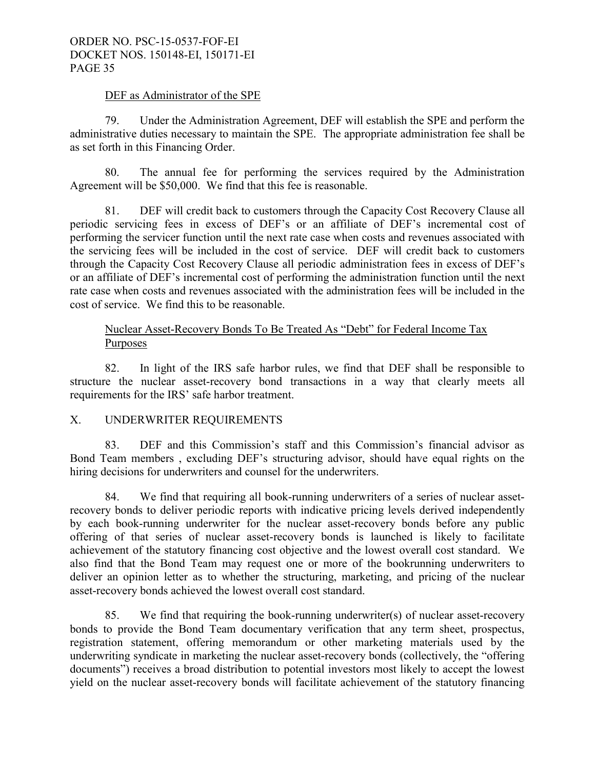DEF as Administrator of the SPE

79. Under the Administration Agreement, DEF will establish the SPE and perform the administrative duties necessary to maintain the SPE. The appropriate administration fee shall be as set forth in this Financing Order.

80. The annual fee for performing the services required by the Administration Agreement will be $50,000. We find that this fee is reasonable.

81. DEF will credit back to customers through the Capacity Cost Recovery Clause all periodic servicing fees in excess of DEF's or an affiliate of DEF's incremental cost of performing the servicer function until the next rate case when costs and revenues associated with the servicing fees will be included in the cost of service. DEF will credit back to customers through the Capacity Cost Recovery Clause all periodic administration fees in excess of DEF's or an affiliate of DEF's incremental cost of performing the administration function until the next rate case when costs and revenues associated with the administration fees will be included in the cost of service. We find this to be reasonable.

Nuclear Asset-Recovery Bonds To Be Treated As "Debt" for Federal Income Tax Purposes

82. In light of the IRS safe harbor rules, we find that DEF shall be responsible to structure the nuclear asset-recovery bond transactions in a way that clearly meets all requirements for the IRS' safe harbor treatment.

## X. UNDERWRITER REQUIREMENTS

83. DEF and this Commission's staff and this Commission's financial advisor as Bond Team members , excluding DEF's structuring advisor, should have equal rights on the hiring decisions for underwriters and counsel for the underwriters.

84. We find that requiring all book-running underwriters of a series of nuclear asset-recovery bonds to deliver periodic reports with indicative pricing levels derived independently by each book-running underwriter for the nuclear asset-recovery bonds before any public offering of that series of nuclear asset-recovery bonds is launched is likely to facilitate achievement of the statutory financing cost objective and the lowest overall cost standard. We also find that the Bond Team may request one or more of the bookrunning underwriters to deliver an opinion letter as to whether the structuring, marketing, and pricing of the nuclear asset-recovery bonds achieved the lowest overall cost standard.

85. We find that requiring the book-running underwriter(s) of nuclear asset-recovery bonds to provide the Bond Team documentary verification that any term sheet, prospectus, registration statement, offering memorandum or other marketing materials used by the underwriting syndicate in marketing the nuclear asset-recovery bonds (collectively, the "offering documents") receives a broad distribution to potential investors most likely to accept the lowest yield on the nuclear asset-recovery bonds will facilitate achievement of the statutory financing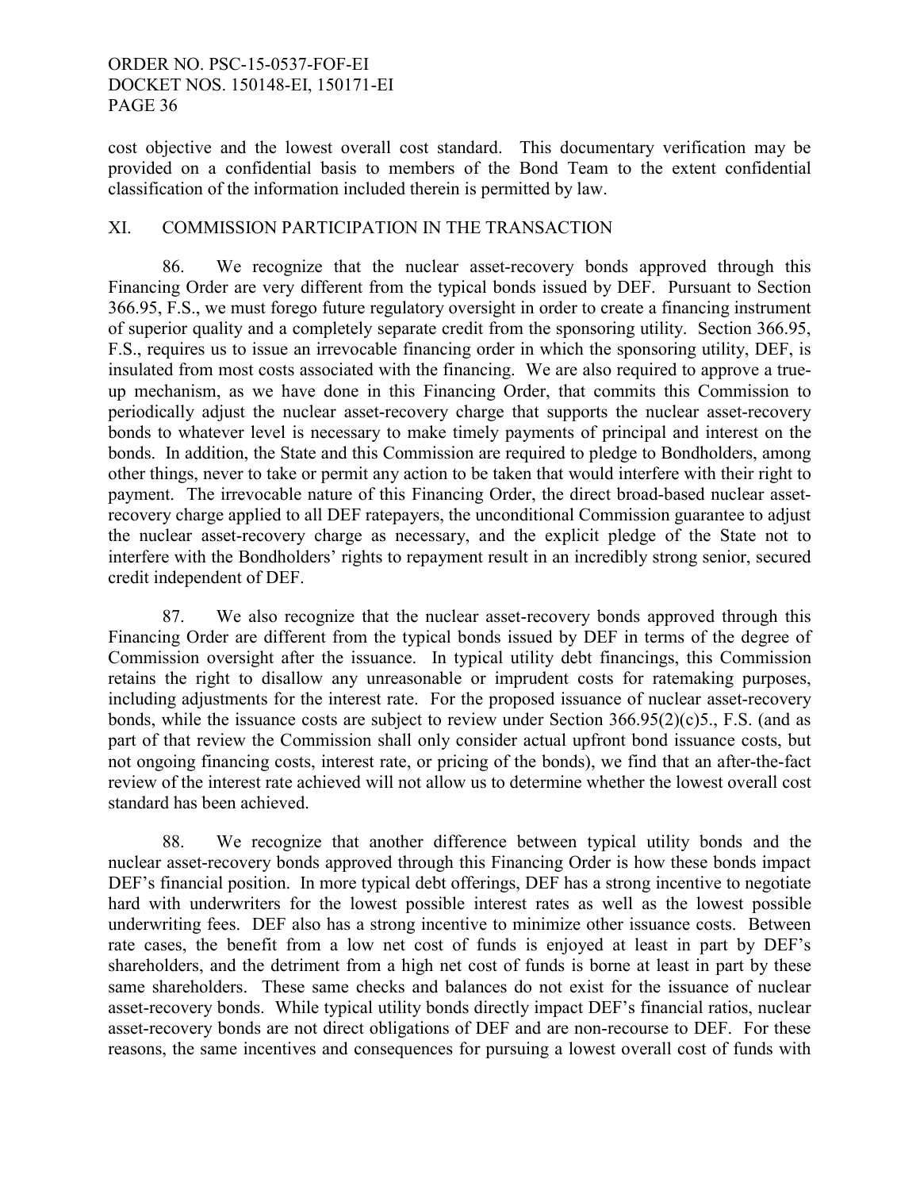cost objective and the lowest overall cost standard. This documentary verification may be provided on a confidential basis to members of the Bond Team to the extent confidential classification of the information included therein is permitted by law.

## XI. COMMISSION PARTICIPATION IN THE TRANSACTION

86. We recognize that the nuclear asset-recovery bonds approved through this Financing Order are very different from the typical bonds issued by DEF. Pursuant to Section 366.95, F.S., we must forego future regulatory oversight in order to create a financing instrument of superior quality and a completely separate credit from the sponsoring utility. Section 366.95, F.S., requires us to issue an irrevocable financing order in which the sponsoring utility, DEF, is insulated from most costs associated with the financing. We are also required to approve a true-up mechanism, as we have done in this Financing Order, that commits this Commission to periodically adjust the nuclear asset-recovery charge that supports the nuclear asset-recovery bonds to whatever level is necessary to make timely payments of principal and interest on the bonds. In addition, the State and this Commission are required to pledge to Bondholders, among other things, never to take or permit any action to be taken that would interfere with their right to payment. The irrevocable nature of this Financing Order, the direct broad-based nuclear asset-recovery charge applied to all DEF ratepayers, the unconditional Commission guarantee to adjust the nuclear asset-recovery charge as necessary, and the explicit pledge of the State not to interfere with the Bondholders' rights to repayment result in an incredibly strong senior, secured credit independent of DEF.

87. We also recognize that the nuclear asset-recovery bonds approved through this Financing Order are different from the typical bonds issued by DEF in terms of the degree of Commission oversight after the issuance. In typical utility debt financings, this Commission retains the right to disallow any unreasonable or imprudent costs for ratemaking purposes, including adjustments for the interest rate. For the proposed issuance of nuclear asset-recovery bonds, while the issuance costs are subject to review under Section 366.95(2)(c)5., F.S. (and as part of that review the Commission shall only consider actual upfront bond issuance costs, but not ongoing financing costs, interest rate, or pricing of the bonds), we find that an after-the-fact review of the interest rate achieved will not allow us to determine whether the lowest overall cost standard has been achieved.

88. We recognize that another difference between typical utility bonds and the nuclear asset-recovery bonds approved through this Financing Order is how these bonds impact DEF's financial position. In more typical debt offerings, DEF has a strong incentive to negotiate hard with underwriters for the lowest possible interest rates as well as the lowest possible underwriting fees. DEF also has a strong incentive to minimize other issuance costs. Between rate cases, the benefit from a low net cost of funds is enjoyed at least in part by DEF's shareholders, and the detriment from a high net cost of funds is borne at least in part by these same shareholders. These same checks and balances do not exist for the issuance of nuclear asset-recovery bonds. While typical utility bonds directly impact DEF's financial ratios, nuclear asset-recovery bonds are not direct obligations of DEF and are non-recourse to DEF. For these reasons, the same incentives and consequences for pursuing a lowest overall cost of funds with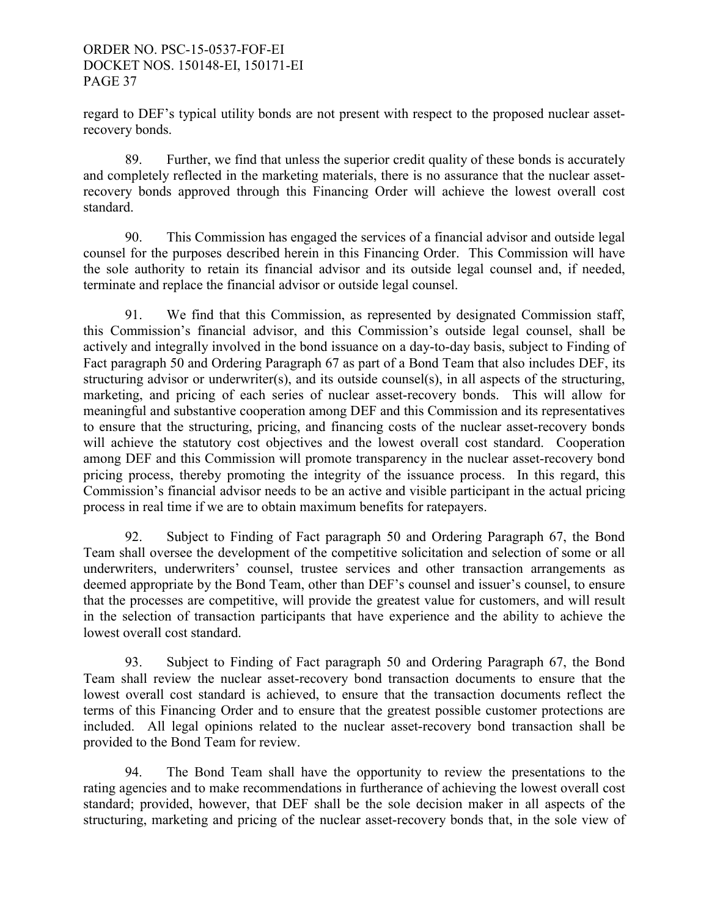regard to DEF's typical utility bonds are not present with respect to the proposed nuclear asset-recovery bonds.

89. Further, we find that unless the superior credit quality of these bonds is accurately and completely reflected in the marketing materials, there is no assurance that the nuclear asset-recovery bonds approved through this Financing Order will achieve the lowest overall cost standard.

90. This Commission has engaged the services of a financial advisor and outside legal counsel for the purposes described herein in this Financing Order. This Commission will have the sole authority to retain its financial advisor and its outside legal counsel and, if needed, terminate and replace the financial advisor or outside legal counsel.

91. We find that this Commission, as represented by designated Commission staff, this Commission's financial advisor, and this Commission's outside legal counsel, shall be actively and integrally involved in the bond issuance on a day-to-day basis, subject to Finding of Fact paragraph 50 and Ordering Paragraph 67 as part of a Bond Team that also includes DEF, its structuring advisor or underwriter(s), and its outside counsel(s), in all aspects of the structuring, marketing, and pricing of each series of nuclear asset-recovery bonds. This will allow for meaningful and substantive cooperation among DEF and this Commission and its representatives to ensure that the structuring, pricing, and financing costs of the nuclear asset-recovery bonds will achieve the statutory cost objectives and the lowest overall cost standard. Cooperation among DEF and this Commission will promote transparency in the nuclear asset-recovery bond pricing process, thereby promoting the integrity of the issuance process. In this regard, this Commission's financial advisor needs to be an active and visible participant in the actual pricing process in real time if we are to obtain maximum benefits for ratepayers.

92. Subject to Finding of Fact paragraph 50 and Ordering Paragraph 67, the Bond Team shall oversee the development of the competitive solicitation and selection of some or all underwriters, underwriters' counsel, trustee services and other transaction arrangements as deemed appropriate by the Bond Team, other than DEF's counsel and issuer's counsel, to ensure that the processes are competitive, will provide the greatest value for customers, and will result in the selection of transaction participants that have experience and the ability to achieve the lowest overall cost standard.

93. Subject to Finding of Fact paragraph 50 and Ordering Paragraph 67, the Bond Team shall review the nuclear asset-recovery bond transaction documents to ensure that the lowest overall cost standard is achieved, to ensure that the transaction documents reflect the terms of this Financing Order and to ensure that the greatest possible customer protections are included. All legal opinions related to the nuclear asset-recovery bond transaction shall be provided to the Bond Team for review.

94. The Bond Team shall have the opportunity to review the presentations to the rating agencies and to make recommendations in furtherance of achieving the lowest overall cost standard; provided, however, that DEF shall be the sole decision maker in all aspects of the structuring, marketing and pricing of the nuclear asset-recovery bonds that, in the sole view of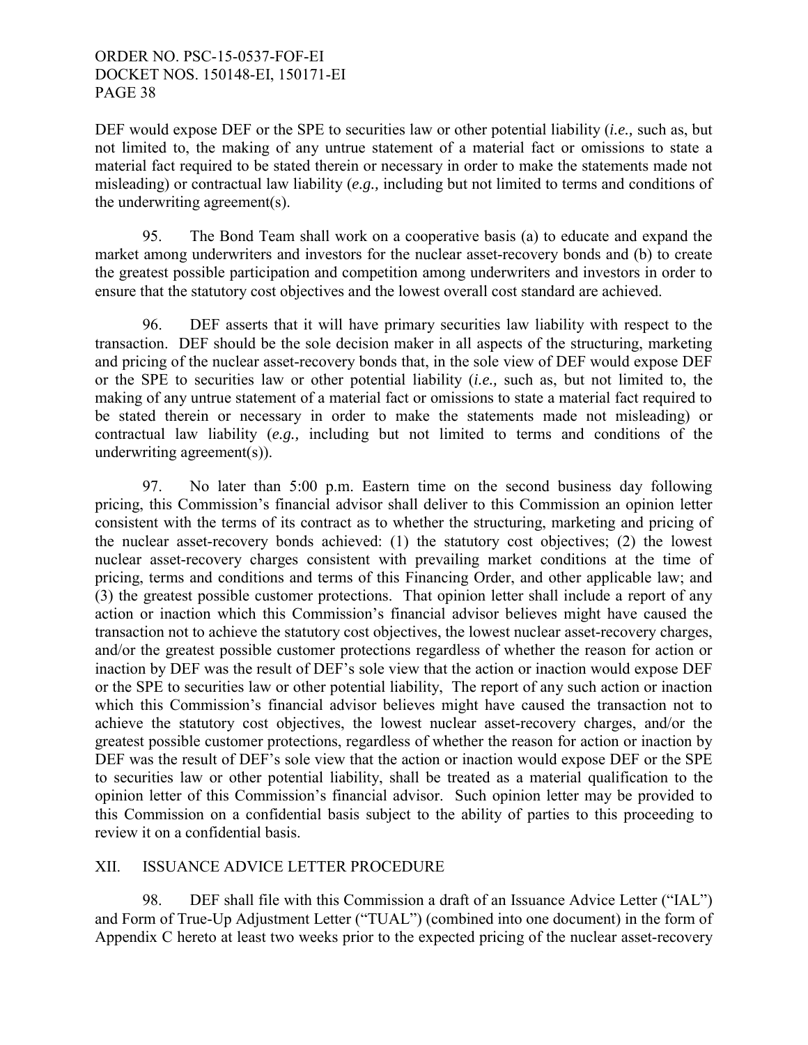DEF would expose DEF or the SPE to securities law or other potential liability (*i.e.,* such as, but not limited to, the making of any untrue statement of a material fact or omissions to state a material fact required to be stated therein or necessary in order to make the statements made not misleading) or contractual law liability (*e.g.,* including but not limited to terms and conditions of the underwriting agreement(s).

95. The Bond Team shall work on a cooperative basis (a) to educate and expand the market among underwriters and investors for the nuclear asset-recovery bonds and (b) to create the greatest possible participation and competition among underwriters and investors in order to ensure that the statutory cost objectives and the lowest overall cost standard are achieved.

96. DEF asserts that it will have primary securities law liability with respect to the transaction. DEF should be the sole decision maker in all aspects of the structuring, marketing and pricing of the nuclear asset-recovery bonds that, in the sole view of DEF would expose DEF or the SPE to securities law or other potential liability (*i.e.,* such as, but not limited to, the making of any untrue statement of a material fact or omissions to state a material fact required to be stated therein or necessary in order to make the statements made not misleading) or contractual law liability (*e.g.,* including but not limited to terms and conditions of the underwriting agreement(s)).

97. No later than 5:00 p.m. Eastern time on the second business day following pricing, this Commission's financial advisor shall deliver to this Commission an opinion letter consistent with the terms of its contract as to whether the structuring, marketing and pricing of the nuclear asset-recovery bonds achieved: (1) the statutory cost objectives; (2) the lowest nuclear asset-recovery charges consistent with prevailing market conditions at the time of pricing, terms and conditions and terms of this Financing Order, and other applicable law; and (3) the greatest possible customer protections. That opinion letter shall include a report of any action or inaction which this Commission's financial advisor believes might have caused the transaction not to achieve the statutory cost objectives, the lowest nuclear asset-recovery charges, and/or the greatest possible customer protections regardless of whether the reason for action or inaction by DEF was the result of DEF's sole view that the action or inaction would expose DEF or the SPE to securities law or other potential liability, The report of any such action or inaction which this Commission's financial advisor believes might have caused the transaction not to achieve the statutory cost objectives, the lowest nuclear asset-recovery charges, and/or the greatest possible customer protections, regardless of whether the reason for action or inaction by DEF was the result of DEF's sole view that the action or inaction would expose DEF or the SPE to securities law or other potential liability, shall be treated as a material qualification to the opinion letter of this Commission's financial advisor. Such opinion letter may be provided to this Commission on a confidential basis subject to the ability of parties to this proceeding to review it on a confidential basis.

## XII. ISSUANCE ADVICE LETTER PROCEDURE

98. DEF shall file with this Commission a draft of an Issuance Advice Letter ("IAL") and Form of True-Up Adjustment Letter ("TUAL") (combined into one document) in the form of Appendix C hereto at least two weeks prior to the expected pricing of the nuclear asset-recovery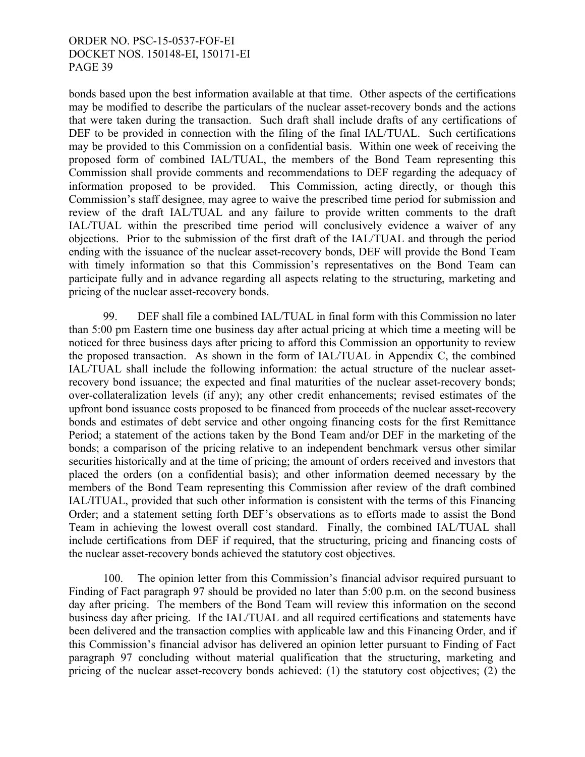bonds based upon the best information available at that time. Other aspects of the certifications may be modified to describe the particulars of the nuclear asset-recovery bonds and the actions that were taken during the transaction. Such draft shall include drafts of any certifications of DEF to be provided in connection with the filing of the final IAL/TUAL. Such certifications may be provided to this Commission on a confidential basis. Within one week of receiving the proposed form of combined IAL/TUAL, the members of the Bond Team representing this Commission shall provide comments and recommendations to DEF regarding the adequacy of information proposed to be provided. This Commission, acting directly, or though this Commission's staff designee, may agree to waive the prescribed time period for submission and review of the draft IAL/TUAL and any failure to provide written comments to the draft IAL/TUAL within the prescribed time period will conclusively evidence a waiver of any objections. Prior to the submission of the first draft of the IAL/TUAL and through the period ending with the issuance of the nuclear asset-recovery bonds, DEF will provide the Bond Team with timely information so that this Commission's representatives on the Bond Team can participate fully and in advance regarding all aspects relating to the structuring, marketing and pricing of the nuclear asset-recovery bonds.

99. DEF shall file a combined IAL/TUAL in final form with this Commission no later than 5:00 pm Eastern time one business day after actual pricing at which time a meeting will be noticed for three business days after pricing to afford this Commission an opportunity to review the proposed transaction. As shown in the form of IAL/TUAL in Appendix C, the combined IAL/TUAL shall include the following information: the actual structure of the nuclear asset-recovery bond issuance; the expected and final maturities of the nuclear asset-recovery bonds; over-collateralization levels (if any); any other credit enhancements; revised estimates of the upfront bond issuance costs proposed to be financed from proceeds of the nuclear asset-recovery bonds and estimates of debt service and other ongoing financing costs for the first Remittance Period; a statement of the actions taken by the Bond Team and/or DEF in the marketing of the bonds; a comparison of the pricing relative to an independent benchmark versus other similar securities historically and at the time of pricing; the amount of orders received and investors that placed the orders (on a confidential basis); and other information deemed necessary by the members of the Bond Team representing this Commission after review of the draft combined IAL/ITUAL, provided that such other information is consistent with the terms of this Financing Order; and a statement setting forth DEF's observations as to efforts made to assist the Bond Team in achieving the lowest overall cost standard. Finally, the combined IAL/TUAL shall include certifications from DEF if required, that the structuring, pricing and financing costs of the nuclear asset-recovery bonds achieved the statutory cost objectives.

100. The opinion letter from this Commission's financial advisor required pursuant to Finding of Fact paragraph 97 should be provided no later than 5:00 p.m. on the second business day after pricing. The members of the Bond Team will review this information on the second business day after pricing. If the IAL/TUAL and all required certifications and statements have been delivered and the transaction complies with applicable law and this Financing Order, and if this Commission's financial advisor has delivered an opinion letter pursuant to Finding of Fact paragraph 97 concluding without material qualification that the structuring, marketing and pricing of the nuclear asset-recovery bonds achieved: (1) the statutory cost objectives; (2) the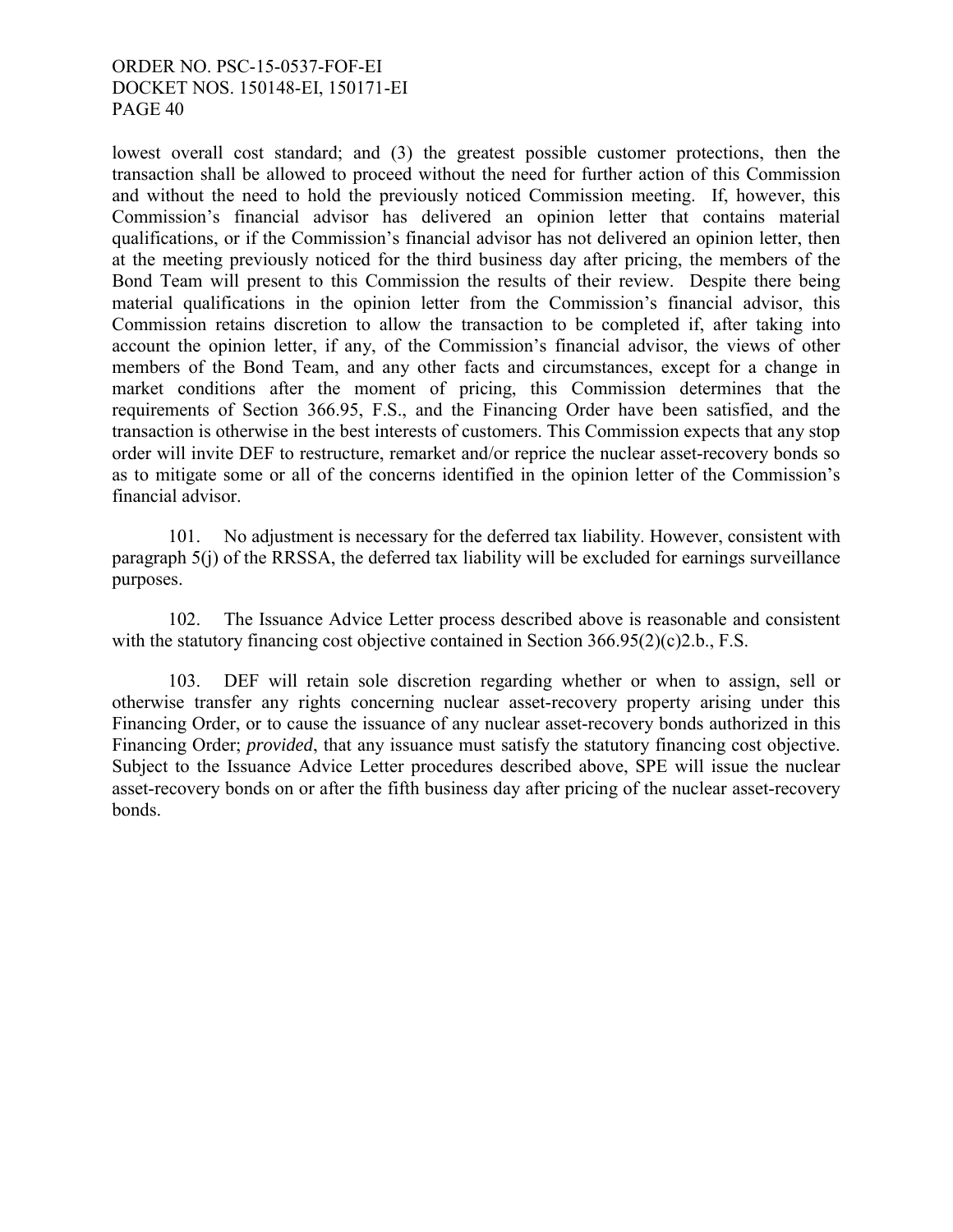lowest overall cost standard; and (3) the greatest possible customer protections, then the transaction shall be allowed to proceed without the need for further action of this Commission and without the need to hold the previously noticed Commission meeting. If, however, this Commission's financial advisor has delivered an opinion letter that contains material qualifications, or if the Commission's financial advisor has not delivered an opinion letter, then at the meeting previously noticed for the third business day after pricing, the members of the Bond Team will present to this Commission the results of their review. Despite there being material qualifications in the opinion letter from the Commission's financial advisor, this Commission retains discretion to allow the transaction to be completed if, after taking into account the opinion letter, if any, of the Commission's financial advisor, the views of other members of the Bond Team, and any other facts and circumstances, except for a change in market conditions after the moment of pricing, this Commission determines that the requirements of Section 366.95, F.S., and the Financing Order have been satisfied, and the transaction is otherwise in the best interests of customers. This Commission expects that any stop order will invite DEF to restructure, remarket and/or reprice the nuclear asset-recovery bonds so as to mitigate some or all of the concerns identified in the opinion letter of the Commission's financial advisor.

101. No adjustment is necessary for the deferred tax liability. However, consistent with paragraph 5(j) of the RRSSA, the deferred tax liability will be excluded for earnings surveillance purposes.

102. The Issuance Advice Letter process described above is reasonable and consistent with the statutory financing cost objective contained in Section 366.95(2)(c)2.b., F.S.

103. DEF will retain sole discretion regarding whether or when to assign, sell or otherwise transfer any rights concerning nuclear asset-recovery property arising under this Financing Order, or to cause the issuance of any nuclear asset-recovery bonds authorized in this Financing Order; *provided*, that any issuance must satisfy the statutory financing cost objective. Subject to the Issuance Advice Letter procedures described above, SPE will issue the nuclear asset-recovery bonds on or after the fifth business day after pricing of the nuclear asset-recovery bonds.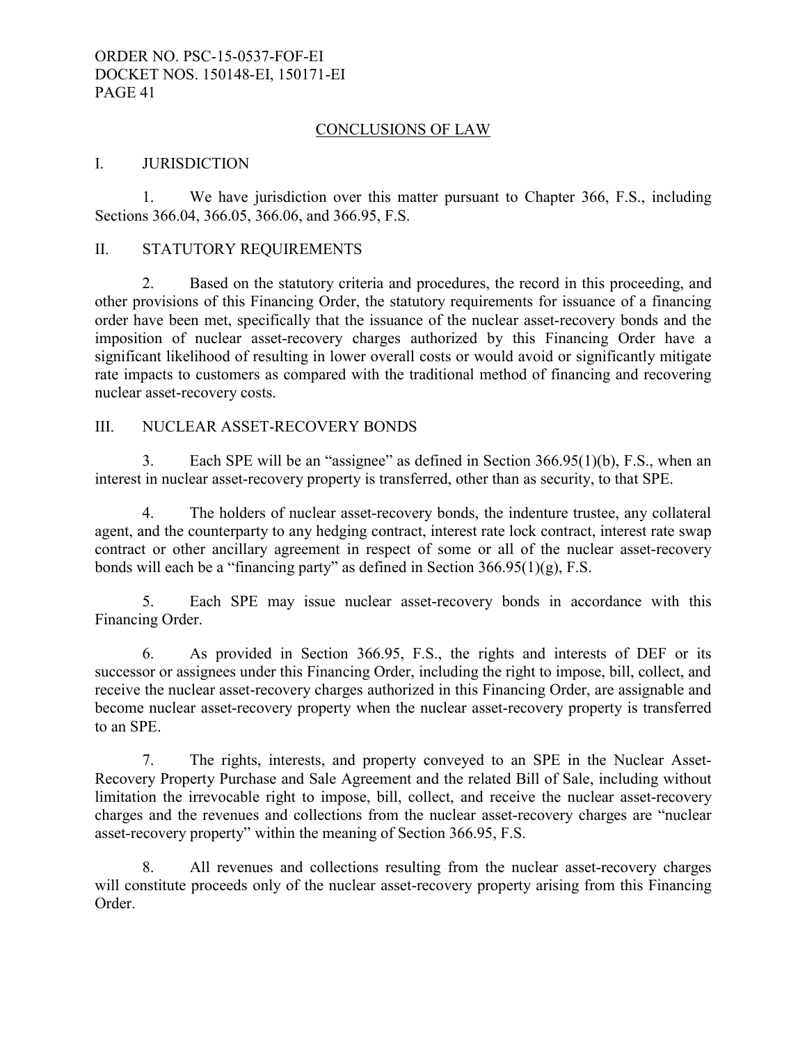## CONCLUSIONS OF LAW

### I. JURISDICTION

1. We have jurisdiction over this matter pursuant to Chapter 366, F.S., including Sections 366.04, 366.05, 366.06, and 366.95, F.S.

### II. STATUTORY REQUIREMENTS

2. Based on the statutory criteria and procedures, the record in this proceeding, and other provisions of this Financing Order, the statutory requirements for issuance of a financing order have been met, specifically that the issuance of the nuclear asset-recovery bonds and the imposition of nuclear asset-recovery charges authorized by this Financing Order have a significant likelihood of resulting in lower overall costs or would avoid or significantly mitigate rate impacts to customers as compared with the traditional method of financing and recovering nuclear asset-recovery costs.

### III. NUCLEAR ASSET-RECOVERY BONDS

3. Each SPE will be an "assignee" as defined in Section 366.95(1)(b), F.S., when an interest in nuclear asset-recovery property is transferred, other than as security, to that SPE.

4. The holders of nuclear asset-recovery bonds, the indenture trustee, any collateral agent, and the counterparty to any hedging contract, interest rate lock contract, interest rate swap contract or other ancillary agreement in respect of some or all of the nuclear asset-recovery bonds will each be a "financing party" as defined in Section 366.95(1)(g), F.S.

5. Each SPE may issue nuclear asset-recovery bonds in accordance with this Financing Order.

6. As provided in Section 366.95, F.S., the rights and interests of DEF or its successor or assignees under this Financing Order, including the right to impose, bill, collect, and receive the nuclear asset-recovery charges authorized in this Financing Order, are assignable and become nuclear asset-recovery property when the nuclear asset-recovery property is transferred to an SPE.

7. The rights, interests, and property conveyed to an SPE in the Nuclear Asset-Recovery Property Purchase and Sale Agreement and the related Bill of Sale, including without limitation the irrevocable right to impose, bill, collect, and receive the nuclear asset-recovery charges and the revenues and collections from the nuclear asset-recovery charges are "nuclear asset-recovery property" within the meaning of Section 366.95, F.S.

8. All revenues and collections resulting from the nuclear asset-recovery charges will constitute proceeds only of the nuclear asset-recovery property arising from this Financing Order.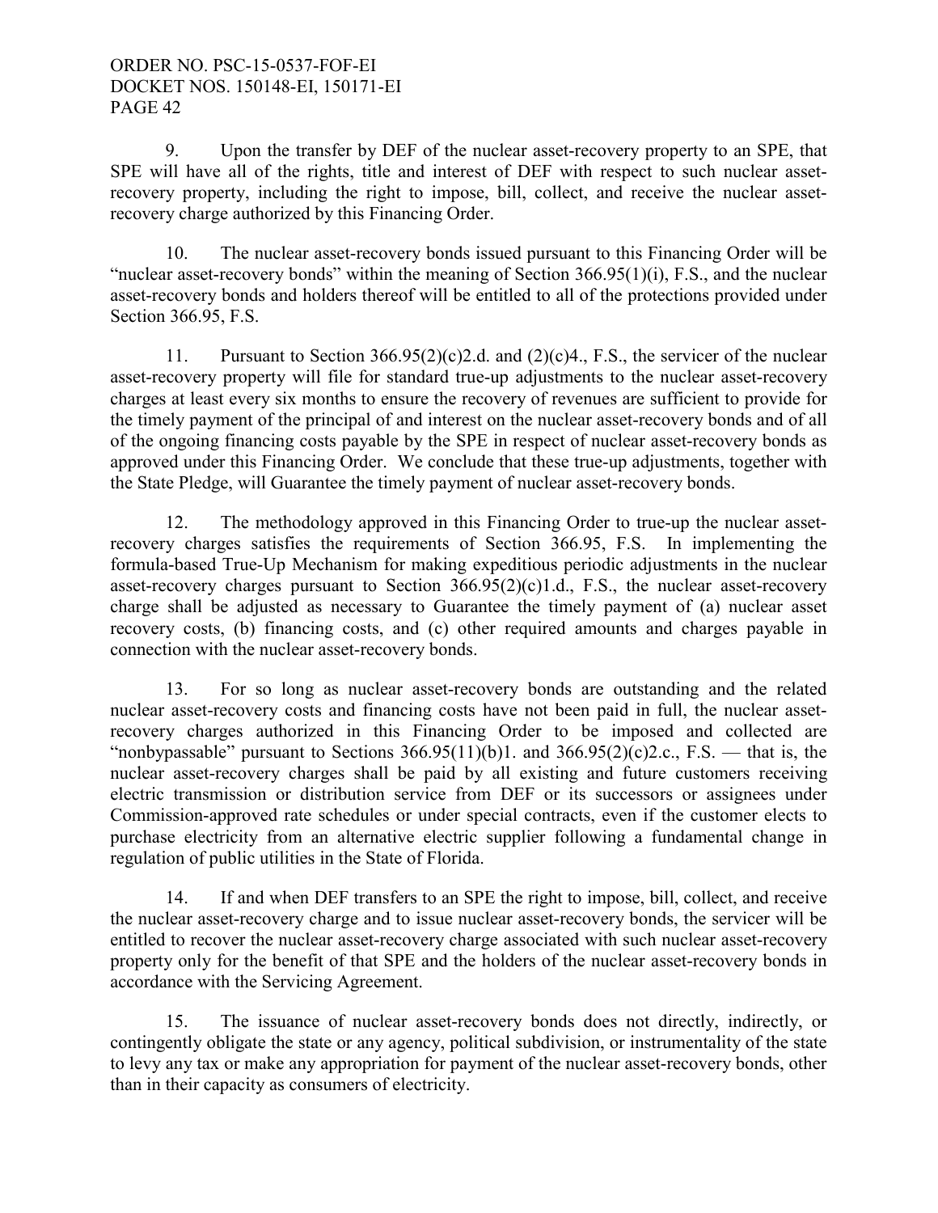9. Upon the transfer by DEF of the nuclear asset-recovery property to an SPE, that SPE will have all of the rights, title and interest of DEF with respect to such nuclear asset-recovery property, including the right to impose, bill, collect, and receive the nuclear asset-recovery charge authorized by this Financing Order.

10. The nuclear asset-recovery bonds issued pursuant to this Financing Order will be "nuclear asset-recovery bonds" within the meaning of Section 366.95(1)(i), F.S., and the nuclear asset-recovery bonds and holders thereof will be entitled to all of the protections provided under Section 366.95, F.S.

11. Pursuant to Section 366.95(2)(c)2.d. and (2)(c)4., F.S., the servicer of the nuclear asset-recovery property will file for standard true-up adjustments to the nuclear asset-recovery charges at least every six months to ensure the recovery of revenues are sufficient to provide for the timely payment of the principal of and interest on the nuclear asset-recovery bonds and of all of the ongoing financing costs payable by the SPE in respect of nuclear asset-recovery bonds as approved under this Financing Order. We conclude that these true-up adjustments, together with the State Pledge, will Guarantee the timely payment of nuclear asset-recovery bonds.

12. The methodology approved in this Financing Order to true-up the nuclear asset-recovery charges satisfies the requirements of Section 366.95, F.S. In implementing the formula-based True-Up Mechanism for making expeditious periodic adjustments in the nuclear asset-recovery charges pursuant to Section 366.95(2)(c)1.d., F.S., the nuclear asset-recovery charge shall be adjusted as necessary to Guarantee the timely payment of (a) nuclear asset recovery costs, (b) financing costs, and (c) other required amounts and charges payable in connection with the nuclear asset-recovery bonds.

13. For so long as nuclear asset-recovery bonds are outstanding and the related nuclear asset-recovery costs and financing costs have not been paid in full, the nuclear asset-recovery charges authorized in this Financing Order to be imposed and collected are "nonbypassable" pursuant to Sections 366.95(11)(b)1. and 366.95(2)(c)2.c., F.S. — that is, the nuclear asset-recovery charges shall be paid by all existing and future customers receiving electric transmission or distribution service from DEF or its successors or assignees under Commission-approved rate schedules or under special contracts, even if the customer elects to purchase electricity from an alternative electric supplier following a fundamental change in regulation of public utilities in the State of Florida.

14. If and when DEF transfers to an SPE the right to impose, bill, collect, and receive the nuclear asset-recovery charge and to issue nuclear asset-recovery bonds, the servicer will be entitled to recover the nuclear asset-recovery charge associated with such nuclear asset-recovery property only for the benefit of that SPE and the holders of the nuclear asset-recovery bonds in accordance with the Servicing Agreement.

15. The issuance of nuclear asset-recovery bonds does not directly, indirectly, or contingently obligate the state or any agency, political subdivision, or instrumentality of the state to levy any tax or make any appropriation for payment of the nuclear asset-recovery bonds, other than in their capacity as consumers of electricity.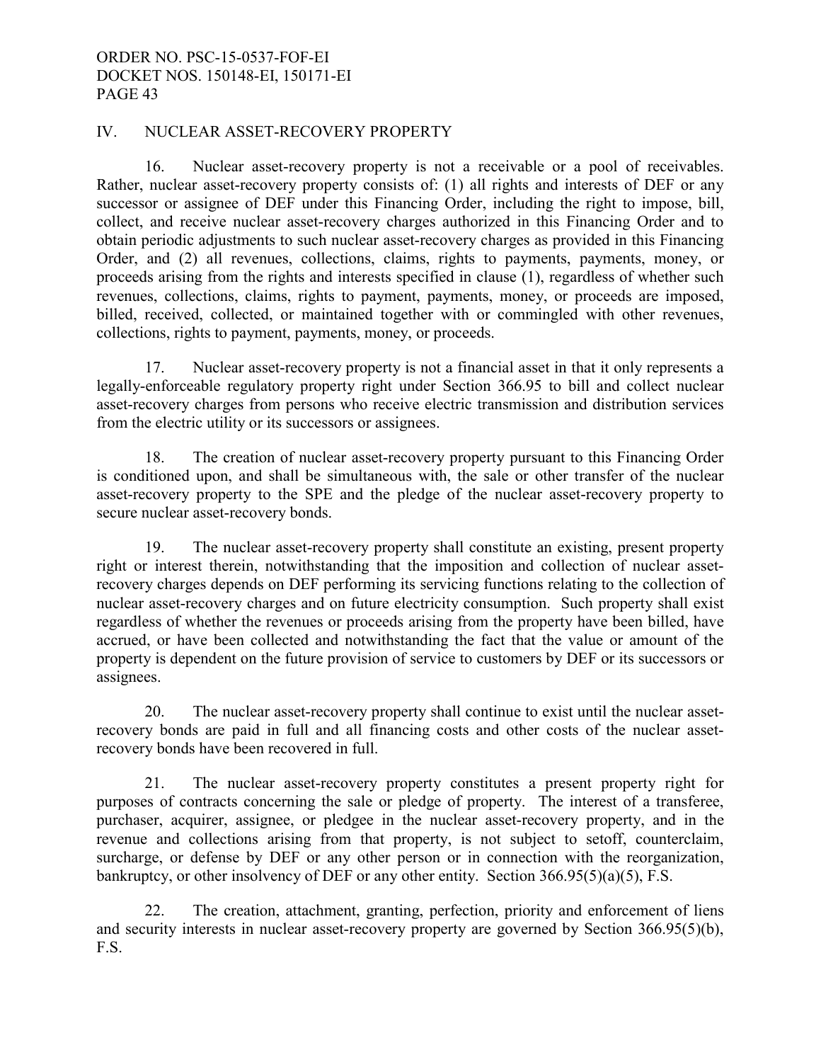## IV. NUCLEAR ASSET-RECOVERY PROPERTY

16. Nuclear asset-recovery property is not a receivable or a pool of receivables. Rather, nuclear asset-recovery property consists of: (1) all rights and interests of DEF or any successor or assignee of DEF under this Financing Order, including the right to impose, bill, collect, and receive nuclear asset-recovery charges authorized in this Financing Order and to obtain periodic adjustments to such nuclear asset-recovery charges as provided in this Financing Order, and (2) all revenues, collections, claims, rights to payments, payments, money, or proceeds arising from the rights and interests specified in clause (1), regardless of whether such revenues, collections, claims, rights to payment, payments, money, or proceeds are imposed, billed, received, collected, or maintained together with or commingled with other revenues, collections, rights to payment, payments, money, or proceeds.

17. Nuclear asset-recovery property is not a financial asset in that it only represents a legally-enforceable regulatory property right under Section 366.95 to bill and collect nuclear asset-recovery charges from persons who receive electric transmission and distribution services from the electric utility or its successors or assignees.

18. The creation of nuclear asset-recovery property pursuant to this Financing Order is conditioned upon, and shall be simultaneous with, the sale or other transfer of the nuclear asset-recovery property to the SPE and the pledge of the nuclear asset-recovery property to secure nuclear asset-recovery bonds.

19. The nuclear asset-recovery property shall constitute an existing, present property right or interest therein, notwithstanding that the imposition and collection of nuclear asset-recovery charges depends on DEF performing its servicing functions relating to the collection of nuclear asset-recovery charges and on future electricity consumption. Such property shall exist regardless of whether the revenues or proceeds arising from the property have been billed, have accrued, or have been collected and notwithstanding the fact that the value or amount of the property is dependent on the future provision of service to customers by DEF or its successors or assignees.

20. The nuclear asset-recovery property shall continue to exist until the nuclear asset-recovery bonds are paid in full and all financing costs and other costs of the nuclear asset-recovery bonds have been recovered in full.

21. The nuclear asset-recovery property constitutes a present property right for purposes of contracts concerning the sale or pledge of property. The interest of a transferee, purchaser, acquirer, assignee, or pledgee in the nuclear asset-recovery property, and in the revenue and collections arising from that property, is not subject to setoff, counterclaim, surcharge, or defense by DEF or any other person or in connection with the reorganization, bankruptcy, or other insolvency of DEF or any other entity. Section 366.95(5)(a)(5), F.S.

22. The creation, attachment, granting, perfection, priority and enforcement of liens and security interests in nuclear asset-recovery property are governed by Section 366.95(5)(b), F.S.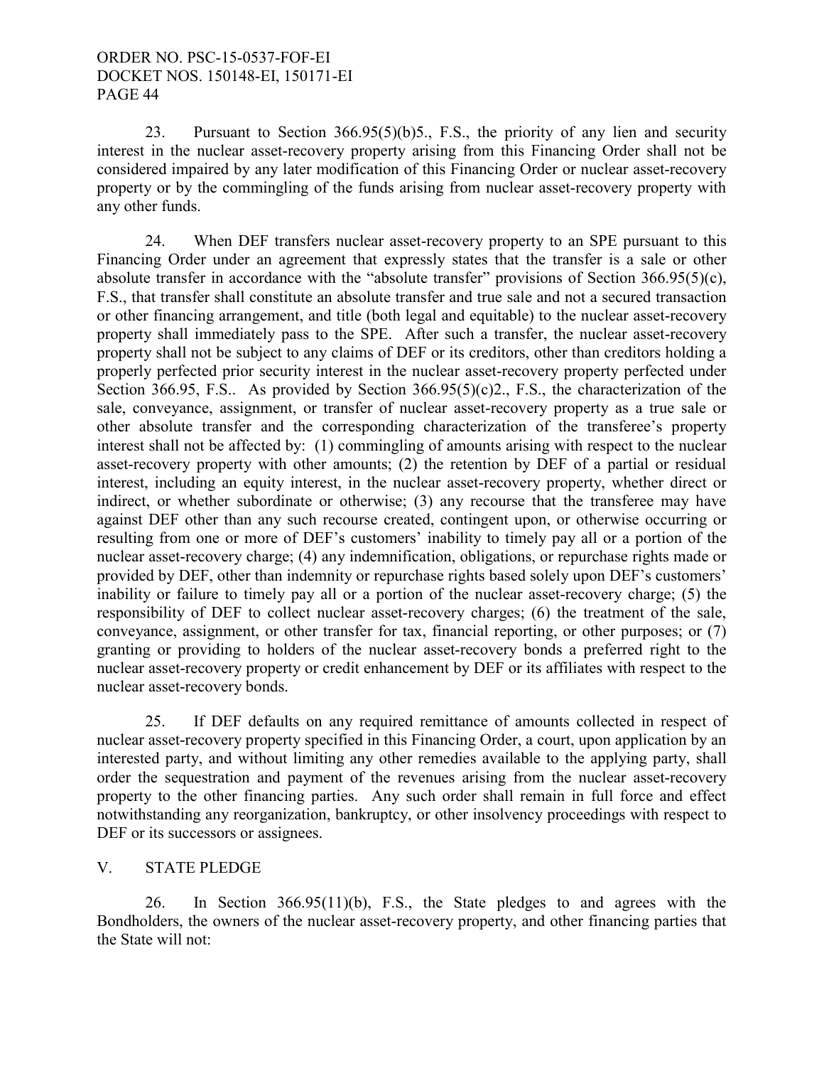23. Pursuant to Section 366.95(5)(b)5., F.S., the priority of any lien and security interest in the nuclear asset-recovery property arising from this Financing Order shall not be considered impaired by any later modification of this Financing Order or nuclear asset-recovery property or by the commingling of the funds arising from nuclear asset-recovery property with any other funds.

24. When DEF transfers nuclear asset-recovery property to an SPE pursuant to this Financing Order under an agreement that expressly states that the transfer is a sale or other absolute transfer in accordance with the "absolute transfer" provisions of Section 366.95(5)(c), F.S., that transfer shall constitute an absolute transfer and true sale and not a secured transaction or other financing arrangement, and title (both legal and equitable) to the nuclear asset-recovery property shall immediately pass to the SPE. After such a transfer, the nuclear asset-recovery property shall not be subject to any claims of DEF or its creditors, other than creditors holding a properly perfected prior security interest in the nuclear asset-recovery property perfected under Section 366.95, F.S.. As provided by Section 366.95(5)(c)2., F.S., the characterization of the sale, conveyance, assignment, or transfer of nuclear asset-recovery property as a true sale or other absolute transfer and the corresponding characterization of the transferee's property interest shall not be affected by: (1) commingling of amounts arising with respect to the nuclear asset-recovery property with other amounts; (2) the retention by DEF of a partial or residual interest, including an equity interest, in the nuclear asset-recovery property, whether direct or indirect, or whether subordinate or otherwise; (3) any recourse that the transferee may have against DEF other than any such recourse created, contingent upon, or otherwise occurring or resulting from one or more of DEF's customers' inability to timely pay all or a portion of the nuclear asset-recovery charge; (4) any indemnification, obligations, or repurchase rights made or provided by DEF, other than indemnity or repurchase rights based solely upon DEF's customers' inability or failure to timely pay all or a portion of the nuclear asset-recovery charge; (5) the responsibility of DEF to collect nuclear asset-recovery charges; (6) the treatment of the sale, conveyance, assignment, or other transfer for tax, financial reporting, or other purposes; or (7) granting or providing to holders of the nuclear asset-recovery bonds a preferred right to the nuclear asset-recovery property or credit enhancement by DEF or its affiliates with respect to the nuclear asset-recovery bonds.

25. If DEF defaults on any required remittance of amounts collected in respect of nuclear asset-recovery property specified in this Financing Order, a court, upon application by an interested party, and without limiting any other remedies available to the applying party, shall order the sequestration and payment of the revenues arising from the nuclear asset-recovery property to the other financing parties. Any such order shall remain in full force and effect notwithstanding any reorganization, bankruptcy, or other insolvency proceedings with respect to DEF or its successors or assignees.

## V. STATE PLEDGE

26. In Section 366.95(11)(b), F.S., the State pledges to and agrees with the Bondholders, the owners of the nuclear asset-recovery property, and other financing parties that the State will not: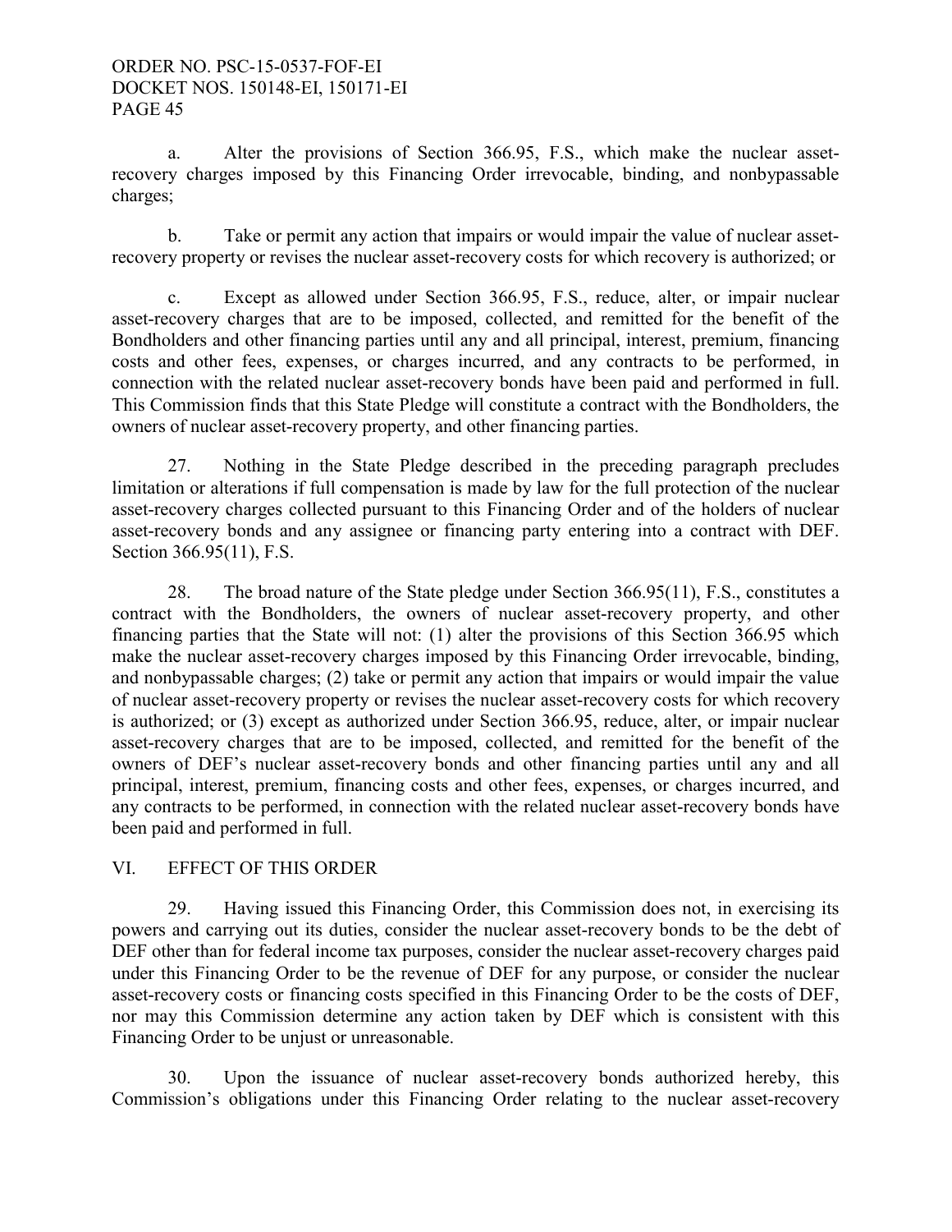a. Alter the provisions of Section 366.95, F.S., which make the nuclear asset-recovery charges imposed by this Financing Order irrevocable, binding, and nonbypassable charges;

b. Take or permit any action that impairs or would impair the value of nuclear asset-recovery property or revises the nuclear asset-recovery costs for which recovery is authorized; or

c. Except as allowed under Section 366.95, F.S., reduce, alter, or impair nuclear asset-recovery charges that are to be imposed, collected, and remitted for the benefit of the Bondholders and other financing parties until any and all principal, interest, premium, financing costs and other fees, expenses, or charges incurred, and any contracts to be performed, in connection with the related nuclear asset-recovery bonds have been paid and performed in full. This Commission finds that this State Pledge will constitute a contract with the Bondholders, the owners of nuclear asset-recovery property, and other financing parties.

27. Nothing in the State Pledge described in the preceding paragraph precludes limitation or alterations if full compensation is made by law for the full protection of the nuclear asset-recovery charges collected pursuant to this Financing Order and of the holders of nuclear asset-recovery bonds and any assignee or financing party entering into a contract with DEF. Section 366.95(11), F.S.

28. The broad nature of the State pledge under Section 366.95(11), F.S., constitutes a contract with the Bondholders, the owners of nuclear asset-recovery property, and other financing parties that the State will not: (1) alter the provisions of this Section 366.95 which make the nuclear asset-recovery charges imposed by this Financing Order irrevocable, binding, and nonbypassable charges; (2) take or permit any action that impairs or would impair the value of nuclear asset-recovery property or revises the nuclear asset-recovery costs for which recovery is authorized; or (3) except as authorized under Section 366.95, reduce, alter, or impair nuclear asset-recovery charges that are to be imposed, collected, and remitted for the benefit of the owners of DEF's nuclear asset-recovery bonds and other financing parties until any and all principal, interest, premium, financing costs and other fees, expenses, or charges incurred, and any contracts to be performed, in connection with the related nuclear asset-recovery bonds have been paid and performed in full.

## VI. EFFECT OF THIS ORDER

29. Having issued this Financing Order, this Commission does not, in exercising its powers and carrying out its duties, consider the nuclear asset-recovery bonds to be the debt of DEF other than for federal income tax purposes, consider the nuclear asset-recovery charges paid under this Financing Order to be the revenue of DEF for any purpose, or consider the nuclear asset-recovery costs or financing costs specified in this Financing Order to be the costs of DEF, nor may this Commission determine any action taken by DEF which is consistent with this Financing Order to be unjust or unreasonable.

30. Upon the issuance of nuclear asset-recovery bonds authorized hereby, this Commission's obligations under this Financing Order relating to the nuclear asset-recovery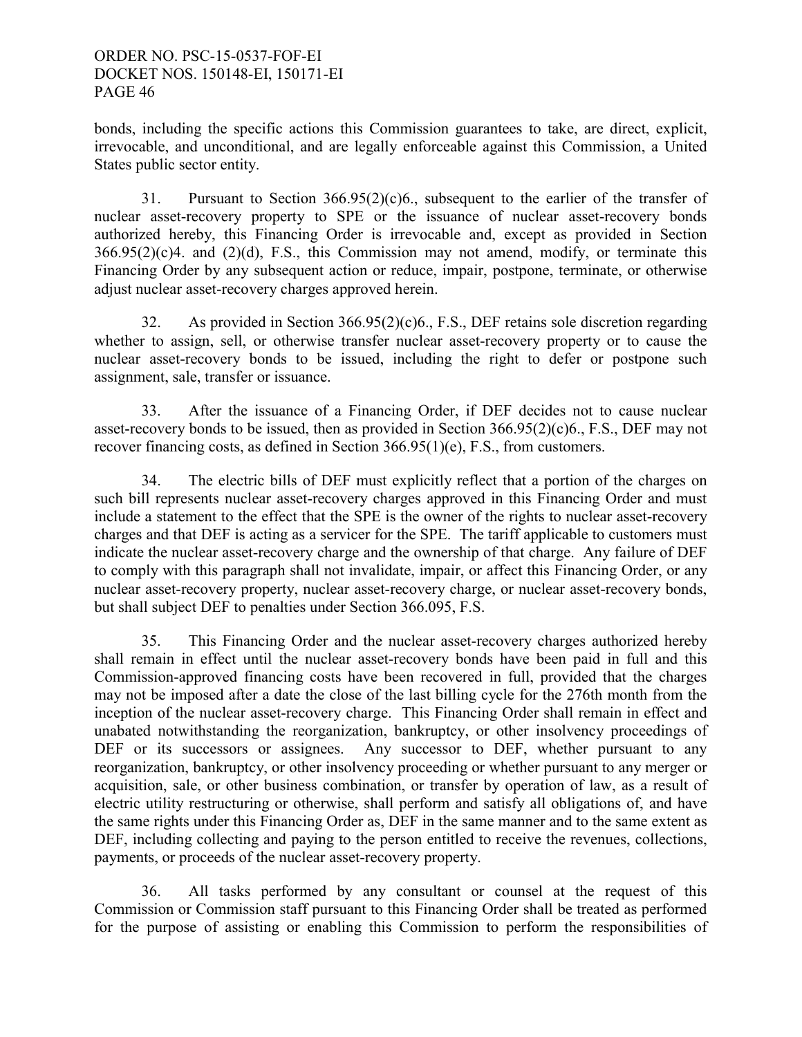bonds, including the specific actions this Commission guarantees to take, are direct, explicit, irrevocable, and unconditional, and are legally enforceable against this Commission, a United States public sector entity.

31. Pursuant to Section 366.95(2)(c)6., subsequent to the earlier of the transfer of nuclear asset-recovery property to SPE or the issuance of nuclear asset-recovery bonds authorized hereby, this Financing Order is irrevocable and, except as provided in Section 366.95(2)(c)4. and (2)(d), F.S., this Commission may not amend, modify, or terminate this Financing Order by any subsequent action or reduce, impair, postpone, terminate, or otherwise adjust nuclear asset-recovery charges approved herein.

32. As provided in Section 366.95(2)(c)6., F.S., DEF retains sole discretion regarding whether to assign, sell, or otherwise transfer nuclear asset-recovery property or to cause the nuclear asset-recovery bonds to be issued, including the right to defer or postpone such assignment, sale, transfer or issuance.

33. After the issuance of a Financing Order, if DEF decides not to cause nuclear asset-recovery bonds to be issued, then as provided in Section 366.95(2)(c)6., F.S., DEF may not recover financing costs, as defined in Section 366.95(1)(e), F.S., from customers.

34. The electric bills of DEF must explicitly reflect that a portion of the charges on such bill represents nuclear asset-recovery charges approved in this Financing Order and must include a statement to the effect that the SPE is the owner of the rights to nuclear asset-recovery charges and that DEF is acting as a servicer for the SPE. The tariff applicable to customers must indicate the nuclear asset-recovery charge and the ownership of that charge. Any failure of DEF to comply with this paragraph shall not invalidate, impair, or affect this Financing Order, or any nuclear asset-recovery property, nuclear asset-recovery charge, or nuclear asset-recovery bonds, but shall subject DEF to penalties under Section 366.095, F.S.

35. This Financing Order and the nuclear asset-recovery charges authorized hereby shall remain in effect until the nuclear asset-recovery bonds have been paid in full and this Commission-approved financing costs have been recovered in full, provided that the charges may not be imposed after a date the close of the last billing cycle for the 276th month from the inception of the nuclear asset-recovery charge. This Financing Order shall remain in effect and unabated notwithstanding the reorganization, bankruptcy, or other insolvency proceedings of DEF or its successors or assignees. Any successor to DEF, whether pursuant to any reorganization, bankruptcy, or other insolvency proceeding or whether pursuant to any merger or acquisition, sale, or other business combination, or transfer by operation of law, as a result of electric utility restructuring or otherwise, shall perform and satisfy all obligations of, and have the same rights under this Financing Order as, DEF in the same manner and to the same extent as DEF, including collecting and paying to the person entitled to receive the revenues, collections, payments, or proceeds of the nuclear asset-recovery property.

36. All tasks performed by any consultant or counsel at the request of this Commission or Commission staff pursuant to this Financing Order shall be treated as performed for the purpose of assisting or enabling this Commission to perform the responsibilities of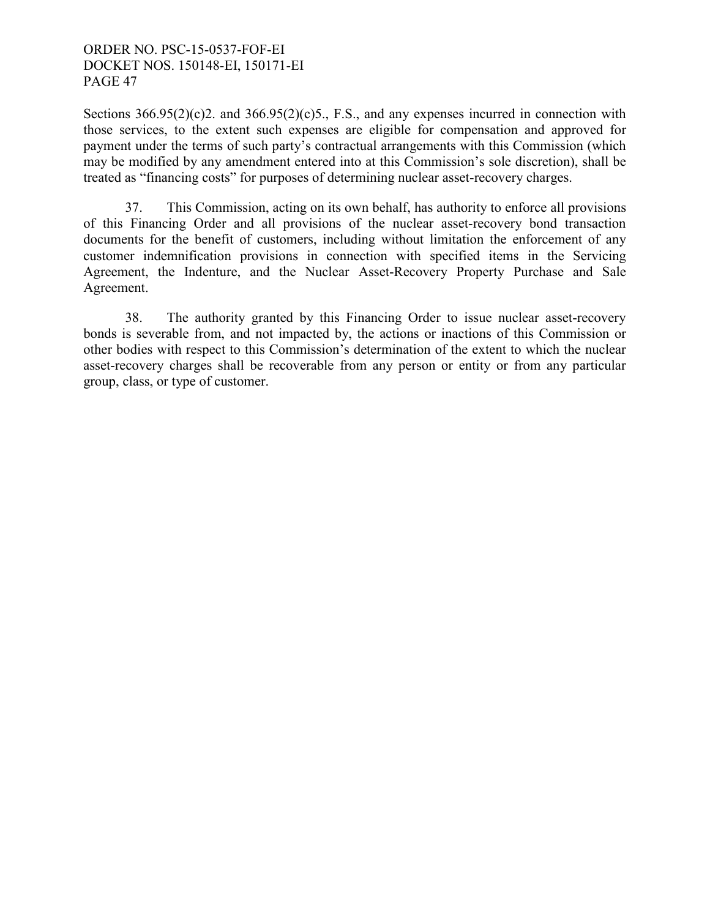Sections 366.95(2)(c)2. and 366.95(2)(c)5., F.S., and any expenses incurred in connection with those services, to the extent such expenses are eligible for compensation and approved for payment under the terms of such party's contractual arrangements with this Commission (which may be modified by any amendment entered into at this Commission's sole discretion), shall be treated as "financing costs" for purposes of determining nuclear asset-recovery charges.

37. This Commission, acting on its own behalf, has authority to enforce all provisions of this Financing Order and all provisions of the nuclear asset-recovery bond transaction documents for the benefit of customers, including without limitation the enforcement of any customer indemnification provisions in connection with specified items in the Servicing Agreement, the Indenture, and the Nuclear Asset-Recovery Property Purchase and Sale Agreement.

38. The authority granted by this Financing Order to issue nuclear asset-recovery bonds is severable from, and not impacted by, the actions or inactions of this Commission or other bodies with respect to this Commission's determination of the extent to which the nuclear asset-recovery charges shall be recoverable from any person or entity or from any particular group, class, or type of customer.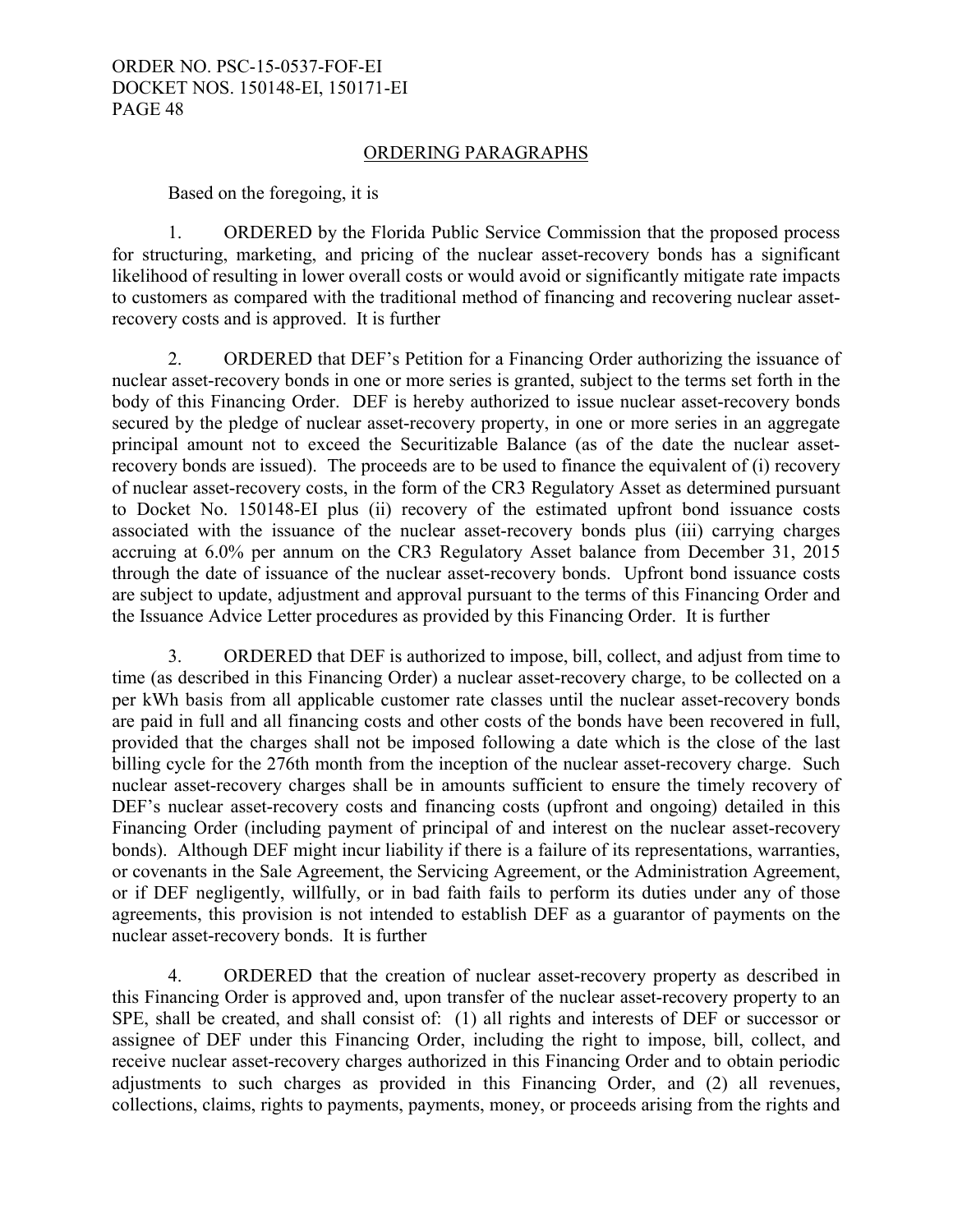## ORDERING PARAGRAPHS

Based on the foregoing, it is

1. ORDERED by the Florida Public Service Commission that the proposed process for structuring, marketing, and pricing of the nuclear asset-recovery bonds has a significant likelihood of resulting in lower overall costs or would avoid or significantly mitigate rate impacts to customers as compared with the traditional method of financing and recovering nuclear asset-recovery costs and is approved. It is further

2. ORDERED that DEF's Petition for a Financing Order authorizing the issuance of nuclear asset-recovery bonds in one or more series is granted, subject to the terms set forth in the body of this Financing Order. DEF is hereby authorized to issue nuclear asset-recovery bonds secured by the pledge of nuclear asset-recovery property, in one or more series in an aggregate principal amount not to exceed the Securitizable Balance (as of the date the nuclear asset-recovery bonds are issued). The proceeds are to be used to finance the equivalent of (i) recovery of nuclear asset-recovery costs, in the form of the CR3 Regulatory Asset as determined pursuant to Docket No. 150148-EI plus (ii) recovery of the estimated upfront bond issuance costs associated with the issuance of the nuclear asset-recovery bonds plus (iii) carrying charges accruing at 6.0% per annum on the CR3 Regulatory Asset balance from December 31, 2015 through the date of issuance of the nuclear asset-recovery bonds. Upfront bond issuance costs are subject to update, adjustment and approval pursuant to the terms of this Financing Order and the Issuance Advice Letter procedures as provided by this Financing Order. It is further

3. ORDERED that DEF is authorized to impose, bill, collect, and adjust from time to time (as described in this Financing Order) a nuclear asset-recovery charge, to be collected on a per kWh basis from all applicable customer rate classes until the nuclear asset-recovery bonds are paid in full and all financing costs and other costs of the bonds have been recovered in full, provided that the charges shall not be imposed following a date which is the close of the last billing cycle for the 276th month from the inception of the nuclear asset-recovery charge. Such nuclear asset-recovery charges shall be in amounts sufficient to ensure the timely recovery of DEF's nuclear asset-recovery costs and financing costs (upfront and ongoing) detailed in this Financing Order (including payment of principal of and interest on the nuclear asset-recovery bonds). Although DEF might incur liability if there is a failure of its representations, warranties, or covenants in the Sale Agreement, the Servicing Agreement, or the Administration Agreement, or if DEF negligently, willfully, or in bad faith fails to perform its duties under any of those agreements, this provision is not intended to establish DEF as a guarantor of payments on the nuclear asset-recovery bonds. It is further

4. ORDERED that the creation of nuclear asset-recovery property as described in this Financing Order is approved and, upon transfer of the nuclear asset-recovery property to an SPE, shall be created, and shall consist of: (1) all rights and interests of DEF or successor or assignee of DEF under this Financing Order, including the right to impose, bill, collect, and receive nuclear asset-recovery charges authorized in this Financing Order and to obtain periodic adjustments to such charges as provided in this Financing Order, and (2) all revenues, collections, claims, rights to payments, payments, money, or proceeds arising from the rights and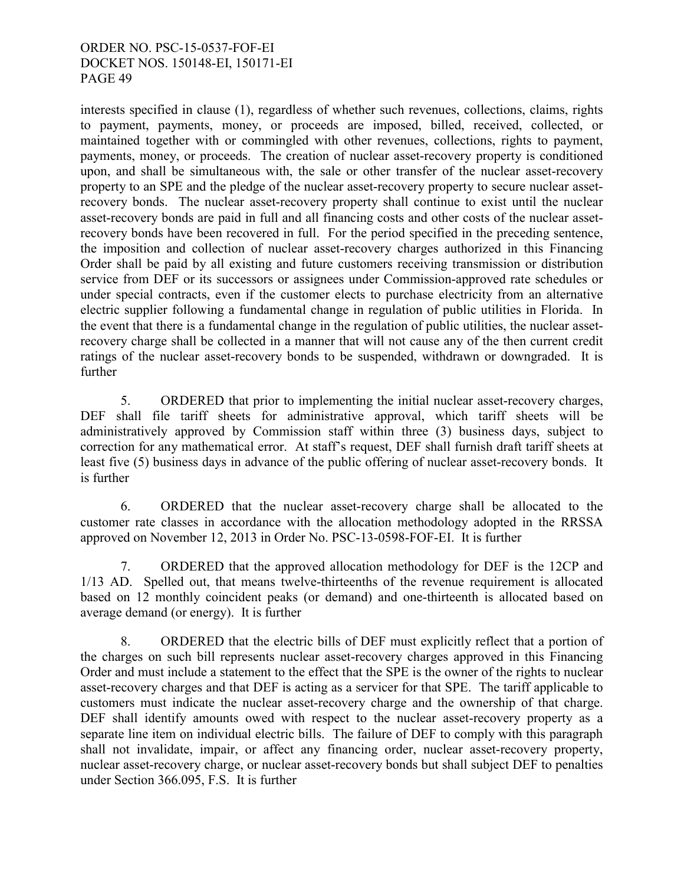interests specified in clause (1), regardless of whether such revenues, collections, claims, rights to payment, payments, money, or proceeds are imposed, billed, received, collected, or maintained together with or commingled with other revenues, collections, rights to payment, payments, money, or proceeds. The creation of nuclear asset-recovery property is conditioned upon, and shall be simultaneous with, the sale or other transfer of the nuclear asset-recovery property to an SPE and the pledge of the nuclear asset-recovery property to secure nuclear asset-recovery bonds. The nuclear asset-recovery property shall continue to exist until the nuclear asset-recovery bonds are paid in full and all financing costs and other costs of the nuclear asset-recovery bonds have been recovered in full. For the period specified in the preceding sentence, the imposition and collection of nuclear asset-recovery charges authorized in this Financing Order shall be paid by all existing and future customers receiving transmission or distribution service from DEF or its successors or assignees under Commission-approved rate schedules or under special contracts, even if the customer elects to purchase electricity from an alternative electric supplier following a fundamental change in regulation of public utilities in Florida. In the event that there is a fundamental change in the regulation of public utilities, the nuclear asset-recovery charge shall be collected in a manner that will not cause any of the then current credit ratings of the nuclear asset-recovery bonds to be suspended, withdrawn or downgraded. It is further

5. ORDERED that prior to implementing the initial nuclear asset-recovery charges, DEF shall file tariff sheets for administrative approval, which tariff sheets will be administratively approved by Commission staff within three (3) business days, subject to correction for any mathematical error. At staff's request, DEF shall furnish draft tariff sheets at least five (5) business days in advance of the public offering of nuclear asset-recovery bonds. It is further

6. ORDERED that the nuclear asset-recovery charge shall be allocated to the customer rate classes in accordance with the allocation methodology adopted in the RRSSA approved on November 12, 2013 in Order No. PSC-13-0598-FOF-EI. It is further

7. ORDERED that the approved allocation methodology for DEF is the 12CP and 1/13 AD. Spelled out, that means twelve-thirteenths of the revenue requirement is allocated based on 12 monthly coincident peaks (or demand) and one-thirteenth is allocated based on average demand (or energy). It is further

8. ORDERED that the electric bills of DEF must explicitly reflect that a portion of the charges on such bill represents nuclear asset-recovery charges approved in this Financing Order and must include a statement to the effect that the SPE is the owner of the rights to nuclear asset-recovery charges and that DEF is acting as a servicer for that SPE. The tariff applicable to customers must indicate the nuclear asset-recovery charge and the ownership of that charge. DEF shall identify amounts owed with respect to the nuclear asset-recovery property as a separate line item on individual electric bills. The failure of DEF to comply with this paragraph shall not invalidate, impair, or affect any financing order, nuclear asset-recovery property, nuclear asset-recovery charge, or nuclear asset-recovery bonds but shall subject DEF to penalties under Section 366.095, F.S. It is further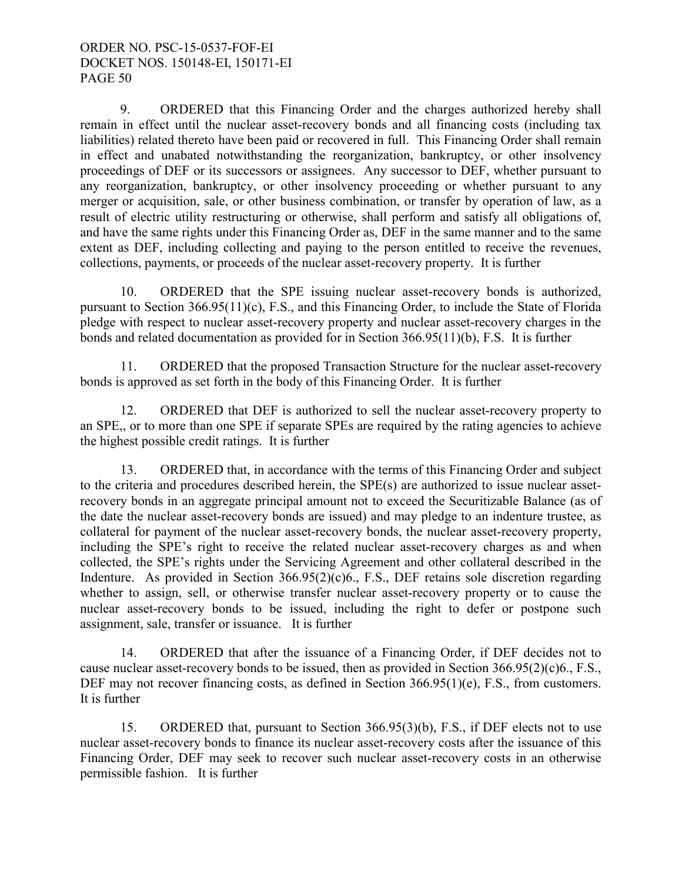9. ORDERED that this Financing Order and the charges authorized hereby shall remain in effect until the nuclear asset-recovery bonds and all financing costs (including tax liabilities) related thereto have been paid or recovered in full. This Financing Order shall remain in effect and unabated notwithstanding the reorganization, bankruptcy, or other insolvency proceedings of DEF or its successors or assignees. Any successor to DEF, whether pursuant to any reorganization, bankruptcy, or other insolvency proceeding or whether pursuant to any merger or acquisition, sale, or other business combination, or transfer by operation of law, as a result of electric utility restructuring or otherwise, shall perform and satisfy all obligations of, and have the same rights under this Financing Order as, DEF in the same manner and to the same extent as DEF, including collecting and paying to the person entitled to receive the revenues, collections, payments, or proceeds of the nuclear asset-recovery property. It is further

10. ORDERED that the SPE issuing nuclear asset-recovery bonds is authorized, pursuant to Section 366.95(11)(c), F.S., and this Financing Order, to include the State of Florida pledge with respect to nuclear asset-recovery property and nuclear asset-recovery charges in the bonds and related documentation as provided for in Section 366.95(11)(b), F.S. It is further

11. ORDERED that the proposed Transaction Structure for the nuclear asset-recovery bonds is approved as set forth in the body of this Financing Order. It is further

12. ORDERED that DEF is authorized to sell the nuclear asset-recovery property to an SPE,, or to more than one SPE if separate SPEs are required by the rating agencies to achieve the highest possible credit ratings. It is further

13. ORDERED that, in accordance with the terms of this Financing Order and subject to the criteria and procedures described herein, the SPE(s) are authorized to issue nuclear asset-recovery bonds in an aggregate principal amount not to exceed the Securitizable Balance (as of the date the nuclear asset-recovery bonds are issued) and may pledge to an indenture trustee, as collateral for payment of the nuclear asset-recovery bonds, the nuclear asset-recovery property, including the SPE's right to receive the related nuclear asset-recovery charges as and when collected, the SPE's rights under the Servicing Agreement and other collateral described in the Indenture. As provided in Section 366.95(2)(c)6., F.S., DEF retains sole discretion regarding whether to assign, sell, or otherwise transfer nuclear asset-recovery property or to cause the nuclear asset-recovery bonds to be issued, including the right to defer or postpone such assignment, sale, transfer or issuance. It is further

14. ORDERED that after the issuance of a Financing Order, if DEF decides not to cause nuclear asset-recovery bonds to be issued, then as provided in Section 366.95(2)(c)6., F.S., DEF may not recover financing costs, as defined in Section 366.95(1)(e), F.S., from customers. It is further

15. ORDERED that, pursuant to Section 366.95(3)(b), F.S., if DEF elects not to use nuclear asset-recovery bonds to finance its nuclear asset-recovery costs after the issuance of this Financing Order, DEF may seek to recover such nuclear asset-recovery costs in an otherwise permissible fashion. It is further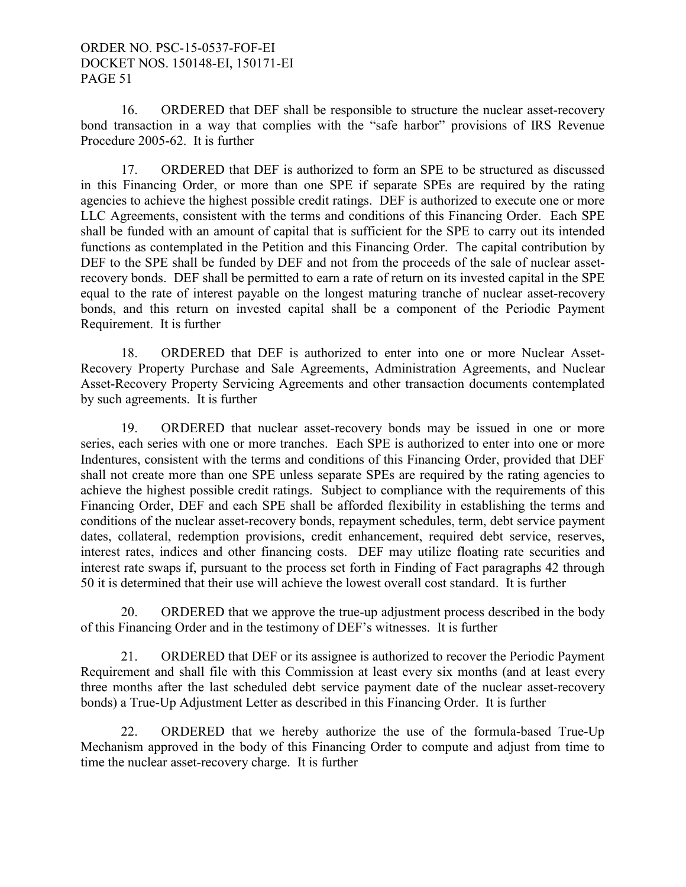16. ORDERED that DEF shall be responsible to structure the nuclear asset-recovery bond transaction in a way that complies with the "safe harbor" provisions of IRS Revenue Procedure 2005-62. It is further

17. ORDERED that DEF is authorized to form an SPE to be structured as discussed in this Financing Order, or more than one SPE if separate SPEs are required by the rating agencies to achieve the highest possible credit ratings. DEF is authorized to execute one or more LLC Agreements, consistent with the terms and conditions of this Financing Order. Each SPE shall be funded with an amount of capital that is sufficient for the SPE to carry out its intended functions as contemplated in the Petition and this Financing Order. The capital contribution by DEF to the SPE shall be funded by DEF and not from the proceeds of the sale of nuclear asset-recovery bonds. DEF shall be permitted to earn a rate of return on its invested capital in the SPE equal to the rate of interest payable on the longest maturing tranche of nuclear asset-recovery bonds, and this return on invested capital shall be a component of the Periodic Payment Requirement. It is further

18. ORDERED that DEF is authorized to enter into one or more Nuclear Asset-Recovery Property Purchase and Sale Agreements, Administration Agreements, and Nuclear Asset-Recovery Property Servicing Agreements and other transaction documents contemplated by such agreements. It is further

19. ORDERED that nuclear asset-recovery bonds may be issued in one or more series, each series with one or more tranches. Each SPE is authorized to enter into one or more Indentures, consistent with the terms and conditions of this Financing Order, provided that DEF shall not create more than one SPE unless separate SPEs are required by the rating agencies to achieve the highest possible credit ratings. Subject to compliance with the requirements of this Financing Order, DEF and each SPE shall be afforded flexibility in establishing the terms and conditions of the nuclear asset-recovery bonds, repayment schedules, term, debt service payment dates, collateral, redemption provisions, credit enhancement, required debt service, reserves, interest rates, indices and other financing costs. DEF may utilize floating rate securities and interest rate swaps if, pursuant to the process set forth in Finding of Fact paragraphs 42 through 50 it is determined that their use will achieve the lowest overall cost standard. It is further

20. ORDERED that we approve the true-up adjustment process described in the body of this Financing Order and in the testimony of DEF's witnesses. It is further

21. ORDERED that DEF or its assignee is authorized to recover the Periodic Payment Requirement and shall file with this Commission at least every six months (and at least every three months after the last scheduled debt service payment date of the nuclear asset-recovery bonds) a True-Up Adjustment Letter as described in this Financing Order. It is further

22. ORDERED that we hereby authorize the use of the formula-based True-Up Mechanism approved in the body of this Financing Order to compute and adjust from time to time the nuclear asset-recovery charge. It is further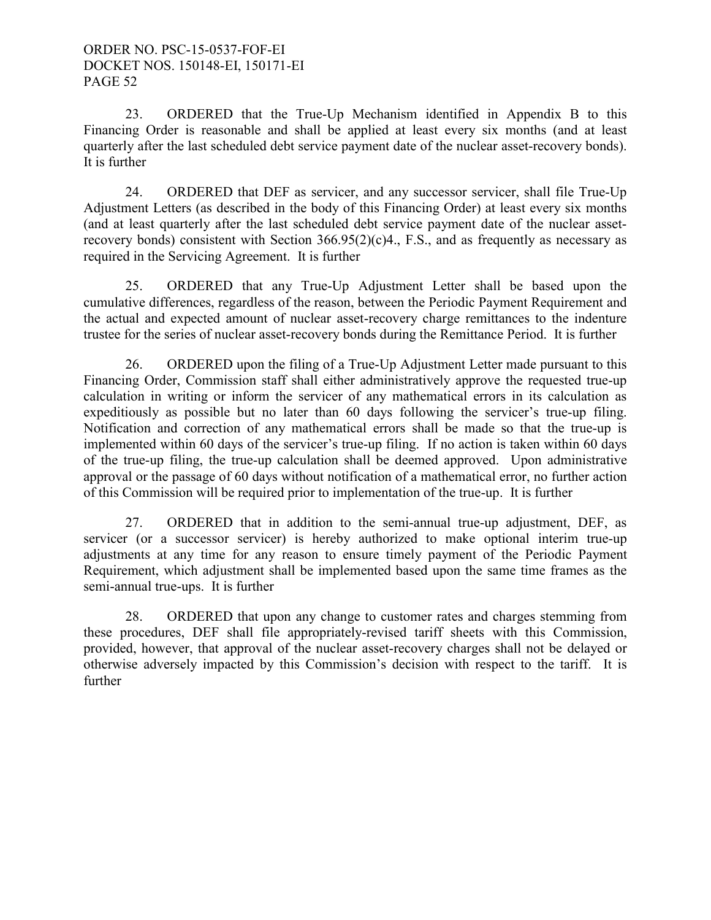23. ORDERED that the True-Up Mechanism identified in Appendix B to this Financing Order is reasonable and shall be applied at least every six months (and at least quarterly after the last scheduled debt service payment date of the nuclear asset-recovery bonds). It is further

24. ORDERED that DEF as servicer, and any successor servicer, shall file True-Up Adjustment Letters (as described in the body of this Financing Order) at least every six months (and at least quarterly after the last scheduled debt service payment date of the nuclear asset-recovery bonds) consistent with Section 366.95(2)(c)4., F.S., and as frequently as necessary as required in the Servicing Agreement. It is further

25. ORDERED that any True-Up Adjustment Letter shall be based upon the cumulative differences, regardless of the reason, between the Periodic Payment Requirement and the actual and expected amount of nuclear asset-recovery charge remittances to the indenture trustee for the series of nuclear asset-recovery bonds during the Remittance Period. It is further

26. ORDERED upon the filing of a True-Up Adjustment Letter made pursuant to this Financing Order, Commission staff shall either administratively approve the requested true-up calculation in writing or inform the servicer of any mathematical errors in its calculation as expeditiously as possible but no later than 60 days following the servicer's true-up filing. Notification and correction of any mathematical errors shall be made so that the true-up is implemented within 60 days of the servicer's true-up filing. If no action is taken within 60 days of the true-up filing, the true-up calculation shall be deemed approved. Upon administrative approval or the passage of 60 days without notification of a mathematical error, no further action of this Commission will be required prior to implementation of the true-up. It is further

27. ORDERED that in addition to the semi-annual true-up adjustment, DEF, as servicer (or a successor servicer) is hereby authorized to make optional interim true-up adjustments at any time for any reason to ensure timely payment of the Periodic Payment Requirement, which adjustment shall be implemented based upon the same time frames as the semi-annual true-ups. It is further

28. ORDERED that upon any change to customer rates and charges stemming from these procedures, DEF shall file appropriately-revised tariff sheets with this Commission, provided, however, that approval of the nuclear asset-recovery charges shall not be delayed or otherwise adversely impacted by this Commission's decision with respect to the tariff. It is further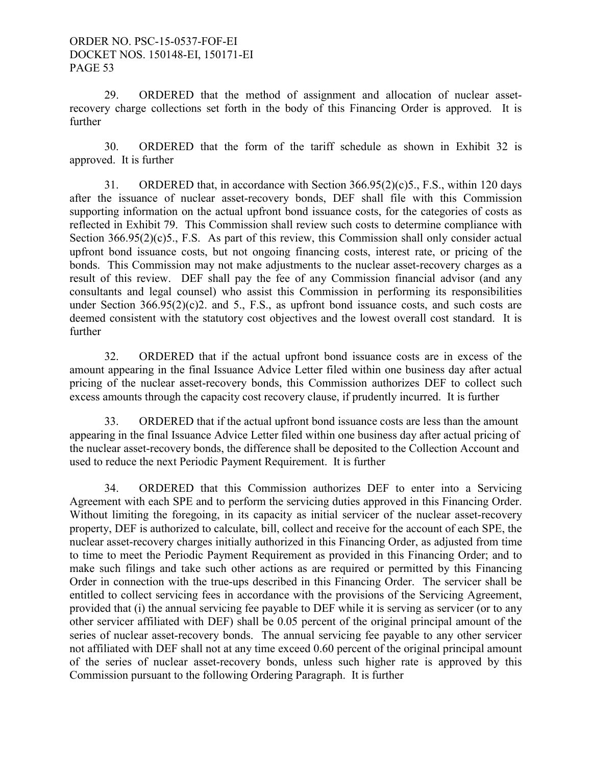29. ORDERED that the method of assignment and allocation of nuclear asset-recovery charge collections set forth in the body of this Financing Order is approved. It is further

30. ORDERED that the form of the tariff schedule as shown in Exhibit 32 is approved. It is further

31. ORDERED that, in accordance with Section 366.95(2)(c)5., F.S., within 120 days after the issuance of nuclear asset-recovery bonds, DEF shall file with this Commission supporting information on the actual upfront bond issuance costs, for the categories of costs as reflected in Exhibit 79. This Commission shall review such costs to determine compliance with Section 366.95(2)(c)5., F.S. As part of this review, this Commission shall only consider actual upfront bond issuance costs, but not ongoing financing costs, interest rate, or pricing of the bonds. This Commission may not make adjustments to the nuclear asset-recovery charges as a result of this review. DEF shall pay the fee of any Commission financial advisor (and any consultants and legal counsel) who assist this Commission in performing its responsibilities under Section 366.95(2)(c)2. and 5., F.S., as upfront bond issuance costs, and such costs are deemed consistent with the statutory cost objectives and the lowest overall cost standard. It is further

32. ORDERED that if the actual upfront bond issuance costs are in excess of the amount appearing in the final Issuance Advice Letter filed within one business day after actual pricing of the nuclear asset-recovery bonds, this Commission authorizes DEF to collect such excess amounts through the capacity cost recovery clause, if prudently incurred. It is further

33. ORDERED that if the actual upfront bond issuance costs are less than the amount appearing in the final Issuance Advice Letter filed within one business day after actual pricing of the nuclear asset-recovery bonds, the difference shall be deposited to the Collection Account and used to reduce the next Periodic Payment Requirement. It is further

34. ORDERED that this Commission authorizes DEF to enter into a Servicing Agreement with each SPE and to perform the servicing duties approved in this Financing Order. Without limiting the foregoing, in its capacity as initial servicer of the nuclear asset-recovery property, DEF is authorized to calculate, bill, collect and receive for the account of each SPE, the nuclear asset-recovery charges initially authorized in this Financing Order, as adjusted from time to time to meet the Periodic Payment Requirement as provided in this Financing Order; and to make such filings and take such other actions as are required or permitted by this Financing Order in connection with the true-ups described in this Financing Order. The servicer shall be entitled to collect servicing fees in accordance with the provisions of the Servicing Agreement, provided that (i) the annual servicing fee payable to DEF while it is serving as servicer (or to any other servicer affiliated with DEF) shall be 0.05 percent of the original principal amount of the series of nuclear asset-recovery bonds. The annual servicing fee payable to any other servicer not affiliated with DEF shall not at any time exceed 0.60 percent of the original principal amount of the series of nuclear asset-recovery bonds, unless such higher rate is approved by this Commission pursuant to the following Ordering Paragraph. It is further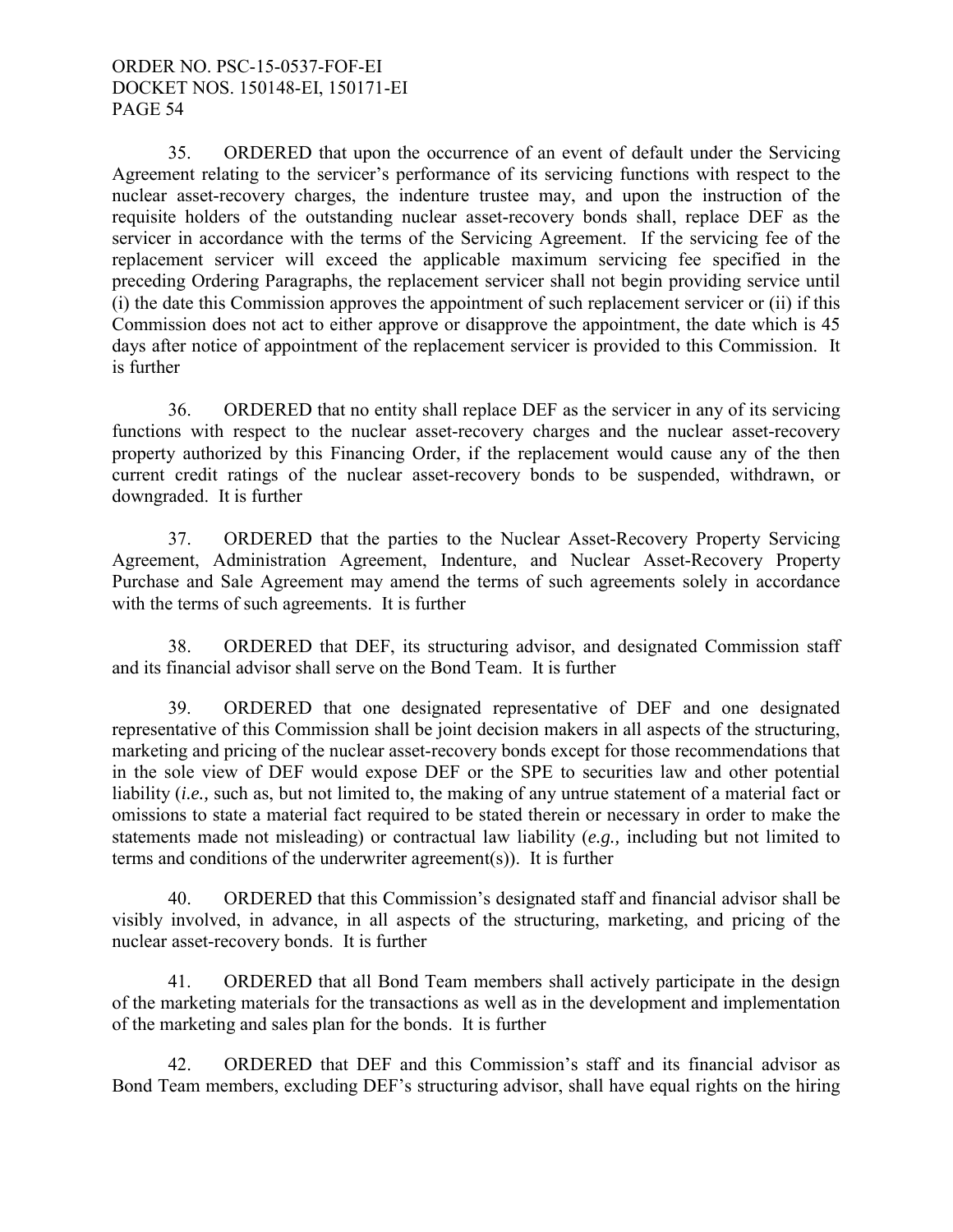35. ORDERED that upon the occurrence of an event of default under the Servicing Agreement relating to the servicer's performance of its servicing functions with respect to the nuclear asset-recovery charges, the indenture trustee may, and upon the instruction of the requisite holders of the outstanding nuclear asset-recovery bonds shall, replace DEF as the servicer in accordance with the terms of the Servicing Agreement. If the servicing fee of the replacement servicer will exceed the applicable maximum servicing fee specified in the preceding Ordering Paragraphs, the replacement servicer shall not begin providing service until (i) the date this Commission approves the appointment of such replacement servicer or (ii) if this Commission does not act to either approve or disapprove the appointment, the date which is 45 days after notice of appointment of the replacement servicer is provided to this Commission. It is further

36. ORDERED that no entity shall replace DEF as the servicer in any of its servicing functions with respect to the nuclear asset-recovery charges and the nuclear asset-recovery property authorized by this Financing Order, if the replacement would cause any of the then current credit ratings of the nuclear asset-recovery bonds to be suspended, withdrawn, or downgraded. It is further

37. ORDERED that the parties to the Nuclear Asset-Recovery Property Servicing Agreement, Administration Agreement, Indenture, and Nuclear Asset-Recovery Property Purchase and Sale Agreement may amend the terms of such agreements solely in accordance with the terms of such agreements. It is further

38. ORDERED that DEF, its structuring advisor, and designated Commission staff and its financial advisor shall serve on the Bond Team. It is further

39. ORDERED that one designated representative of DEF and one designated representative of this Commission shall be joint decision makers in all aspects of the structuring, marketing and pricing of the nuclear asset-recovery bonds except for those recommendations that in the sole view of DEF would expose DEF or the SPE to securities law and other potential liability (*i.e.,* such as, but not limited to, the making of any untrue statement of a material fact or omissions to state a material fact required to be stated therein or necessary in order to make the statements made not misleading) or contractual law liability (*e.g.,* including but not limited to terms and conditions of the underwriter agreement(s)). It is further

40. ORDERED that this Commission's designated staff and financial advisor shall be visibly involved, in advance, in all aspects of the structuring, marketing, and pricing of the nuclear asset-recovery bonds. It is further

41. ORDERED that all Bond Team members shall actively participate in the design of the marketing materials for the transactions as well as in the development and implementation of the marketing and sales plan for the bonds. It is further

42. ORDERED that DEF and this Commission's staff and its financial advisor as Bond Team members, excluding DEF's structuring advisor, shall have equal rights on the hiring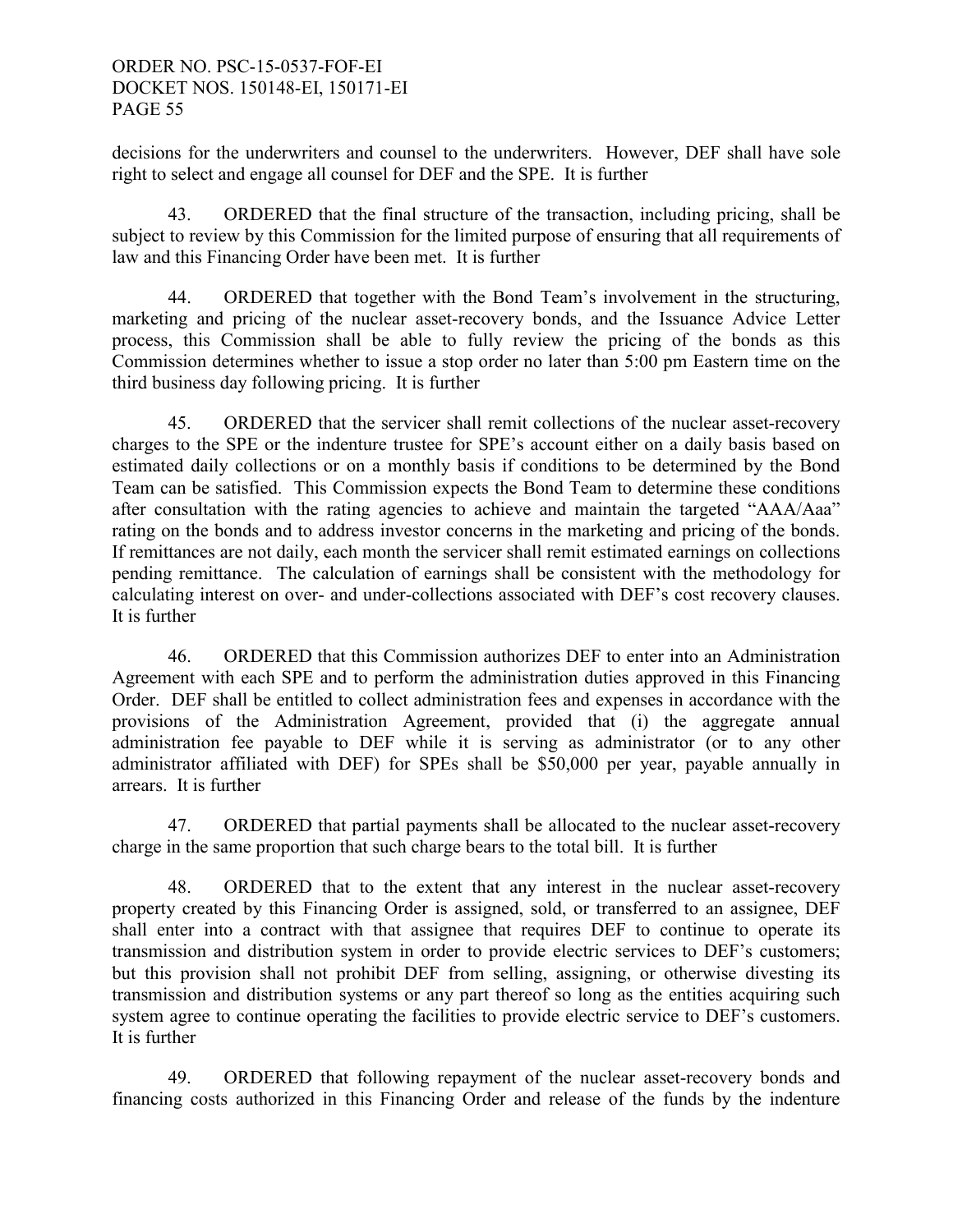decisions for the underwriters and counsel to the underwriters. However, DEF shall have sole right to select and engage all counsel for DEF and the SPE. It is further

43. ORDERED that the final structure of the transaction, including pricing, shall be subject to review by this Commission for the limited purpose of ensuring that all requirements of law and this Financing Order have been met. It is further

44. ORDERED that together with the Bond Team's involvement in the structuring, marketing and pricing of the nuclear asset-recovery bonds, and the Issuance Advice Letter process, this Commission shall be able to fully review the pricing of the bonds as this Commission determines whether to issue a stop order no later than 5:00 pm Eastern time on the third business day following pricing. It is further

45. ORDERED that the servicer shall remit collections of the nuclear asset-recovery charges to the SPE or the indenture trustee for SPE's account either on a daily basis based on estimated daily collections or on a monthly basis if conditions to be determined by the Bond Team can be satisfied. This Commission expects the Bond Team to determine these conditions after consultation with the rating agencies to achieve and maintain the targeted "AAA/Aaa" rating on the bonds and to address investor concerns in the marketing and pricing of the bonds. If remittances are not daily, each month the servicer shall remit estimated earnings on collections pending remittance. The calculation of earnings shall be consistent with the methodology for calculating interest on over- and under-collections associated with DEF's cost recovery clauses. It is further

46. ORDERED that this Commission authorizes DEF to enter into an Administration Agreement with each SPE and to perform the administration duties approved in this Financing Order. DEF shall be entitled to collect administration fees and expenses in accordance with the provisions of the Administration Agreement, provided that (i) the aggregate annual administration fee payable to DEF while it is serving as administrator (or to any other administrator affiliated with DEF) for SPEs shall be $50,000 per year, payable annually in arrears. It is further

47. ORDERED that partial payments shall be allocated to the nuclear asset-recovery charge in the same proportion that such charge bears to the total bill. It is further

48. ORDERED that to the extent that any interest in the nuclear asset-recovery property created by this Financing Order is assigned, sold, or transferred to an assignee, DEF shall enter into a contract with that assignee that requires DEF to continue to operate its transmission and distribution system in order to provide electric services to DEF's customers; but this provision shall not prohibit DEF from selling, assigning, or otherwise divesting its transmission and distribution systems or any part thereof so long as the entities acquiring such system agree to continue operating the facilities to provide electric service to DEF's customers. It is further

49. ORDERED that following repayment of the nuclear asset-recovery bonds and financing costs authorized in this Financing Order and release of the funds by the indenture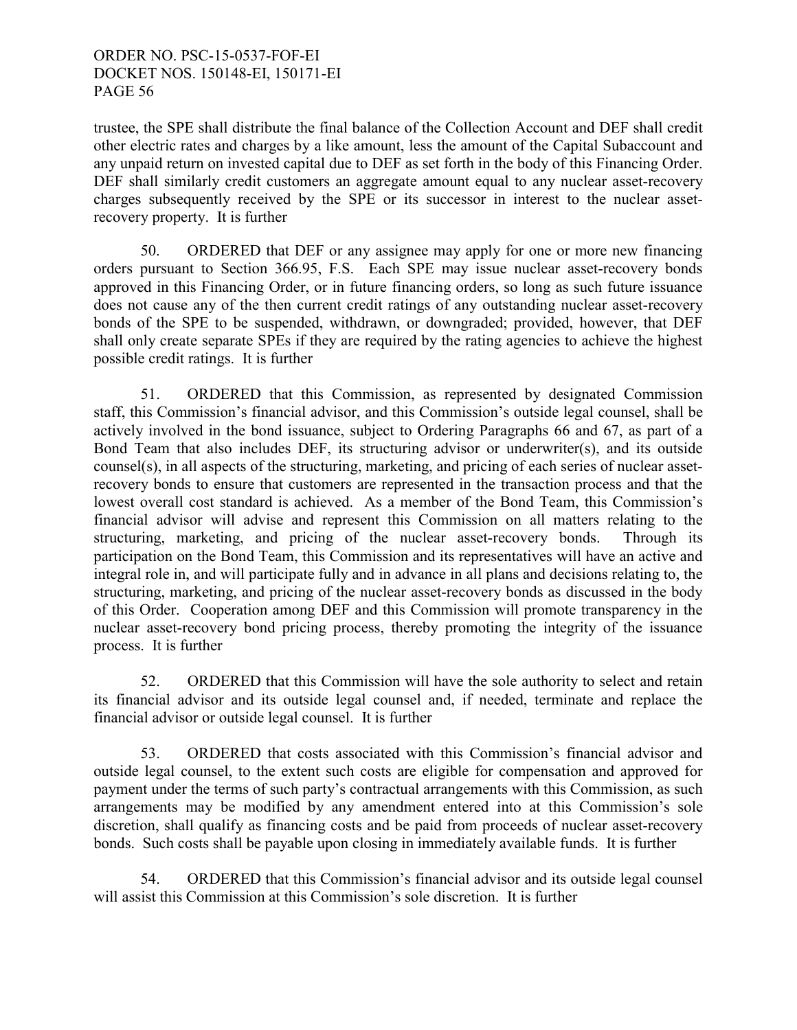trustee, the SPE shall distribute the final balance of the Collection Account and DEF shall credit other electric rates and charges by a like amount, less the amount of the Capital Subaccount and any unpaid return on invested capital due to DEF as set forth in the body of this Financing Order. DEF shall similarly credit customers an aggregate amount equal to any nuclear asset-recovery charges subsequently received by the SPE or its successor in interest to the nuclear asset-recovery property. It is further

50. ORDERED that DEF or any assignee may apply for one or more new financing orders pursuant to Section 366.95, F.S. Each SPE may issue nuclear asset-recovery bonds approved in this Financing Order, or in future financing orders, so long as such future issuance does not cause any of the then current credit ratings of any outstanding nuclear asset-recovery bonds of the SPE to be suspended, withdrawn, or downgraded; provided, however, that DEF shall only create separate SPEs if they are required by the rating agencies to achieve the highest possible credit ratings. It is further

51. ORDERED that this Commission, as represented by designated Commission staff, this Commission's financial advisor, and this Commission's outside legal counsel, shall be actively involved in the bond issuance, subject to Ordering Paragraphs 66 and 67, as part of a Bond Team that also includes DEF, its structuring advisor or underwriter(s), and its outside counsel(s), in all aspects of the structuring, marketing, and pricing of each series of nuclear asset-recovery bonds to ensure that customers are represented in the transaction process and that the lowest overall cost standard is achieved. As a member of the Bond Team, this Commission's financial advisor will advise and represent this Commission on all matters relating to the structuring, marketing, and pricing of the nuclear asset-recovery bonds. Through its participation on the Bond Team, this Commission and its representatives will have an active and integral role in, and will participate fully and in advance in all plans and decisions relating to, the structuring, marketing, and pricing of the nuclear asset-recovery bonds as discussed in the body of this Order. Cooperation among DEF and this Commission will promote transparency in the nuclear asset-recovery bond pricing process, thereby promoting the integrity of the issuance process. It is further

52. ORDERED that this Commission will have the sole authority to select and retain its financial advisor and its outside legal counsel and, if needed, terminate and replace the financial advisor or outside legal counsel. It is further

53. ORDERED that costs associated with this Commission's financial advisor and outside legal counsel, to the extent such costs are eligible for compensation and approved for payment under the terms of such party's contractual arrangements with this Commission, as such arrangements may be modified by any amendment entered into at this Commission's sole discretion, shall qualify as financing costs and be paid from proceeds of nuclear asset-recovery bonds. Such costs shall be payable upon closing in immediately available funds. It is further

54. ORDERED that this Commission's financial advisor and its outside legal counsel will assist this Commission at this Commission's sole discretion. It is further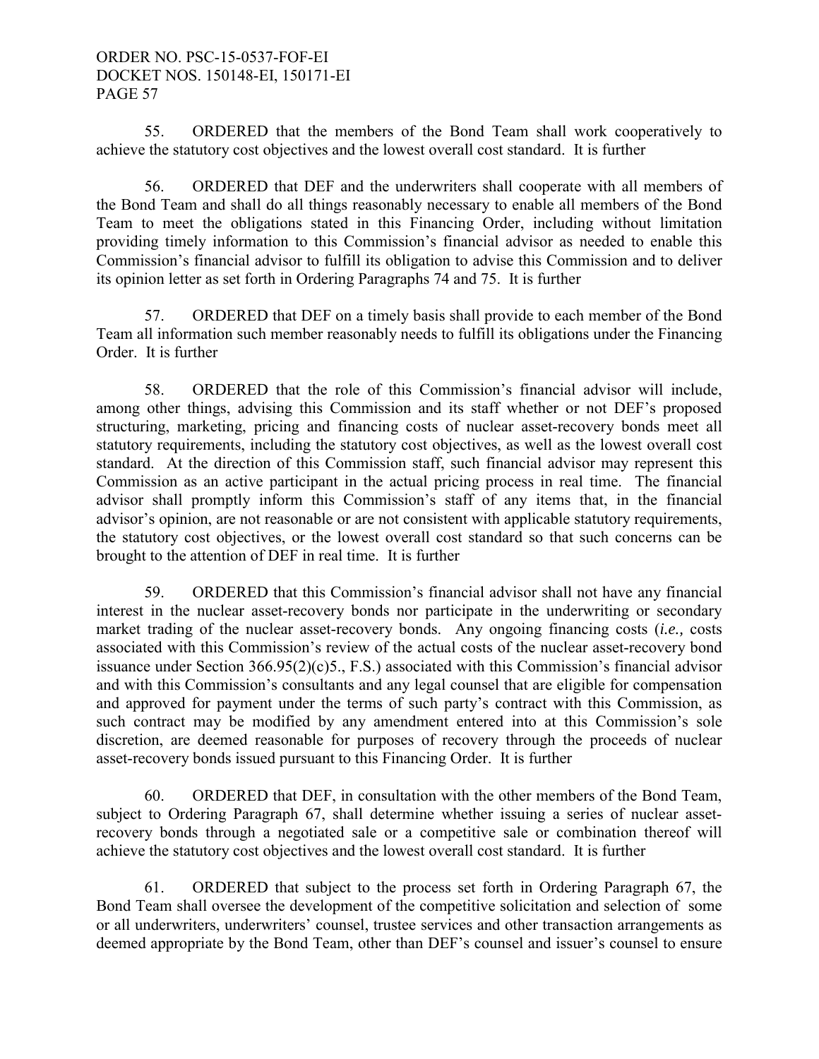55. ORDERED that the members of the Bond Team shall work cooperatively to achieve the statutory cost objectives and the lowest overall cost standard. It is further

56. ORDERED that DEF and the underwriters shall cooperate with all members of the Bond Team and shall do all things reasonably necessary to enable all members of the Bond Team to meet the obligations stated in this Financing Order, including without limitation providing timely information to this Commission's financial advisor as needed to enable this Commission's financial advisor to fulfill its obligation to advise this Commission and to deliver its opinion letter as set forth in Ordering Paragraphs 74 and 75. It is further

57. ORDERED that DEF on a timely basis shall provide to each member of the Bond Team all information such member reasonably needs to fulfill its obligations under the Financing Order. It is further

58. ORDERED that the role of this Commission's financial advisor will include, among other things, advising this Commission and its staff whether or not DEF's proposed structuring, marketing, pricing and financing costs of nuclear asset-recovery bonds meet all statutory requirements, including the statutory cost objectives, as well as the lowest overall cost standard. At the direction of this Commission staff, such financial advisor may represent this Commission as an active participant in the actual pricing process in real time. The financial advisor shall promptly inform this Commission's staff of any items that, in the financial advisor's opinion, are not reasonable or are not consistent with applicable statutory requirements, the statutory cost objectives, or the lowest overall cost standard so that such concerns can be brought to the attention of DEF in real time. It is further

59. ORDERED that this Commission's financial advisor shall not have any financial interest in the nuclear asset-recovery bonds nor participate in the underwriting or secondary market trading of the nuclear asset-recovery bonds. Any ongoing financing costs (*i.e.,* costs associated with this Commission's review of the actual costs of the nuclear asset-recovery bond issuance under Section 366.95(2)(c)5., F.S.) associated with this Commission's financial advisor and with this Commission's consultants and any legal counsel that are eligible for compensation and approved for payment under the terms of such party's contract with this Commission, as such contract may be modified by any amendment entered into at this Commission's sole discretion, are deemed reasonable for purposes of recovery through the proceeds of nuclear asset-recovery bonds issued pursuant to this Financing Order. It is further

60. ORDERED that DEF, in consultation with the other members of the Bond Team, subject to Ordering Paragraph 67, shall determine whether issuing a series of nuclear asset-recovery bonds through a negotiated sale or a competitive sale or combination thereof will achieve the statutory cost objectives and the lowest overall cost standard. It is further

61. ORDERED that subject to the process set forth in Ordering Paragraph 67, the Bond Team shall oversee the development of the competitive solicitation and selection of some or all underwriters, underwriters' counsel, trustee services and other transaction arrangements as deemed appropriate by the Bond Team, other than DEF's counsel and issuer's counsel to ensure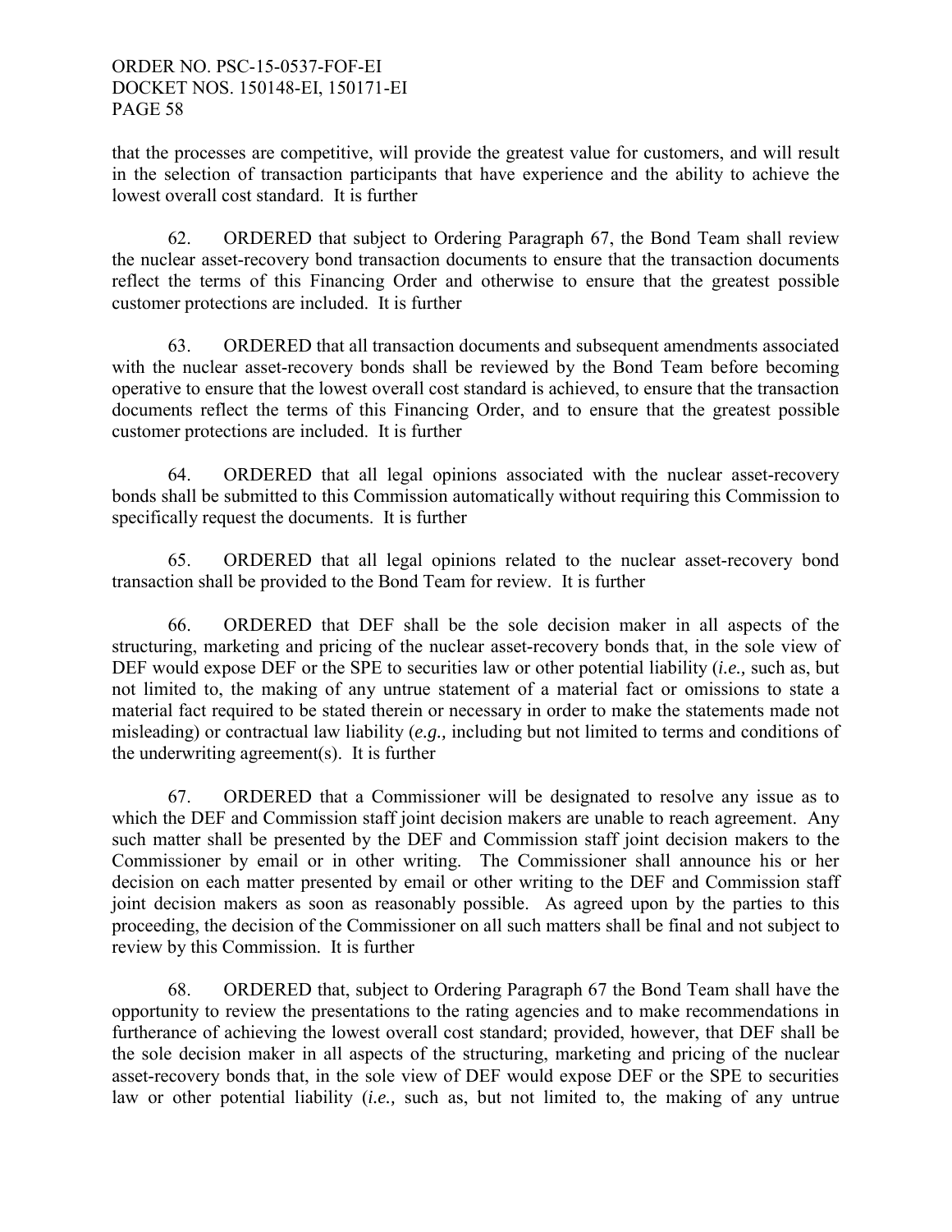that the processes are competitive, will provide the greatest value for customers, and will result in the selection of transaction participants that have experience and the ability to achieve the lowest overall cost standard. It is further

62. ORDERED that subject to Ordering Paragraph 67, the Bond Team shall review the nuclear asset-recovery bond transaction documents to ensure that the transaction documents reflect the terms of this Financing Order and otherwise to ensure that the greatest possible customer protections are included. It is further

63. ORDERED that all transaction documents and subsequent amendments associated with the nuclear asset-recovery bonds shall be reviewed by the Bond Team before becoming operative to ensure that the lowest overall cost standard is achieved, to ensure that the transaction documents reflect the terms of this Financing Order, and to ensure that the greatest possible customer protections are included. It is further

64. ORDERED that all legal opinions associated with the nuclear asset-recovery bonds shall be submitted to this Commission automatically without requiring this Commission to specifically request the documents. It is further

65. ORDERED that all legal opinions related to the nuclear asset-recovery bond transaction shall be provided to the Bond Team for review. It is further

66. ORDERED that DEF shall be the sole decision maker in all aspects of the structuring, marketing and pricing of the nuclear asset-recovery bonds that, in the sole view of DEF would expose DEF or the SPE to securities law or other potential liability (*i.e.,* such as, but not limited to, the making of any untrue statement of a material fact or omissions to state a material fact required to be stated therein or necessary in order to make the statements made not misleading) or contractual law liability (*e.g.,* including but not limited to terms and conditions of the underwriting agreement(s). It is further

67. ORDERED that a Commissioner will be designated to resolve any issue as to which the DEF and Commission staff joint decision makers are unable to reach agreement. Any such matter shall be presented by the DEF and Commission staff joint decision makers to the Commissioner by email or in other writing. The Commissioner shall announce his or her decision on each matter presented by email or other writing to the DEF and Commission staff joint decision makers as soon as reasonably possible. As agreed upon by the parties to this proceeding, the decision of the Commissioner on all such matters shall be final and not subject to review by this Commission. It is further

68. ORDERED that, subject to Ordering Paragraph 67 the Bond Team shall have the opportunity to review the presentations to the rating agencies and to make recommendations in furtherance of achieving the lowest overall cost standard; provided, however, that DEF shall be the sole decision maker in all aspects of the structuring, marketing and pricing of the nuclear asset-recovery bonds that, in the sole view of DEF would expose DEF or the SPE to securities law or other potential liability (*i.e.,* such as, but not limited to, the making of any untrue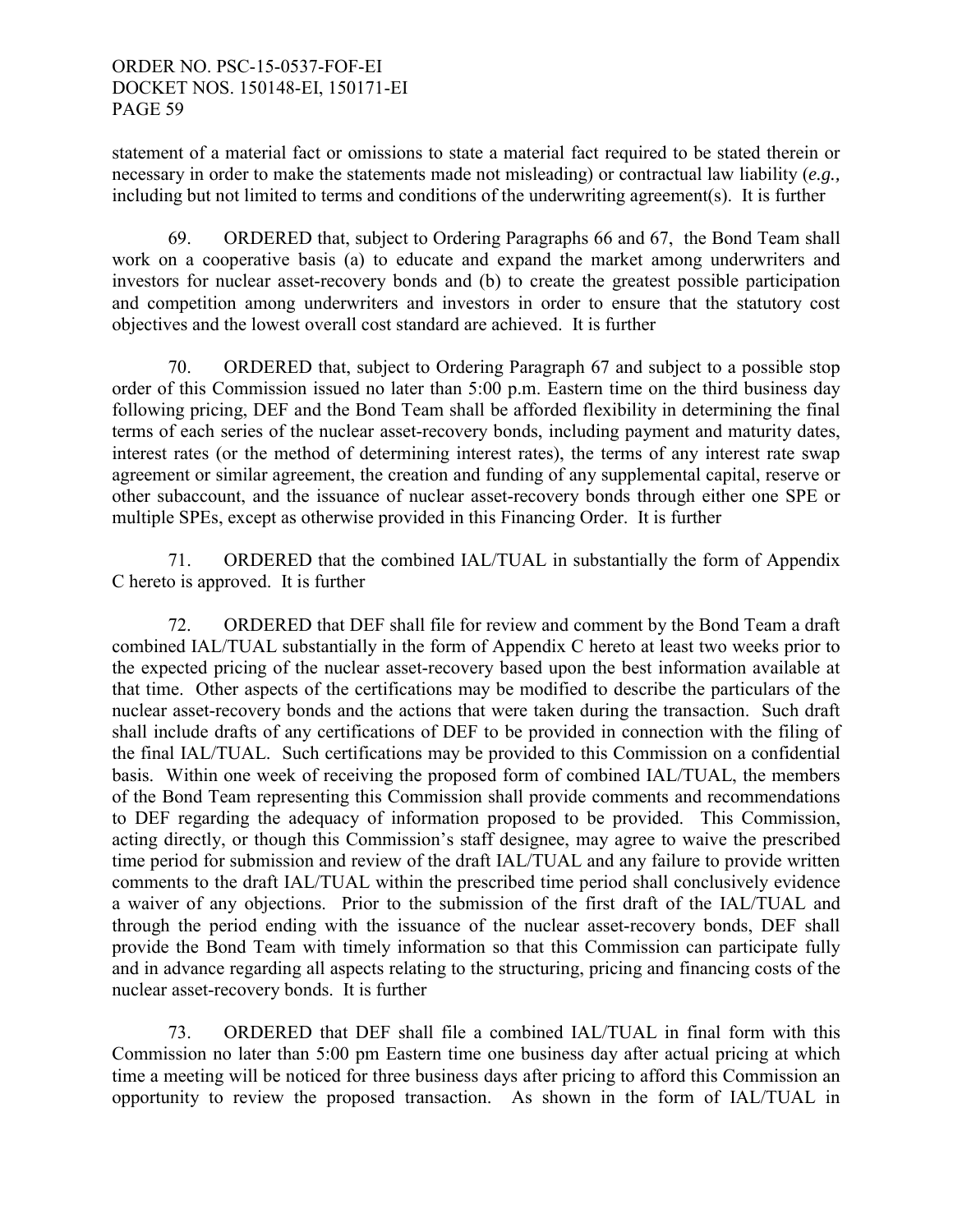statement of a material fact or omissions to state a material fact required to be stated therein or necessary in order to make the statements made not misleading) or contractual law liability (*e.g.,* including but not limited to terms and conditions of the underwriting agreement(s). It is further

69. ORDERED that, subject to Ordering Paragraphs 66 and 67, the Bond Team shall work on a cooperative basis (a) to educate and expand the market among underwriters and investors for nuclear asset-recovery bonds and (b) to create the greatest possible participation and competition among underwriters and investors in order to ensure that the statutory cost objectives and the lowest overall cost standard are achieved. It is further

70. ORDERED that, subject to Ordering Paragraph 67 and subject to a possible stop order of this Commission issued no later than 5:00 p.m. Eastern time on the third business day following pricing, DEF and the Bond Team shall be afforded flexibility in determining the final terms of each series of the nuclear asset-recovery bonds, including payment and maturity dates, interest rates (or the method of determining interest rates), the terms of any interest rate swap agreement or similar agreement, the creation and funding of any supplemental capital, reserve or other subaccount, and the issuance of nuclear asset-recovery bonds through either one SPE or multiple SPEs, except as otherwise provided in this Financing Order. It is further

71. ORDERED that the combined IAL/TUAL in substantially the form of Appendix C hereto is approved. It is further

72. ORDERED that DEF shall file for review and comment by the Bond Team a draft combined IAL/TUAL substantially in the form of Appendix C hereto at least two weeks prior to the expected pricing of the nuclear asset-recovery based upon the best information available at that time. Other aspects of the certifications may be modified to describe the particulars of the nuclear asset-recovery bonds and the actions that were taken during the transaction. Such draft shall include drafts of any certifications of DEF to be provided in connection with the filing of the final IAL/TUAL. Such certifications may be provided to this Commission on a confidential basis. Within one week of receiving the proposed form of combined IAL/TUAL, the members of the Bond Team representing this Commission shall provide comments and recommendations to DEF regarding the adequacy of information proposed to be provided. This Commission, acting directly, or though this Commission's staff designee, may agree to waive the prescribed time period for submission and review of the draft IAL/TUAL and any failure to provide written comments to the draft IAL/TUAL within the prescribed time period shall conclusively evidence a waiver of any objections. Prior to the submission of the first draft of the IAL/TUAL and through the period ending with the issuance of the nuclear asset-recovery bonds, DEF shall provide the Bond Team with timely information so that this Commission can participate fully and in advance regarding all aspects relating to the structuring, pricing and financing costs of the nuclear asset-recovery bonds. It is further

73. ORDERED that DEF shall file a combined IAL/TUAL in final form with this Commission no later than 5:00 pm Eastern time one business day after actual pricing at which time a meeting will be noticed for three business days after pricing to afford this Commission an opportunity to review the proposed transaction. As shown in the form of IAL/TUAL in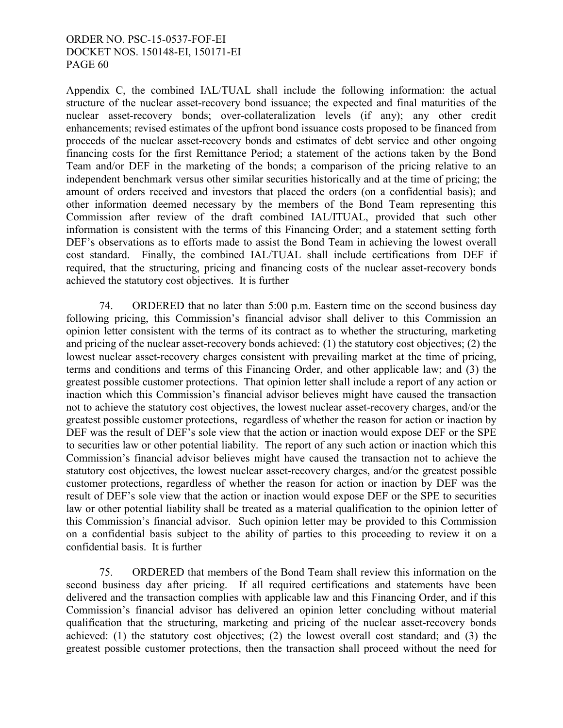Appendix C, the combined IAL/TUAL shall include the following information: the actual structure of the nuclear asset-recovery bond issuance; the expected and final maturities of the nuclear asset-recovery bonds; over-collateralization levels (if any); any other credit enhancements; revised estimates of the upfront bond issuance costs proposed to be financed from proceeds of the nuclear asset-recovery bonds and estimates of debt service and other ongoing financing costs for the first Remittance Period; a statement of the actions taken by the Bond Team and/or DEF in the marketing of the bonds; a comparison of the pricing relative to an independent benchmark versus other similar securities historically and at the time of pricing; the amount of orders received and investors that placed the orders (on a confidential basis); and other information deemed necessary by the members of the Bond Team representing this Commission after review of the draft combined IAL/ITUAL, provided that such other information is consistent with the terms of this Financing Order; and a statement setting forth DEF's observations as to efforts made to assist the Bond Team in achieving the lowest overall cost standard. Finally, the combined IAL/TUAL shall include certifications from DEF if required, that the structuring, pricing and financing costs of the nuclear asset-recovery bonds achieved the statutory cost objectives. It is further

74. ORDERED that no later than 5:00 p.m. Eastern time on the second business day following pricing, this Commission's financial advisor shall deliver to this Commission an opinion letter consistent with the terms of its contract as to whether the structuring, marketing and pricing of the nuclear asset-recovery bonds achieved: (1) the statutory cost objectives; (2) the lowest nuclear asset-recovery charges consistent with prevailing market at the time of pricing, terms and conditions and terms of this Financing Order, and other applicable law; and (3) the greatest possible customer protections. That opinion letter shall include a report of any action or inaction which this Commission's financial advisor believes might have caused the transaction not to achieve the statutory cost objectives, the lowest nuclear asset-recovery charges, and/or the greatest possible customer protections, regardless of whether the reason for action or inaction by DEF was the result of DEF's sole view that the action or inaction would expose DEF or the SPE to securities law or other potential liability. The report of any such action or inaction which this Commission's financial advisor believes might have caused the transaction not to achieve the statutory cost objectives, the lowest nuclear asset-recovery charges, and/or the greatest possible customer protections, regardless of whether the reason for action or inaction by DEF was the result of DEF's sole view that the action or inaction would expose DEF or the SPE to securities law or other potential liability shall be treated as a material qualification to the opinion letter of this Commission's financial advisor. Such opinion letter may be provided to this Commission on a confidential basis subject to the ability of parties to this proceeding to review it on a confidential basis. It is further

75. ORDERED that members of the Bond Team shall review this information on the second business day after pricing. If all required certifications and statements have been delivered and the transaction complies with applicable law and this Financing Order, and if this Commission's financial advisor has delivered an opinion letter concluding without material qualification that the structuring, marketing and pricing of the nuclear asset-recovery bonds achieved: (1) the statutory cost objectives; (2) the lowest overall cost standard; and (3) the greatest possible customer protections, then the transaction shall proceed without the need for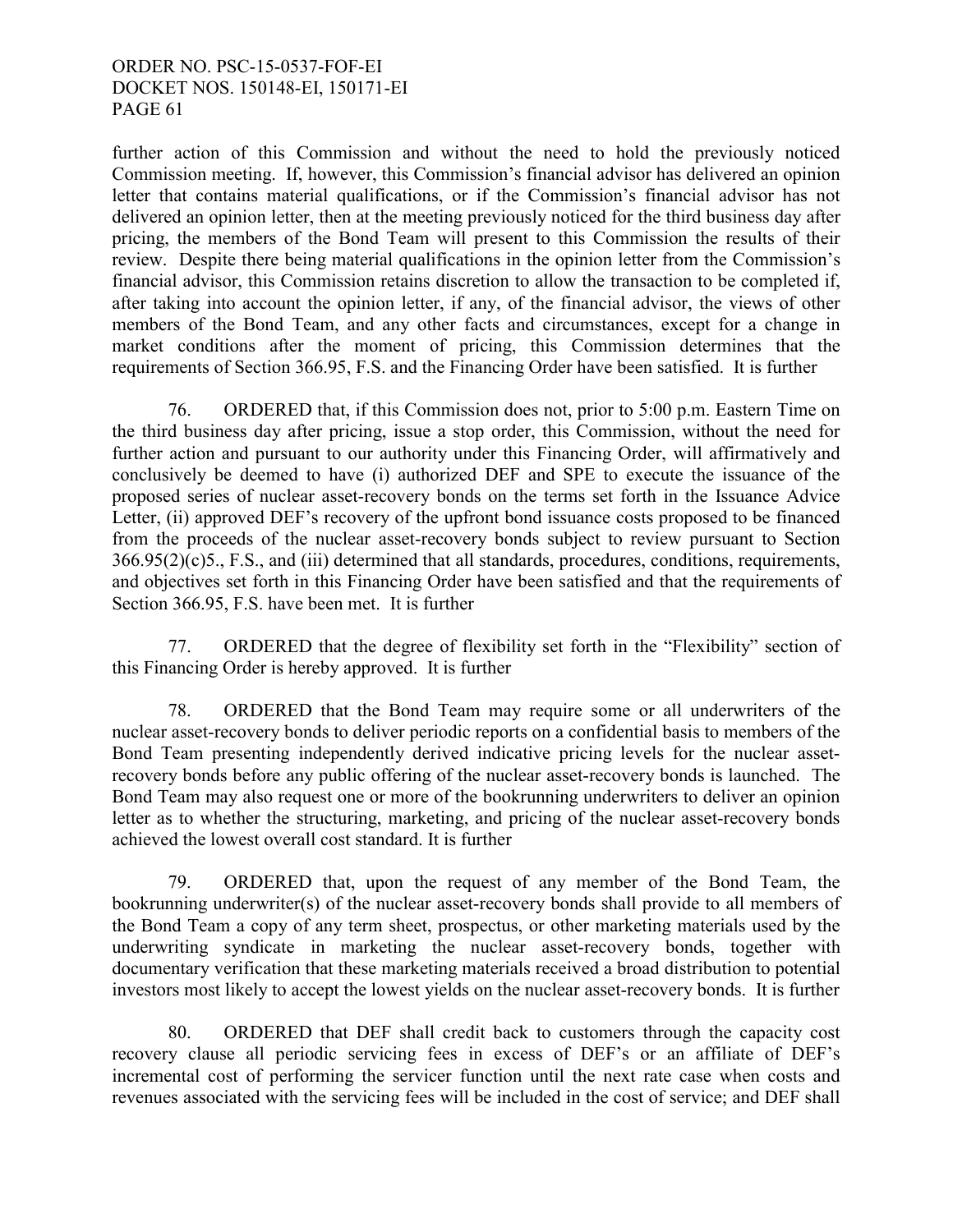further action of this Commission and without the need to hold the previously noticed Commission meeting. If, however, this Commission's financial advisor has delivered an opinion letter that contains material qualifications, or if the Commission's financial advisor has not delivered an opinion letter, then at the meeting previously noticed for the third business day after pricing, the members of the Bond Team will present to this Commission the results of their review. Despite there being material qualifications in the opinion letter from the Commission's financial advisor, this Commission retains discretion to allow the transaction to be completed if, after taking into account the opinion letter, if any, of the financial advisor, the views of other members of the Bond Team, and any other facts and circumstances, except for a change in market conditions after the moment of pricing, this Commission determines that the requirements of Section 366.95, F.S. and the Financing Order have been satisfied. It is further

76. ORDERED that, if this Commission does not, prior to 5:00 p.m. Eastern Time on the third business day after pricing, issue a stop order, this Commission, without the need for further action and pursuant to our authority under this Financing Order, will affirmatively and conclusively be deemed to have (i) authorized DEF and SPE to execute the issuance of the proposed series of nuclear asset-recovery bonds on the terms set forth in the Issuance Advice Letter, (ii) approved DEF's recovery of the upfront bond issuance costs proposed to be financed from the proceeds of the nuclear asset-recovery bonds subject to review pursuant to Section 366.95(2)(c)5., F.S., and (iii) determined that all standards, procedures, conditions, requirements, and objectives set forth in this Financing Order have been satisfied and that the requirements of Section 366.95, F.S. have been met. It is further

77. ORDERED that the degree of flexibility set forth in the "Flexibility" section of this Financing Order is hereby approved. It is further

78. ORDERED that the Bond Team may require some or all underwriters of the nuclear asset-recovery bonds to deliver periodic reports on a confidential basis to members of the Bond Team presenting independently derived indicative pricing levels for the nuclear asset-recovery bonds before any public offering of the nuclear asset-recovery bonds is launched. The Bond Team may also request one or more of the bookrunning underwriters to deliver an opinion letter as to whether the structuring, marketing, and pricing of the nuclear asset-recovery bonds achieved the lowest overall cost standard. It is further

79. ORDERED that, upon the request of any member of the Bond Team, the bookrunning underwriter(s) of the nuclear asset-recovery bonds shall provide to all members of the Bond Team a copy of any term sheet, prospectus, or other marketing materials used by the underwriting syndicate in marketing the nuclear asset-recovery bonds, together with documentary verification that these marketing materials received a broad distribution to potential investors most likely to accept the lowest yields on the nuclear asset-recovery bonds. It is further

80. ORDERED that DEF shall credit back to customers through the capacity cost recovery clause all periodic servicing fees in excess of DEF's or an affiliate of DEF's incremental cost of performing the servicer function until the next rate case when costs and revenues associated with the servicing fees will be included in the cost of service; and DEF shall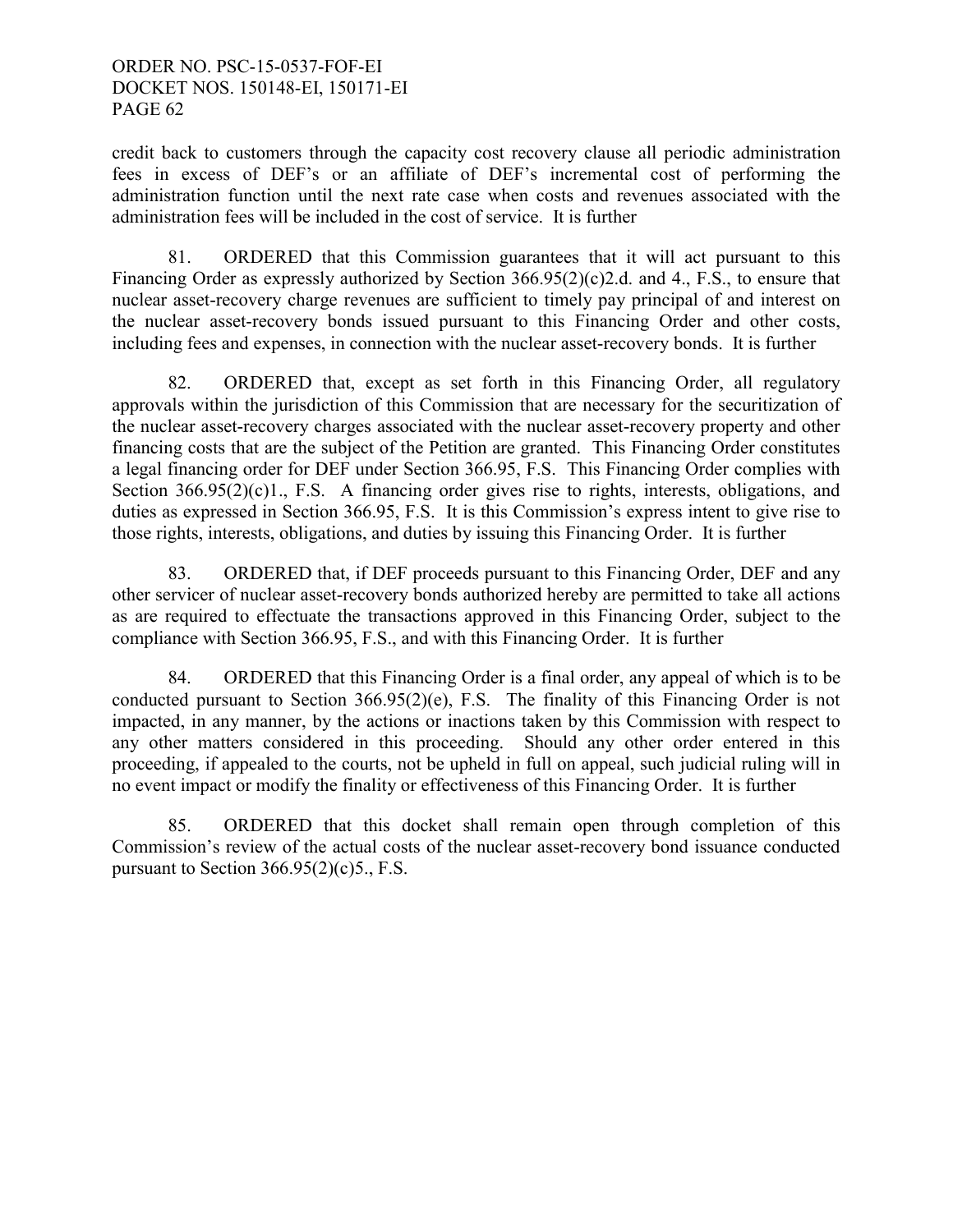credit back to customers through the capacity cost recovery clause all periodic administration fees in excess of DEF's or an affiliate of DEF's incremental cost of performing the administration function until the next rate case when costs and revenues associated with the administration fees will be included in the cost of service. It is further

81. ORDERED that this Commission guarantees that it will act pursuant to this Financing Order as expressly authorized by Section 366.95(2)(c)2.d. and 4., F.S., to ensure that nuclear asset-recovery charge revenues are sufficient to timely pay principal of and interest on the nuclear asset-recovery bonds issued pursuant to this Financing Order and other costs, including fees and expenses, in connection with the nuclear asset-recovery bonds. It is further

82. ORDERED that, except as set forth in this Financing Order, all regulatory approvals within the jurisdiction of this Commission that are necessary for the securitization of the nuclear asset-recovery charges associated with the nuclear asset-recovery property and other financing costs that are the subject of the Petition are granted. This Financing Order constitutes a legal financing order for DEF under Section 366.95, F.S. This Financing Order complies with Section 366.95(2)(c)1., F.S. A financing order gives rise to rights, interests, obligations, and duties as expressed in Section 366.95, F.S. It is this Commission's express intent to give rise to those rights, interests, obligations, and duties by issuing this Financing Order. It is further

83. ORDERED that, if DEF proceeds pursuant to this Financing Order, DEF and any other servicer of nuclear asset-recovery bonds authorized hereby are permitted to take all actions as are required to effectuate the transactions approved in this Financing Order, subject to the compliance with Section 366.95, F.S., and with this Financing Order. It is further

84. ORDERED that this Financing Order is a final order, any appeal of which is to be conducted pursuant to Section 366.95(2)(e), F.S. The finality of this Financing Order is not impacted, in any manner, by the actions or inactions taken by this Commission with respect to any other matters considered in this proceeding. Should any other order entered in this proceeding, if appealed to the courts, not be upheld in full on appeal, such judicial ruling will in no event impact or modify the finality or effectiveness of this Financing Order. It is further

85. ORDERED that this docket shall remain open through completion of this Commission's review of the actual costs of the nuclear asset-recovery bond issuance conducted pursuant to Section 366.95(2)(c)5., F.S.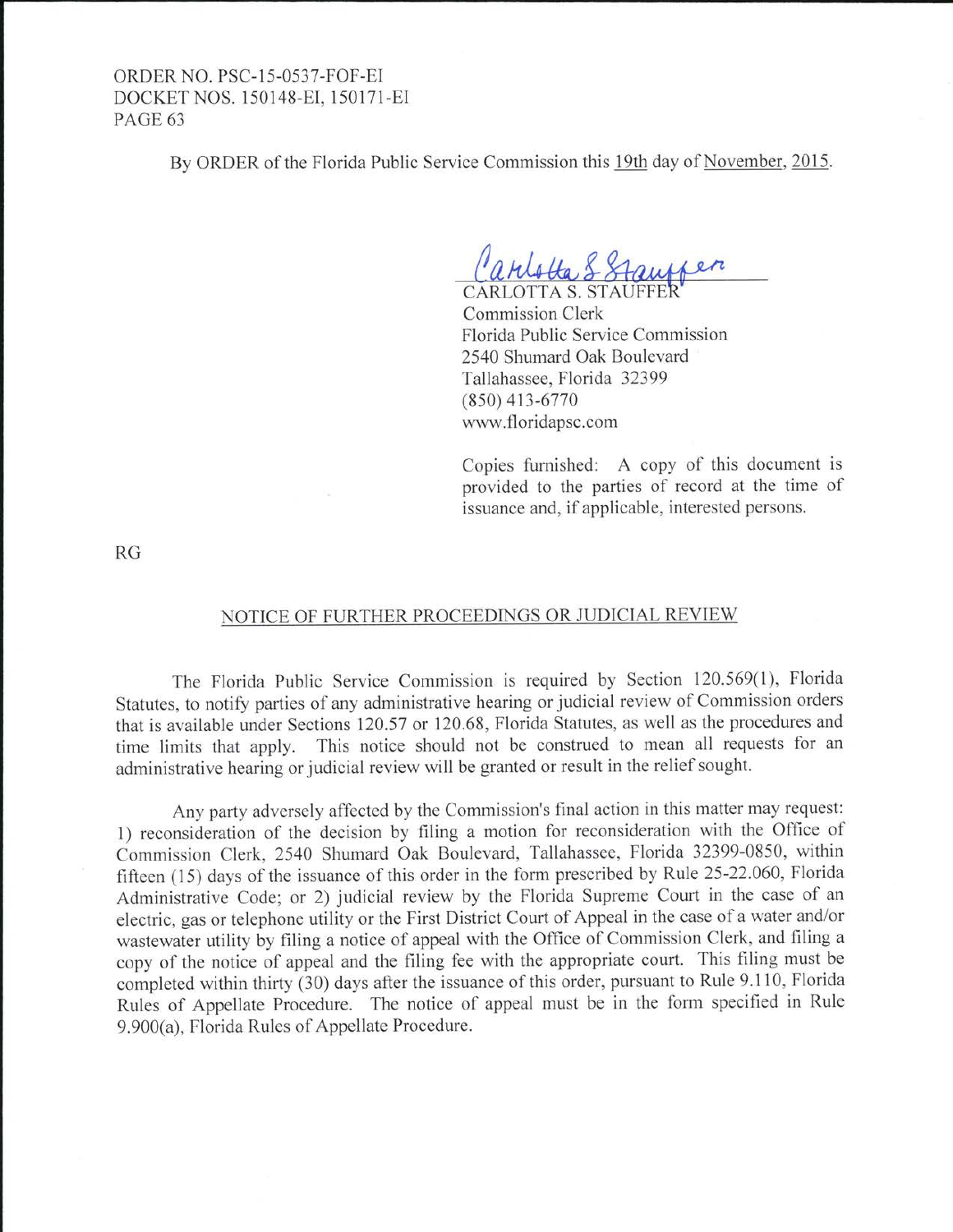By ORDER of the Florida Public Service Commission this 19th day of November, 2015.

CARLOTTA S. STAUFFER
Commission Clerk
Florida Public Service Commission
2540 Shumard Oak Boulevard
Tallahassee, Florida 32399
(850) 413-6770
www.floridapsc.com

Copies furnished: A copy of this document is provided to the parties of record at the time of issuance and, if applicable, interested persons.

RG

## NOTICE OF FURTHER PROCEEDINGS OR JUDICIAL REVIEW

The Florida Public Service Commission is required by Section 120.569(1), Florida Statutes, to notify parties of any administrative hearing or judicial review of Commission orders that is available under Sections 120.57 or 120.68, Florida Statutes, as well as the procedures and time limits that apply. This notice should not be construed to mean all requests for an administrative hearing or judicial review will be granted or result in the relief sought.

Any party adversely affected by the Commission's final action in this matter may request: 1) reconsideration of the decision by filing a motion for reconsideration with the Office of Commission Clerk, 2540 Shumard Oak Boulevard, Tallahassee, Florida 32399-0850, within fifteen (15) days of the issuance of this order in the form prescribed by Rule 25-22.060, Florida Administrative Code; or 2) judicial review by the Florida Supreme Court in the case of an electric, gas or telephone utility or the First District Court of Appeal in the case of a water and/or wastewater utility by filing a notice of appeal with the Office of Commission Clerk, and filing a copy of the notice of appeal and the filing fee with the appropriate court. This filing must be completed within thirty (30) days after the issuance of this order, pursuant to Rule 9.110, Florida Rules of Appellate Procedure. The notice of appeal must be in the form specified in Rule 9.900(a), Florida Rules of Appellate Procedure.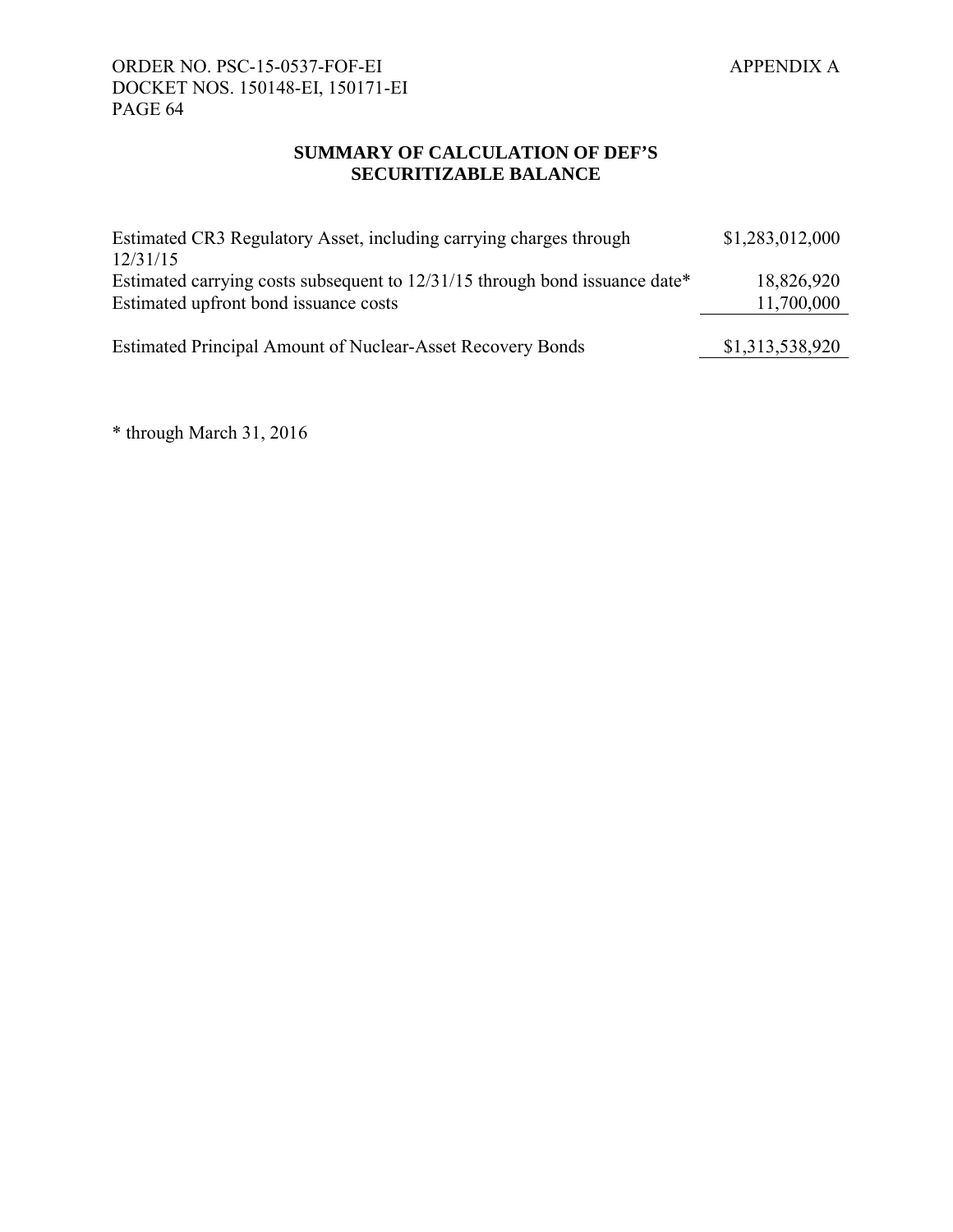APPENDIX A

## SUMMARY OF CALCULATION OF DEF'S SECURITIZABLE BALANCE

| | |
|---|---:|
| Estimated CR3 Regulatory Asset, including carrying charges through 12/31/15 | $1,283,012,000 |
| Estimated carrying costs subsequent to 12/31/15 through bond issuance date* | 18,826,920 |
| Estimated upfront bond issuance costs | 11,700,000 |
| Estimated Principal Amount of Nuclear-Asset Recovery Bonds | $1,313,538,920 |

* through March 31, 2016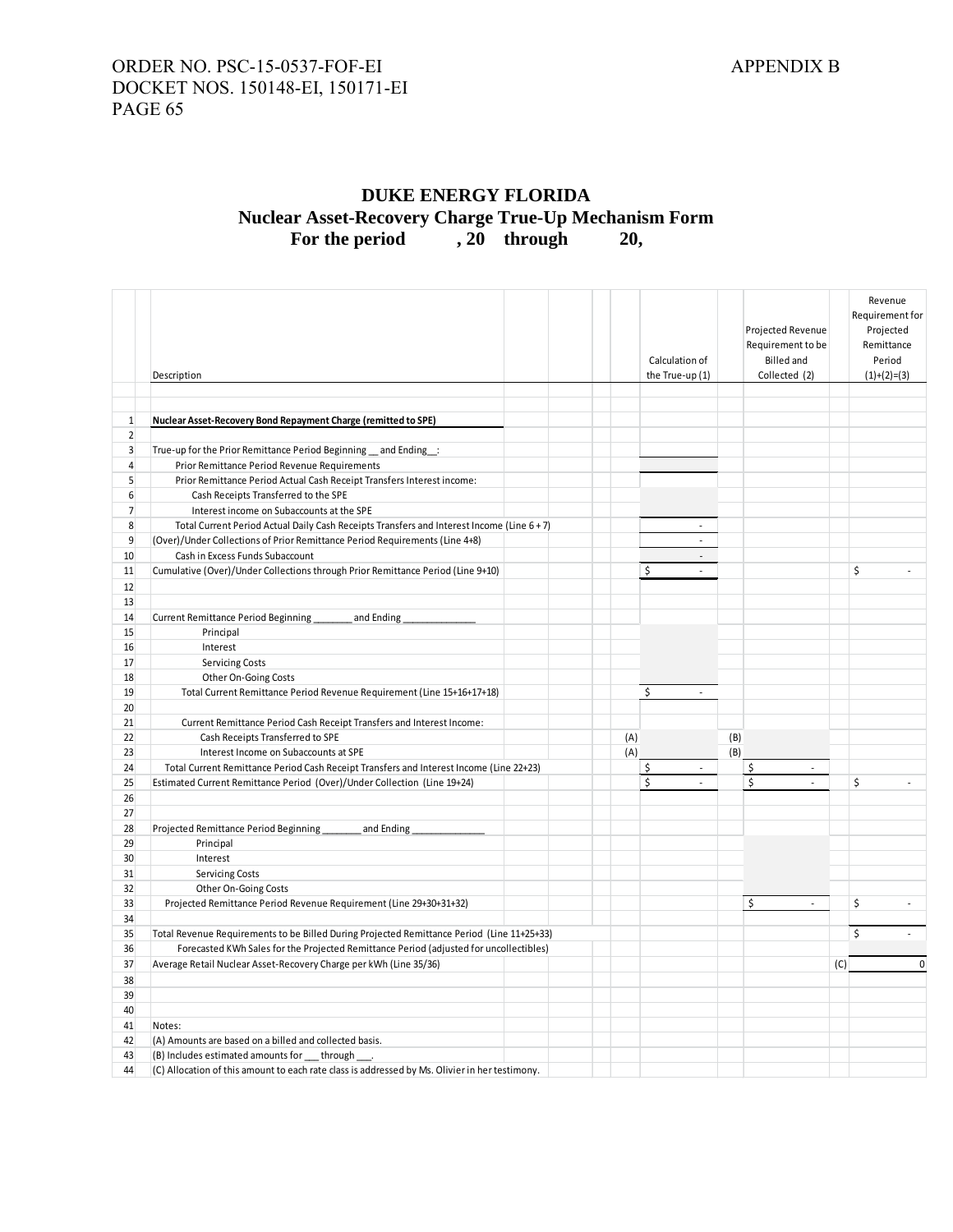ORDER NO. PSC-15-0537-FOF-EI
DOCKET NOS. 150148-EI, 150171-EI

APPENDIX B

# DUKE ENERGY FLORIDA
## Nuclear Asset-Recovery Charge True-Up Mechanism Form
## For the period , 20 through 20,

| | Description | | Calculation of the True-up (1) | | Projected Revenue Requirement to be Billed and Collected (2) | | Revenue Requirement for Projected Remittance Period (1)+(2)=(3) |
|---|---|---|---|---|---|---|---|
| 1 | **Nuclear Asset-Recovery Bond Repayment Charge (remitted to SPE)** | | | | | | |
| 2 | | | | | | | |
| 3 | True-up for the Prior Remittance Period Beginning __ and Ending__: | | | | | | |
| 4 | Prior Remittance Period Revenue Requirements | | | | | | |
| 5 | Prior Remittance Period Actual Cash Receipt Transfers Interest income: | | | | | | |
| 6 | Cash Receipts Transferred to the SPE | | | | | | |
| 7 | Interest income on Subaccounts at the SPE | | | | | | |
| 8 | Total Current Period Actual Daily Cash Receipts Transfers and Interest Income (Line 6 + 7) | | - | | | | |
| 9 | (Over)/Under Collections of Prior Remittance Period Requirements (Line 4+8) | | - | | | | |
| 10 | Cash in Excess Funds Subaccount | | - | | | | |
| 11 | Cumulative (Over)/Under Collections through Prior Remittance Period (Line 9+10) | | $ - | | | | $ - |
| 12 | | | | | | | |
| 13 | | | | | | | |
| 14 | Current Remittance Period Beginning _______ and Ending _____________ | | | | | | |
| 15 | Principal | | | | | | |
| 16 | Interest | | | | | | |
| 17 | Servicing Costs | | | | | | |
| 18 | Other On-Going Costs | | | | | | |
| 19 | Total Current Remittance Period Revenue Requirement (Line 15+16+17+18) | | $ - | | | | |
| 20 | | | | | | | |
| 21 | Current Remittance Period Cash Receipt Transfers and Interest Income: | | | | | | |
| 22 | Cash Receipts Transferred to SPE | (A) | | (B) | | | |
| 23 | Interest Income on Subaccounts at SPE | (A) | | (B) | | | |
| 24 | Total Current Remittance Period Cash Receipt Transfers and Interest Income (Line 22+23) | | $ - | | $ - | | |
| 25 | Estimated Current Remittance Period (Over)/Under Collection (Line 19+24) | | $ - | | $ - | | $ - |
| 26 | | | | | | | |
| 27 | | | | | | | |
| 28 | Projected Remittance Period Beginning _______ and Ending _____________ | | | | | | |
| 29 | Principal | | | | | | |
| 30 | Interest | | | | | | |
| 31 | Servicing Costs | | | | | | |
| 32 | Other On-Going Costs | | | | | | |
| 33 | Projected Remittance Period Revenue Requirement (Line 29+30+31+32) | | | | $ - | | $ - |
| 34 | | | | | | | |
| 35 | Total Revenue Requirements to be Billed During Projected Remittance Period (Line 11+25+33) | | | | | | $ - |
| 36 | Forecasted KWh Sales for the Projected Remittance Period (adjusted for uncollectibles) | | | | | | |
| 37 | Average Retail Nuclear Asset-Recovery Charge per kWh (Line 35/36) | | | | | (C) | 0 |
| 38 | | | | | | | |
| 39 | | | | | | | |
| 40 | | | | | | | |
| 41 | Notes: | | | | | | |
| 42 | (A) Amounts are based on a billed and collected basis. | | | | | | |
| 43 | (B) Includes estimated amounts for ___ through ___. | | | | | | |
| 44 | (C) Allocation of this amount to each rate class is addressed by Ms. Olivier in her testimony. | | | | | | |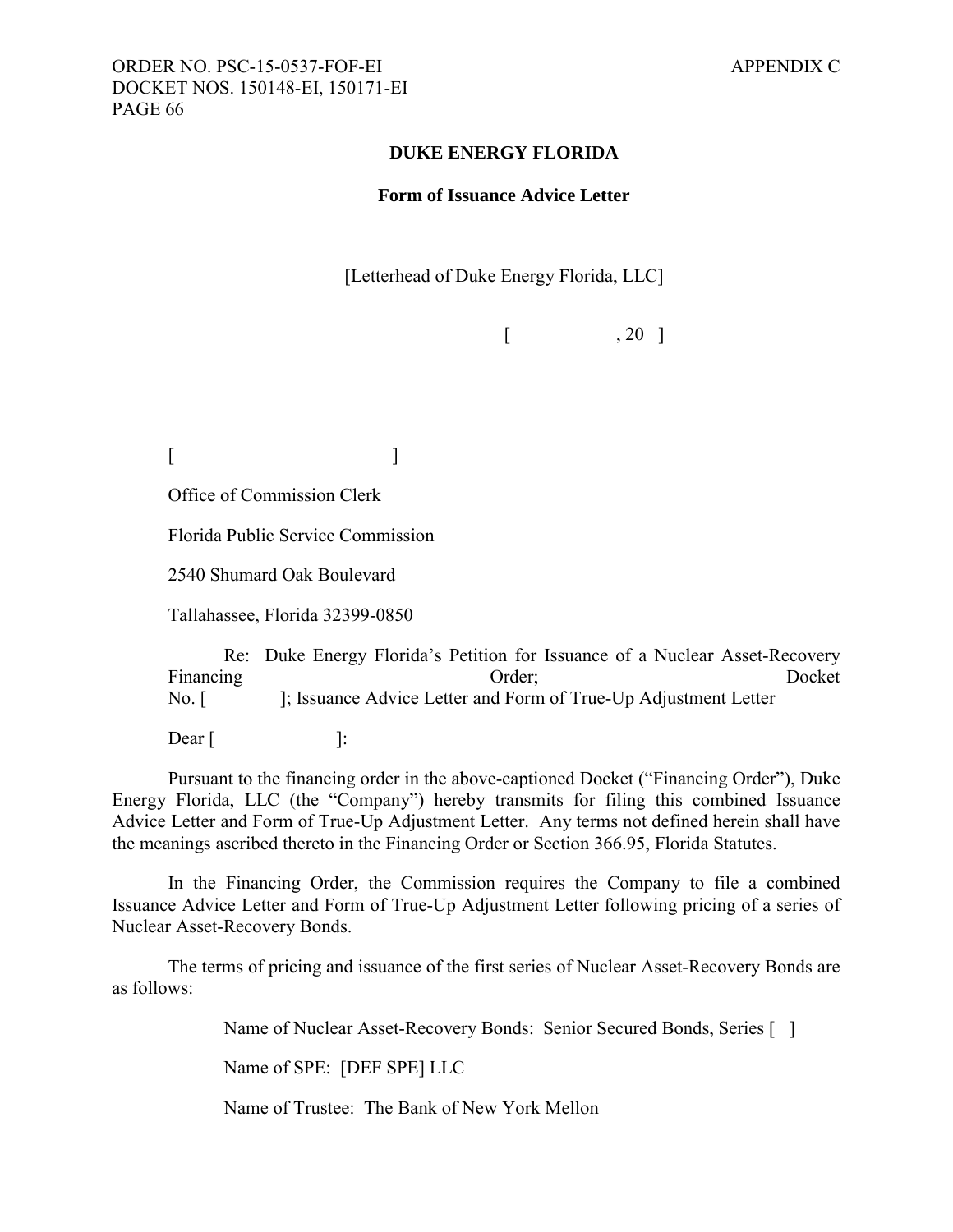**DUKE ENERGY FLORIDA**

**Form of Issuance Advice Letter**

[Letterhead of Duke Energy Florida, LLC]

[ , 20 ]

[ ]

Office of Commission Clerk

Florida Public Service Commission

2540 Shumard Oak Boulevard

Tallahassee, Florida 32399-0850

Re: Duke Energy Florida's Petition for Issuance of a Nuclear Asset-Recovery Financing Order; Docket No. [ ]; Issuance Advice Letter and Form of True-Up Adjustment Letter

Dear [ ]:

Pursuant to the financing order in the above-captioned Docket ("Financing Order"), Duke Energy Florida, LLC (the "Company") hereby transmits for filing this combined Issuance Advice Letter and Form of True-Up Adjustment Letter. Any terms not defined herein shall have the meanings ascribed thereto in the Financing Order or Section 366.95, Florida Statutes.

In the Financing Order, the Commission requires the Company to file a combined Issuance Advice Letter and Form of True-Up Adjustment Letter following pricing of a series of Nuclear Asset-Recovery Bonds.

The terms of pricing and issuance of the first series of Nuclear Asset-Recovery Bonds are as follows:

Name of Nuclear Asset-Recovery Bonds: Senior Secured Bonds, Series [ ]

Name of SPE: [DEF SPE] LLC

Name of Trustee: The Bank of New York Mellon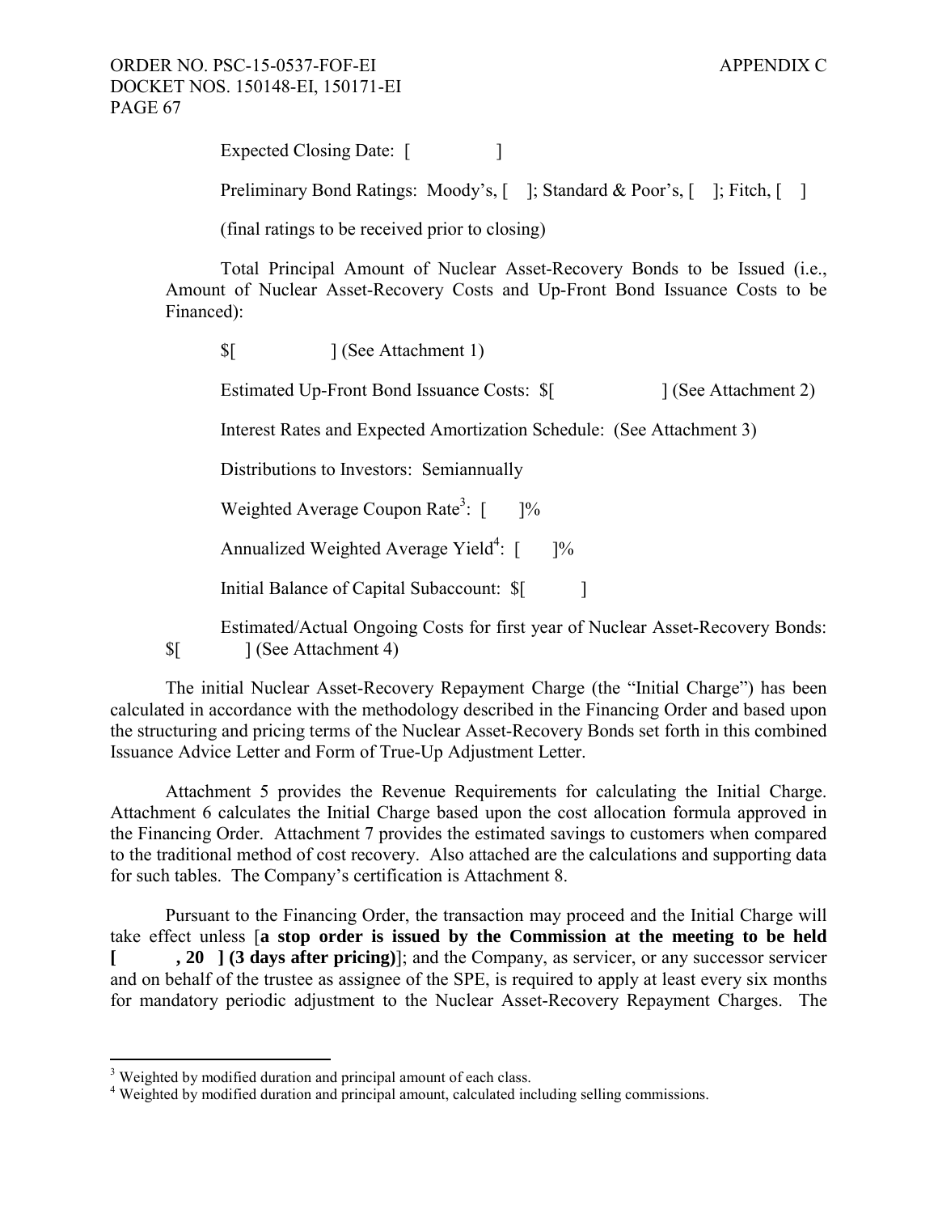Expected Closing Date: [ ]

Preliminary Bond Ratings: Moody's, [ ]; Standard & Poor's, [ ]; Fitch, [ ]

(final ratings to be received prior to closing)

Total Principal Amount of Nuclear Asset-Recovery Bonds to be Issued (i.e., Amount of Nuclear Asset-Recovery Costs and Up-Front Bond Issuance Costs to be Financed):

$[ ] (See Attachment 1)

Estimated Up-Front Bond Issuance Costs: $[ ] (See Attachment 2)

Interest Rates and Expected Amortization Schedule: (See Attachment 3)

Distributions to Investors: Semiannually

Weighted Average Coupon Rate[3]: [ ]%

Annualized Weighted Average Yield[4]: [ ]%

Initial Balance of Capital Subaccount: $[ ]

Estimated/Actual Ongoing Costs for first year of Nuclear Asset-Recovery Bonds: $[ ] (See Attachment 4)

The initial Nuclear Asset-Recovery Repayment Charge (the "Initial Charge") has been calculated in accordance with the methodology described in the Financing Order and based upon the structuring and pricing terms of the Nuclear Asset-Recovery Bonds set forth in this combined Issuance Advice Letter and Form of True-Up Adjustment Letter.

Attachment 5 provides the Revenue Requirements for calculating the Initial Charge. Attachment 6 calculates the Initial Charge based upon the cost allocation formula approved in the Financing Order. Attachment 7 provides the estimated savings to customers when compared to the traditional method of cost recovery. Also attached are the calculations and supporting data for such tables. The Company's certification is Attachment 8.

Pursuant to the Financing Order, the transaction may proceed and the Initial Charge will take effect unless [**a stop order is issued by the Commission at the meeting to be held [ , 20 ] (3 days after pricing)**]; and the Company, as servicer, or any successor servicer and on behalf of the trustee as assignee of the SPE, is required to apply at least every six months for mandatory periodic adjustment to the Nuclear Asset-Recovery Repayment Charges. The

---

[3] Weighted by modified duration and principal amount of each class.

[4] Weighted by modified duration and principal amount, calculated including selling commissions.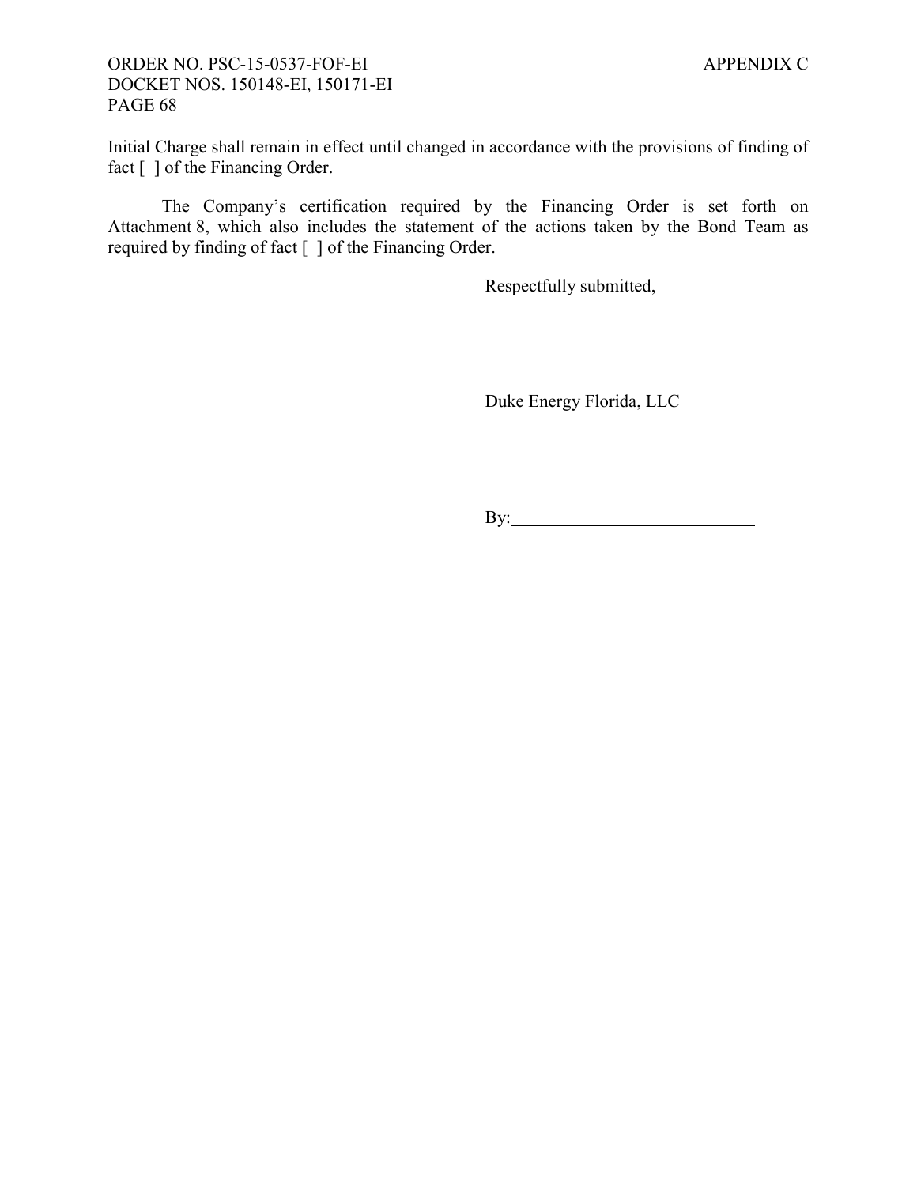Initial Charge shall remain in effect until changed in accordance with the provisions of finding of fact [ ] of the Financing Order.

The Company's certification required by the Financing Order is set forth on Attachment 8, which also includes the statement of the actions taken by the Bond Team as required by finding of fact [ ] of the Financing Order.

Respectfully submitted,

Duke Energy Florida, LLC

By:\_\_\_\_\_\_\_\_\_\_\_\_\_\_\_\_\_\_\_\_\_\_\_\_\_\_\_\_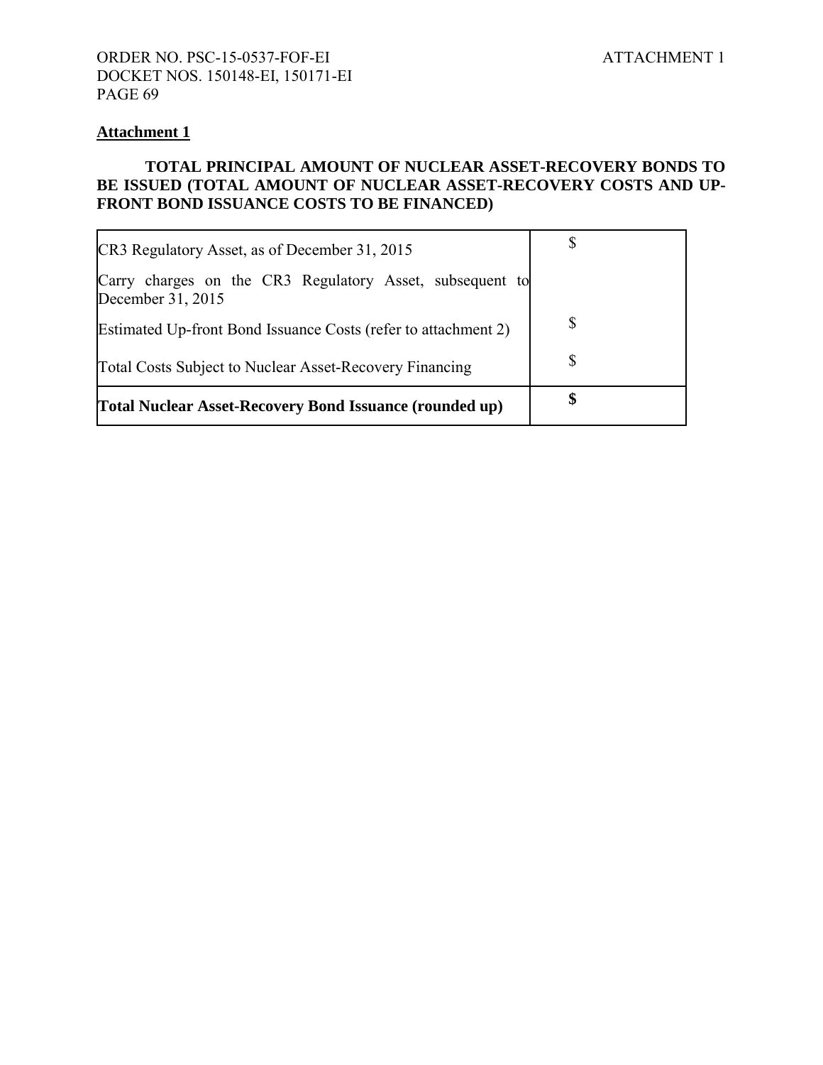**Attachment 1**

**TOTAL PRINCIPAL AMOUNT OF NUCLEAR ASSET-RECOVERY BONDS TO BE ISSUED (TOTAL AMOUNT OF NUCLEAR ASSET-RECOVERY COSTS AND UP-FRONT BOND ISSUANCE COSTS TO BE FINANCED)**

| | |
|---|---|
| CR3 Regulatory Asset, as of December 31, 2015 | $ |
| Carry charges on the CR3 Regulatory Asset, subsequent to December 31, 2015 | |
| Estimated Up-front Bond Issuance Costs (refer to attachment 2) | $ |
| Total Costs Subject to Nuclear Asset-Recovery Financing | $ |
| **Total Nuclear Asset-Recovery Bond Issuance (rounded up)** | **$** |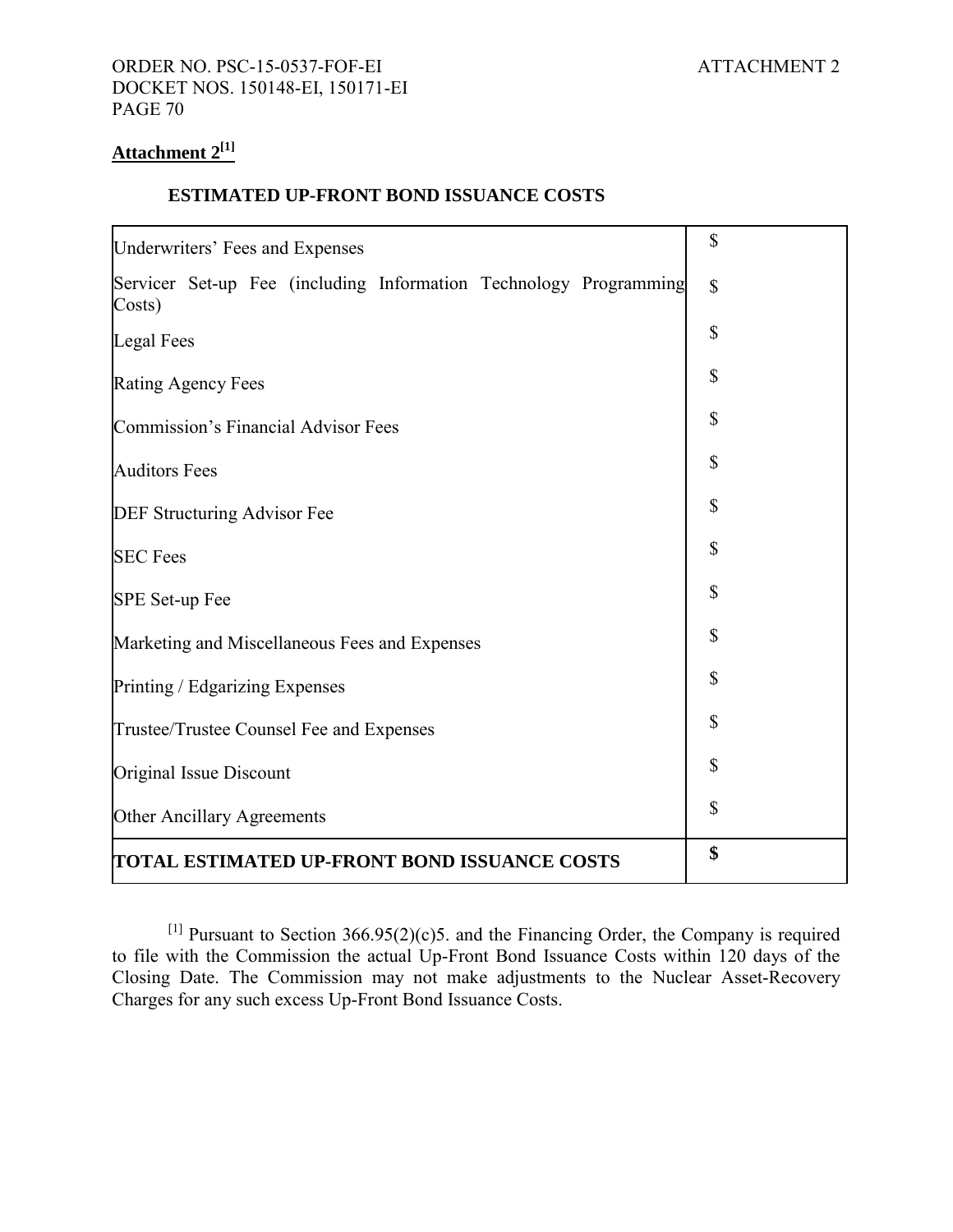**Attachment 2[1]**

**ESTIMATED UP-FRONT BOND ISSUANCE COSTS**

| | |
|---|---|
| Underwriters' Fees and Expenses | $ |
| Servicer Set-up Fee (including Information Technology Programming Costs) | $ |
| Legal Fees | $ |
| Rating Agency Fees | $ |
| Commission's Financial Advisor Fees | $ |
| Auditors Fees | $ |
| DEF Structuring Advisor Fee | $ |
| SEC Fees | $ |
| SPE Set-up Fee | $ |
| Marketing and Miscellaneous Fees and Expenses | $ |
| Printing / Edgarizing Expenses | $ |
| Trustee/Trustee Counsel Fee and Expenses | $ |
| Original Issue Discount | $ |
| Other Ancillary Agreements | $ |
| **TOTAL ESTIMATED UP-FRONT BOND ISSUANCE COSTS** | **$** |

[1] Pursuant to Section 366.95(2)(c)5. and the Financing Order, the Company is required to file with the Commission the actual Up-Front Bond Issuance Costs within 120 days of the Closing Date. The Commission may not make adjustments to the Nuclear Asset-Recovery Charges for any such excess Up-Front Bond Issuance Costs.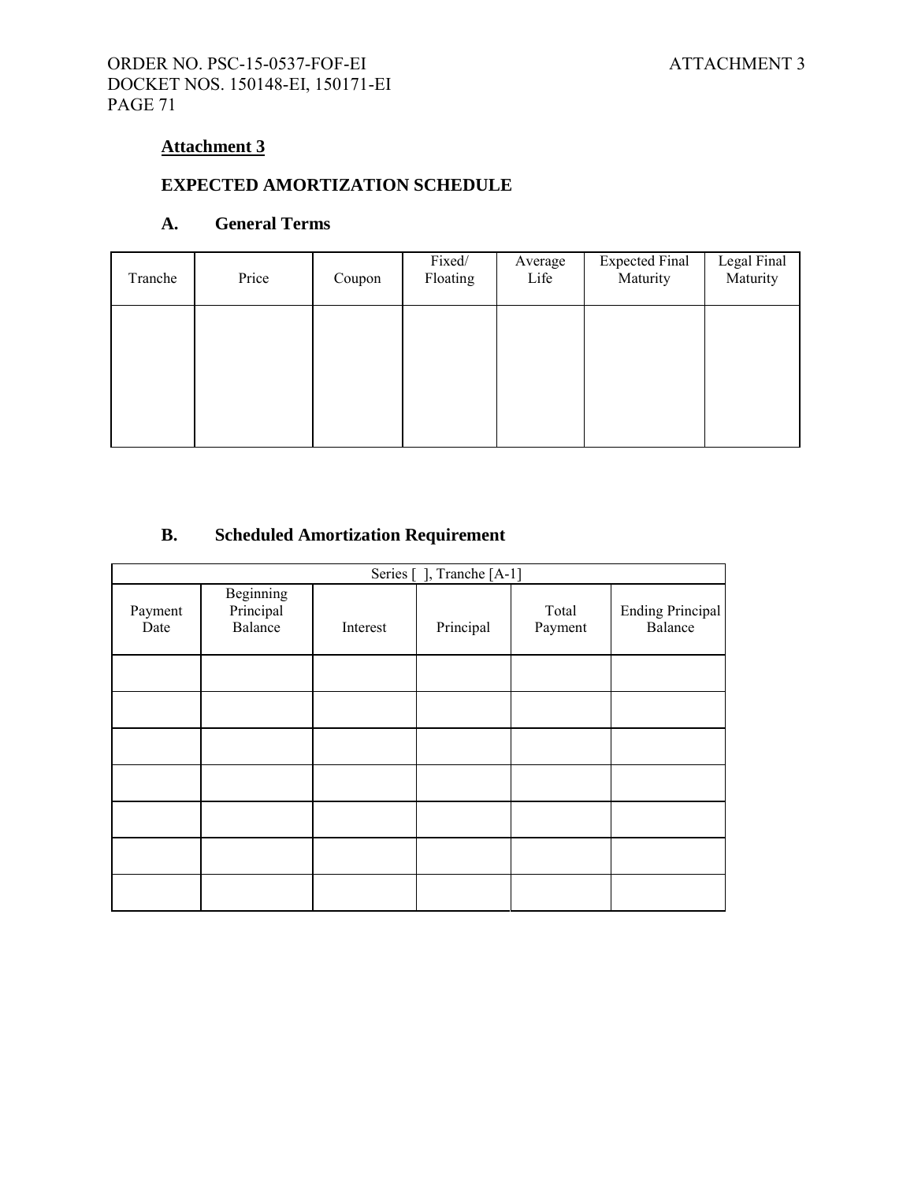## Attachment 3

### EXPECTED AMORTIZATION SCHEDULE

### A. General Terms

| Tranche | Price | Coupon | Fixed/ Floating | Average Life | Expected Final Maturity | Legal Final Maturity |
|---|---|---|---|---|---|---|
| | | | | | | |

### B. Scheduled Amortization Requirement

| Series [ ], Tranche [A-1] | | | | | |
|---|---|---|---|---|---|
| Payment Date | Beginning Principal Balance | Interest | Principal | Total Payment | Ending Principal Balance |
| | | | | | |
| | | | | | |
| | | | | | |
| | | | | | |
| | | | | | |
| | | | | | |
| | | | | | |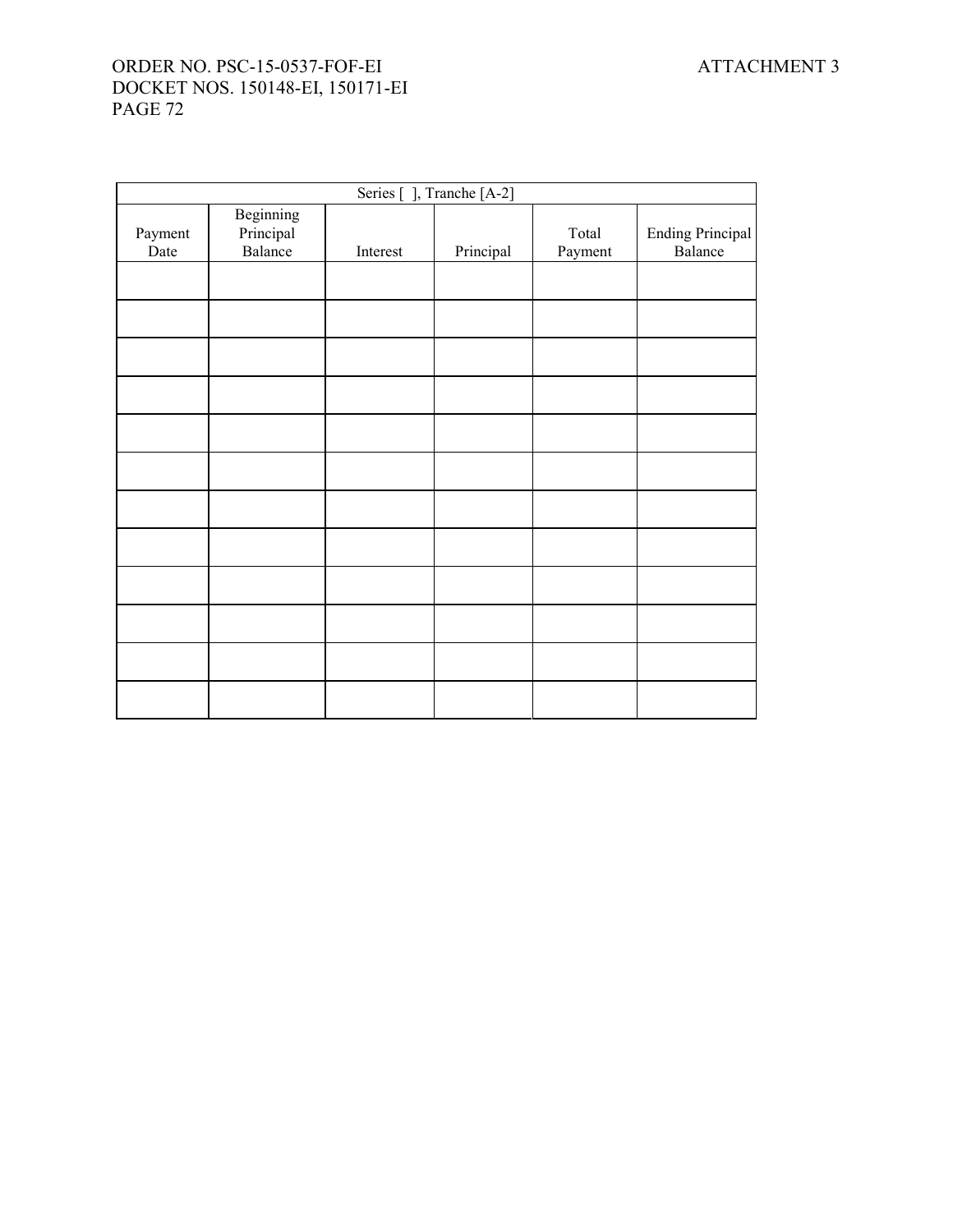| Series [ ], Tranche [A-2] | | | | | |
|---|---|---|---|---|---|
| Payment Date | Beginning Principal Balance | Interest | Principal | Total Payment | Ending Principal Balance |
| | | | | | |
| | | | | | |
| | | | | | |
| | | | | | |
| | | | | | |
| | | | | | |
| | | | | | |
| | | | | | |
| | | | | | |
| | | | | | |
| | | | | | |
| | | | | | |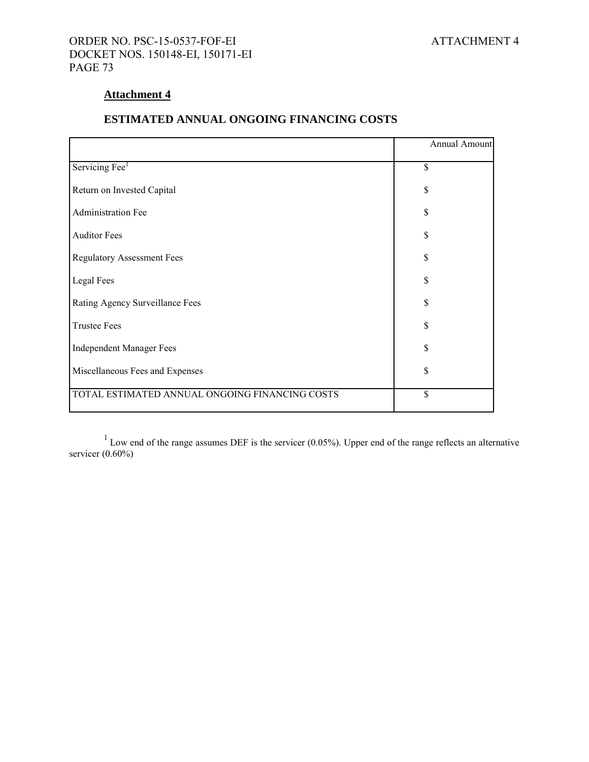## Attachment 4

## ESTIMATED ANNUAL ONGOING FINANCING COSTS

| | Annual Amount |
|---|---|
| Servicing Fee[1] | $ |
| Return on Invested Capital | $ |
| Administration Fee | $ |
| Auditor Fees | $ |
| Regulatory Assessment Fees | $ |
| Legal Fees | $ |
| Rating Agency Surveillance Fees | $ |
| Trustee Fees | $ |
| Independent Manager Fees | $ |
| Miscellaneous Fees and Expenses | $ |
| TOTAL ESTIMATED ANNUAL ONGOING FINANCING COSTS | $ |

[1] Low end of the range assumes DEF is the servicer (0.05%). Upper end of the range reflects an alternative servicer (0.60%)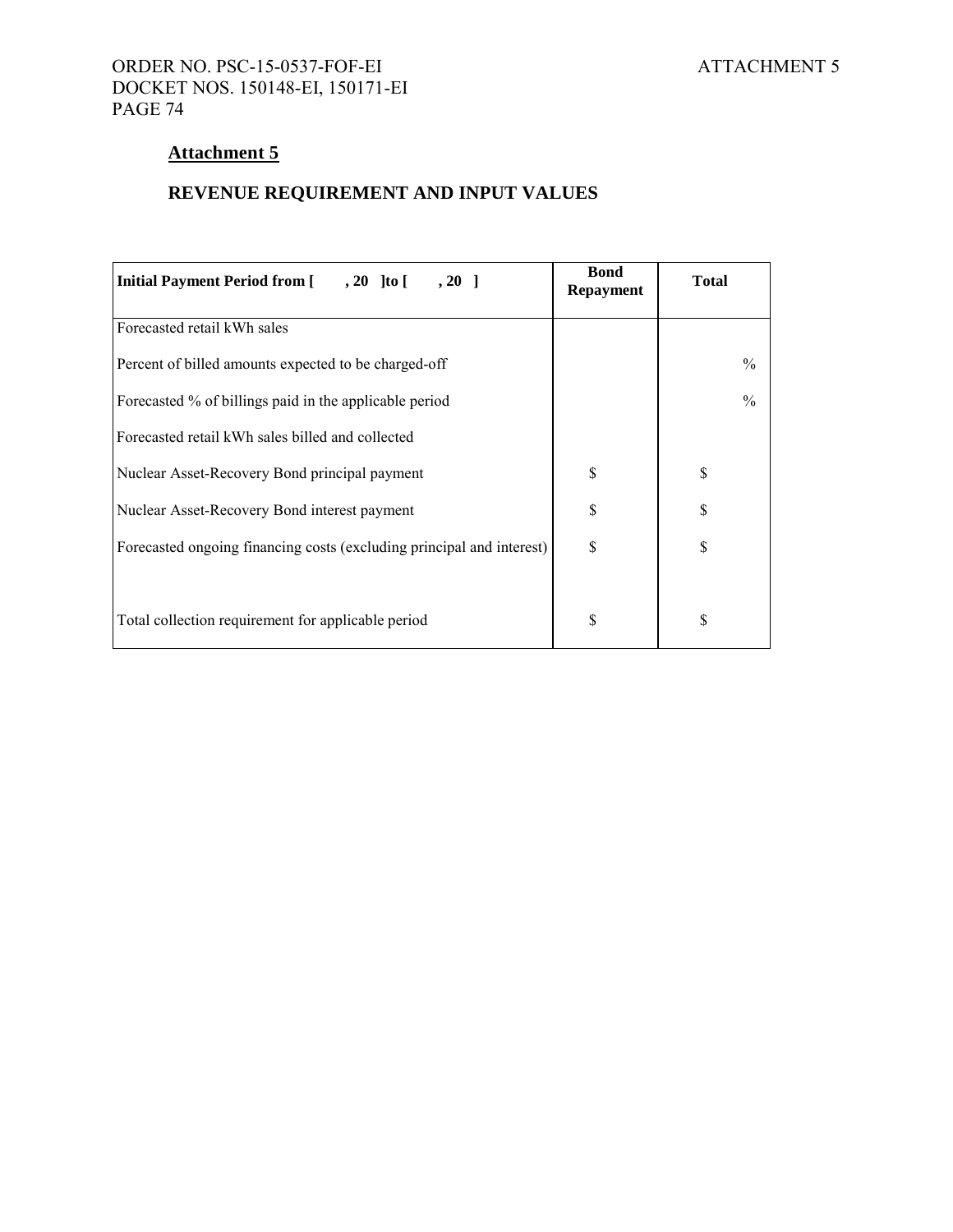## Attachment 5

## REVENUE REQUIREMENT AND INPUT VALUES

| **Initial Payment Period from [ , 20 ]to [ , 20 ]** | **Bond Repayment** | **Total** |
|---|---|---|
| Forecasted retail kWh sales | | |
| Percent of billed amounts expected to be charged-off | | % |
| Forecasted % of billings paid in the applicable period | | % |
| Forecasted retail kWh sales billed and collected | | |
| Nuclear Asset-Recovery Bond principal payment | $ | $ |
| Nuclear Asset-Recovery Bond interest payment | $ | $ |
| Forecasted ongoing financing costs (excluding principal and interest) | $ | $ |
| | | |
| Total collection requirement for applicable period | $ | $ |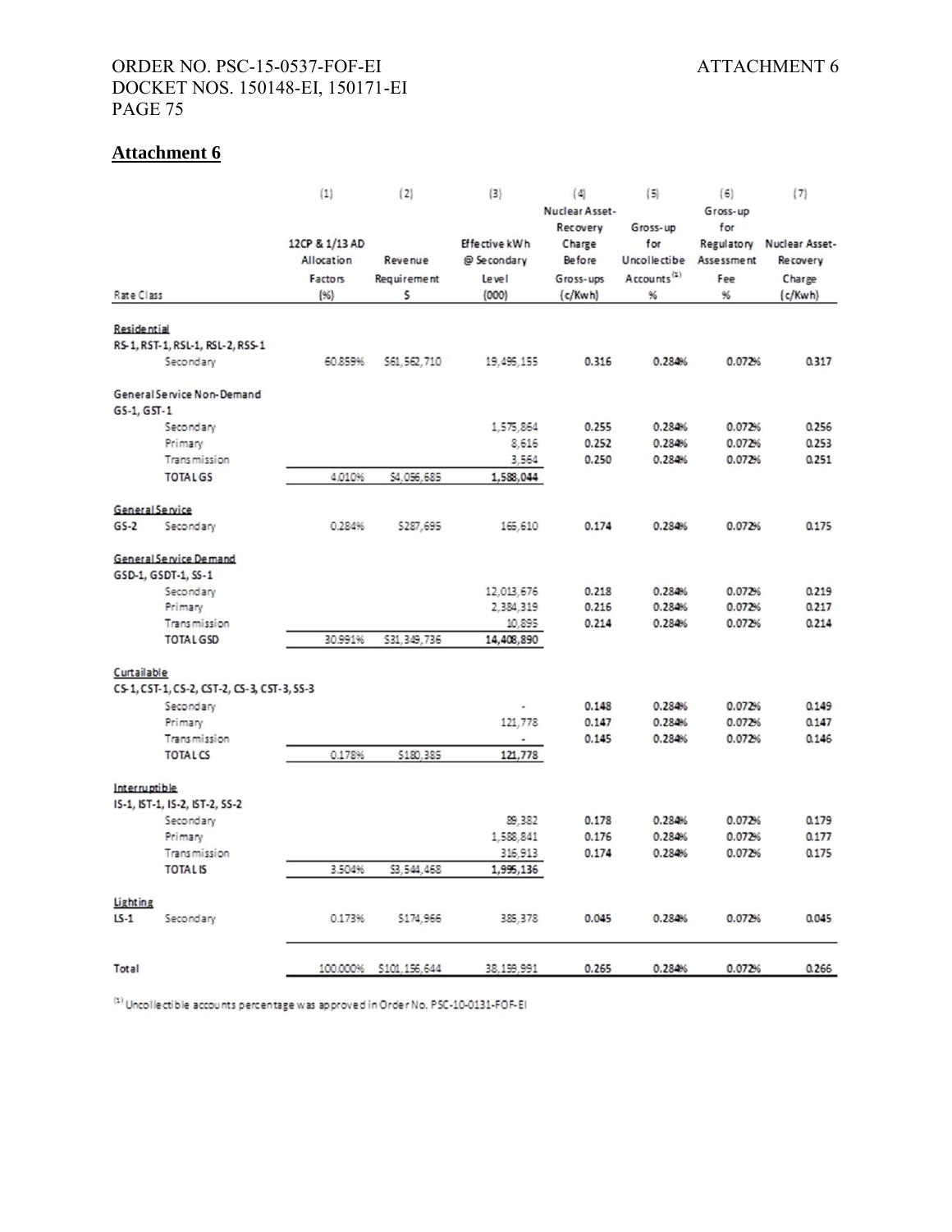## Attachment 6

| Rate Class | | (1) 12CP & 1/13 AD Allocation Factors (%) | (2) Revenue Requirement $ | (3) Effective kWh @ Secondary Level (000) | (4) Nuclear Asset-Recovery Charge Before Gross-ups (c/Kwh) | (5) Gross-up for Uncollectibe Accounts[1] % | (6) Gross-up for Regulatory Assessment Fee % | (7) Nuclear Asset-Recovery Charge (c/Kwh) |
|---|---|---|---|---|---|---|---|---|
| **Residential** | | | | | | | | |
| RS-1, RST-1, RSL-1, RSL-2, RSS-1 | | | | | | | | |
| | Secondary | 60.859% | $61,562,710 | 19,495,155 | 0.316 | 0.284% | 0.072% | 0.317 |
| **General Service Non-Demand** | | | | | | | | |
| GS-1, GST-1 | | | | | | | | |
| | Secondary | | | 1,575,864 | 0.255 | 0.284% | 0.072% | 0.256 |
| | Primary | | | 8,616 | 0.252 | 0.284% | 0.072% | 0.253 |
| | Transmission | | | 3,564 | 0.250 | 0.284% | 0.072% | 0.251 |
| | TOTAL GS | 4.010% | $4,056,685 | 1,588,044 | | | | |
| **General Service** | | | | | | | | |
| GS-2 | Secondary | 0.284% | $287,695 | 165,610 | 0.174 | 0.284% | 0.072% | 0.175 |
| **General Service Demand** | | | | | | | | |
| GSD-1, GSDT-1, SS-1 | | | | | | | | |
| | Secondary | | | 12,013,676 | 0.218 | 0.284% | 0.072% | 0.219 |
| | Primary | | | 2,384,319 | 0.216 | 0.284% | 0.072% | 0.217 |
| | Transmission | | | 10,895 | 0.214 | 0.284% | 0.072% | 0.214 |
| | TOTAL GSD | 30.991% | $31,349,736 | 14,408,890 | | | | |
| **Curtailable** | | | | | | | | |
| CS-1, CST-1, CS-2, CST-2, CS-3, CST-3, SS-3 | | | | | | | | |
| | Secondary | | | - | 0.148 | 0.284% | 0.072% | 0.149 |
| | Primary | | | 121,778 | 0.147 | 0.284% | 0.072% | 0.147 |
| | Transmission | | | - | 0.145 | 0.284% | 0.072% | 0.146 |
| | TOTAL CS | 0.178% | $180,385 | 121,778 | | | | |
| **Interruptible** | | | | | | | | |
| IS-1, IST-1, IS-2, IST-2, SS-2 | | | | | | | | |
| | Secondary | | | 89,382 | 0.178 | 0.284% | 0.072% | 0.179 |
| | Primary | | | 1,588,841 | 0.176 | 0.284% | 0.072% | 0.177 |
| | Transmission | | | 316,913 | 0.174 | 0.284% | 0.072% | 0.175 |
| | TOTAL IS | 3.504% | $3,544,468 | 1,995,136 | | | | |
| **Lighting** | | | | | | | | |
| LS-1 | Secondary | 0.173% | $174,966 | 385,378 | 0.045 | 0.284% | 0.072% | 0.045 |
| Total | | 100.000% | $101,156,644 | 38,159,991 | 0.265 | 0.284% | 0.072% | 0.266 |

[1] Uncollectible accounts percentage was approved in Order No. PSC-10-0131-FOF-EI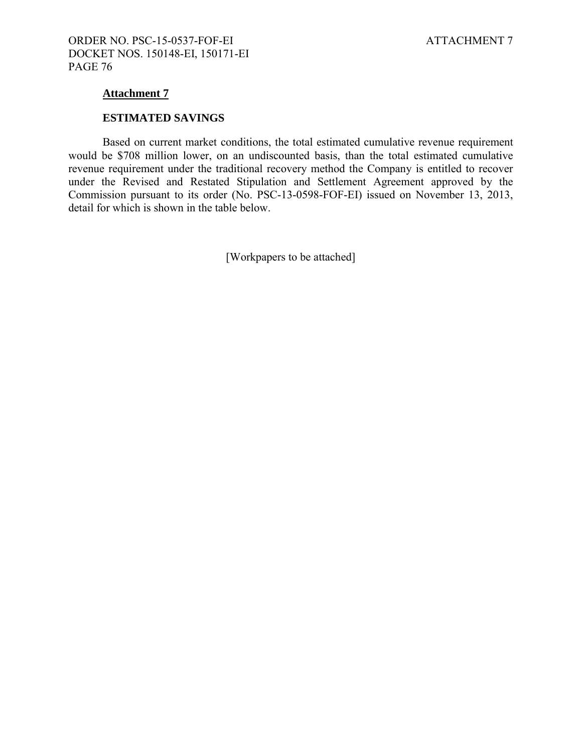## Attachment 7

### ESTIMATED SAVINGS

Based on current market conditions, the total estimated cumulative revenue requirement would be $708 million lower, on an undiscounted basis, than the total estimated cumulative revenue requirement under the traditional recovery method the Company is entitled to recover under the Revised and Restated Stipulation and Settlement Agreement approved by the Commission pursuant to its order (No. PSC-13-0598-FOF-EI) issued on November 13, 2013, detail for which is shown in the table below.

[Workpapers to be attached]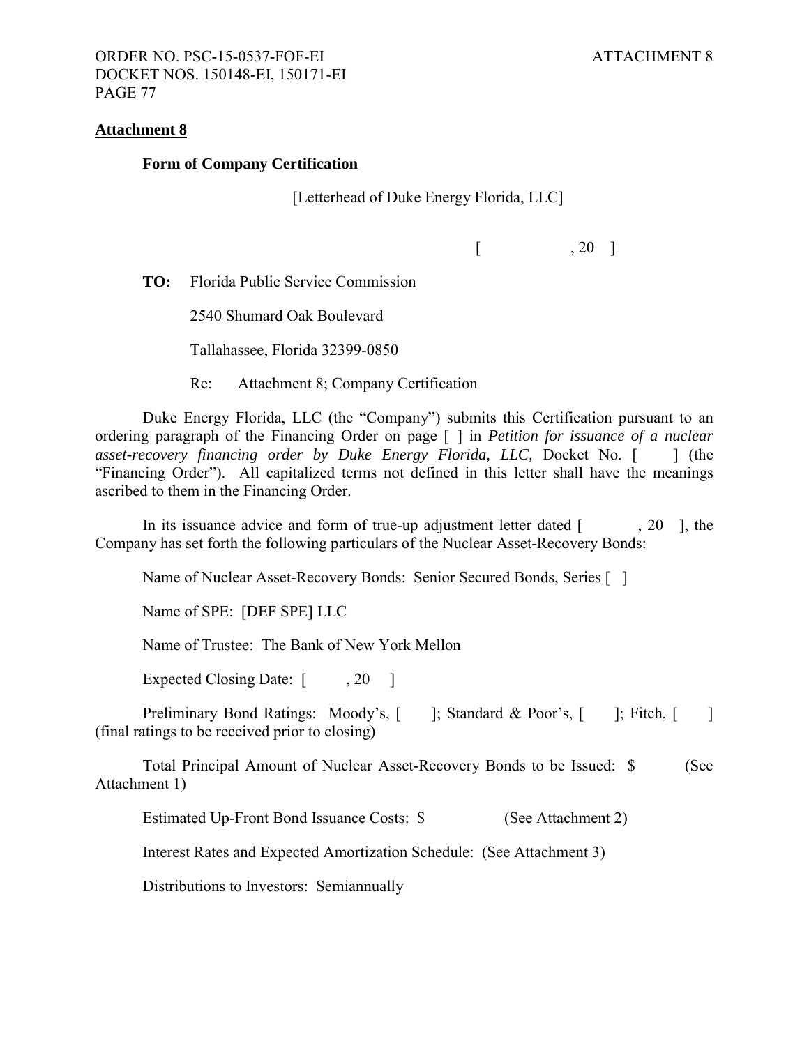**Attachment 8**

**Form of Company Certification**

[Letterhead of Duke Energy Florida, LLC]

[ , 20 ]

**TO:** Florida Public Service Commission

2540 Shumard Oak Boulevard

Tallahassee, Florida 32399-0850

Re: Attachment 8; Company Certification

Duke Energy Florida, LLC (the "Company") submits this Certification pursuant to an ordering paragraph of the Financing Order on page [ ] in *Petition for issuance of a nuclear asset-recovery financing order by Duke Energy Florida, LLC,* Docket No. [ ] (the "Financing Order"). All capitalized terms not defined in this letter shall have the meanings ascribed to them in the Financing Order.

In its issuance advice and form of true-up adjustment letter dated [ , 20 ], the Company has set forth the following particulars of the Nuclear Asset-Recovery Bonds:

Name of Nuclear Asset-Recovery Bonds: Senior Secured Bonds, Series [ ]

Name of SPE: [DEF SPE] LLC

Name of Trustee: The Bank of New York Mellon

Expected Closing Date: [ , 20 ]

Preliminary Bond Ratings: Moody's, [ ]; Standard & Poor's, [ ]; Fitch, [ ] (final ratings to be received prior to closing)

Total Principal Amount of Nuclear Asset-Recovery Bonds to be Issued: $ (See Attachment 1)

Estimated Up-Front Bond Issuance Costs: $ (See Attachment 2)

Interest Rates and Expected Amortization Schedule: (See Attachment 3)

Distributions to Investors: Semiannually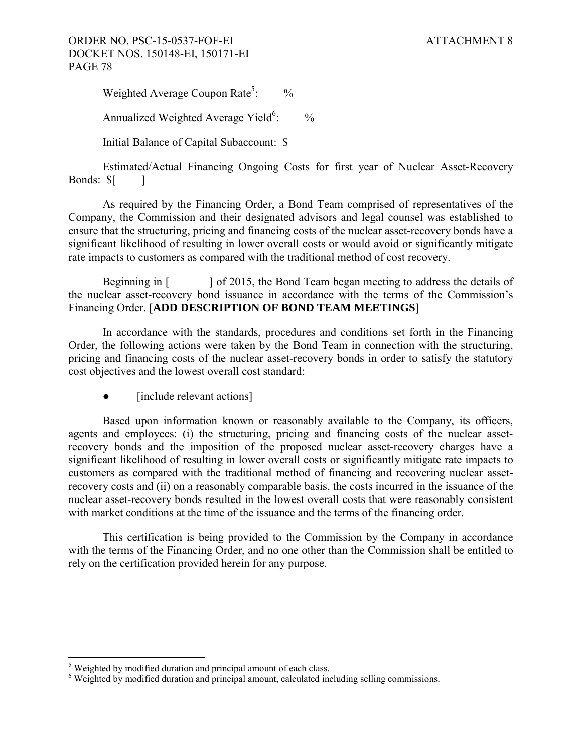Weighted Average Coupon Rate[5]: %

Annualized Weighted Average Yield[6]: %

Initial Balance of Capital Subaccount: $

Estimated/Actual Financing Ongoing Costs for first year of Nuclear Asset-Recovery Bonds: $[ ]

As required by the Financing Order, a Bond Team comprised of representatives of the Company, the Commission and their designated advisors and legal counsel was established to ensure that the structuring, pricing and financing costs of the nuclear asset-recovery bonds have a significant likelihood of resulting in lower overall costs or would avoid or significantly mitigate rate impacts to customers as compared with the traditional method of cost recovery.

Beginning in [ ] of 2015, the Bond Team began meeting to address the details of the nuclear asset-recovery bond issuance in accordance with the terms of the Commission's Financing Order. [**ADD DESCRIPTION OF BOND TEAM MEETINGS**]

In accordance with the standards, procedures and conditions set forth in the Financing Order, the following actions were taken by the Bond Team in connection with the structuring, pricing and financing costs of the nuclear asset-recovery bonds in order to satisfy the statutory cost objectives and the lowest overall cost standard:

- [include relevant actions]

Based upon information known or reasonably available to the Company, its officers, agents and employees: (i) the structuring, pricing and financing costs of the nuclear asset-recovery bonds and the imposition of the proposed nuclear asset-recovery charges have a significant likelihood of resulting in lower overall costs or significantly mitigate rate impacts to customers as compared with the traditional method of financing and recovering nuclear asset-recovery costs and (ii) on a reasonably comparable basis, the costs incurred in the issuance of the nuclear asset-recovery bonds resulted in the lowest overall costs that were reasonably consistent with market conditions at the time of the issuance and the terms of the financing order.

This certification is being provided to the Commission by the Company in accordance with the terms of the Financing Order, and no one other than the Commission shall be entitled to rely on the certification provided herein for any purpose.

---

[5] Weighted by modified duration and principal amount of each class.

[6] Weighted by modified duration and principal amount, calculated including selling commissions.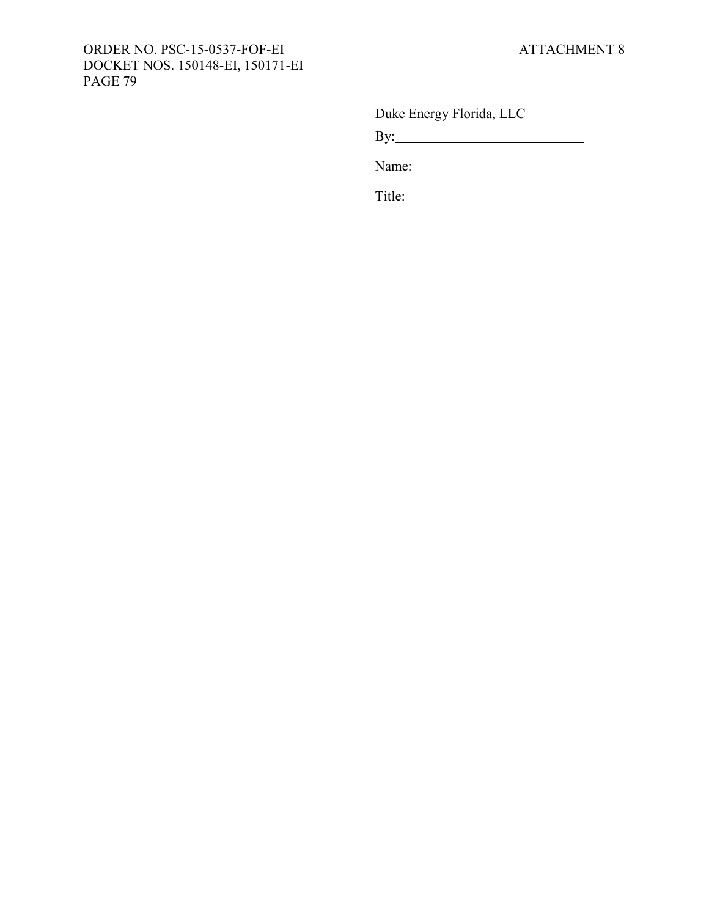Duke Energy Florida, LLC

By:\_\_\_\_\_\_\_\_\_\_\_\_\_\_\_\_\_\_\_\_\_\_\_\_\_\_\_\_

Name:

Title: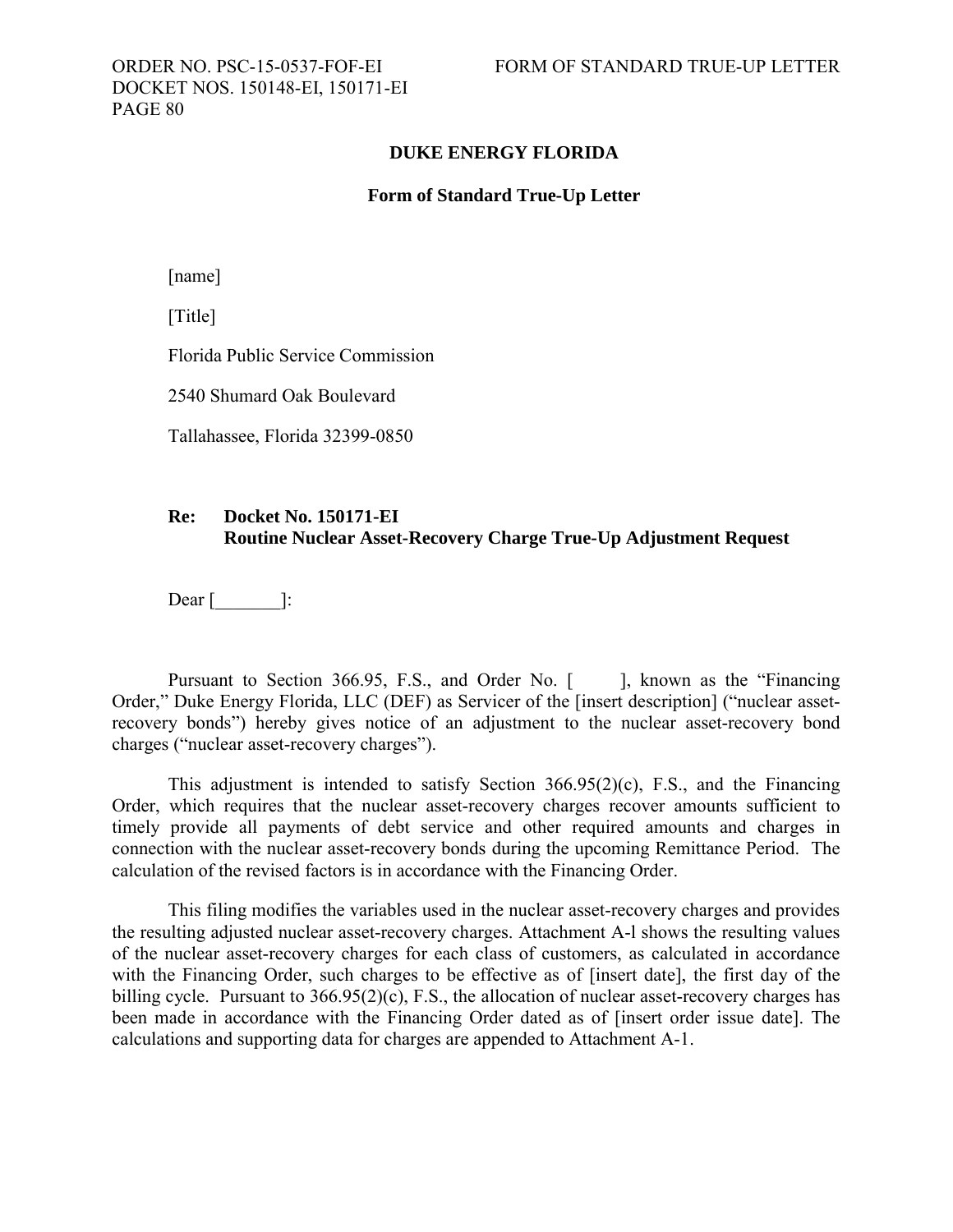**DUKE ENERGY FLORIDA**

**Form of Standard True-Up Letter**

[name]

[Title]

Florida Public Service Commission

2540 Shumard Oak Boulevard

Tallahassee, Florida 32399-0850

**Re: Docket No. 150171-EI**
**Routine Nuclear Asset-Recovery Charge True-Up Adjustment Request**

Dear [_______]:

Pursuant to Section 366.95, F.S., and Order No. [ ], known as the "Financing Order," Duke Energy Florida, LLC (DEF) as Servicer of the [insert description] ("nuclear asset-recovery bonds") hereby gives notice of an adjustment to the nuclear asset-recovery bond charges ("nuclear asset-recovery charges").

This adjustment is intended to satisfy Section 366.95(2)(c), F.S., and the Financing Order, which requires that the nuclear asset-recovery charges recover amounts sufficient to timely provide all payments of debt service and other required amounts and charges in connection with the nuclear asset-recovery bonds during the upcoming Remittance Period. The calculation of the revised factors is in accordance with the Financing Order.

This filing modifies the variables used in the nuclear asset-recovery charges and provides the resulting adjusted nuclear asset-recovery charges. Attachment A-l shows the resulting values of the nuclear asset-recovery charges for each class of customers, as calculated in accordance with the Financing Order, such charges to be effective as of [insert date], the first day of the billing cycle. Pursuant to 366.95(2)(c), F.S., the allocation of nuclear asset-recovery charges has been made in accordance with the Financing Order dated as of [insert order issue date]. The calculations and supporting data for charges are appended to Attachment A-1.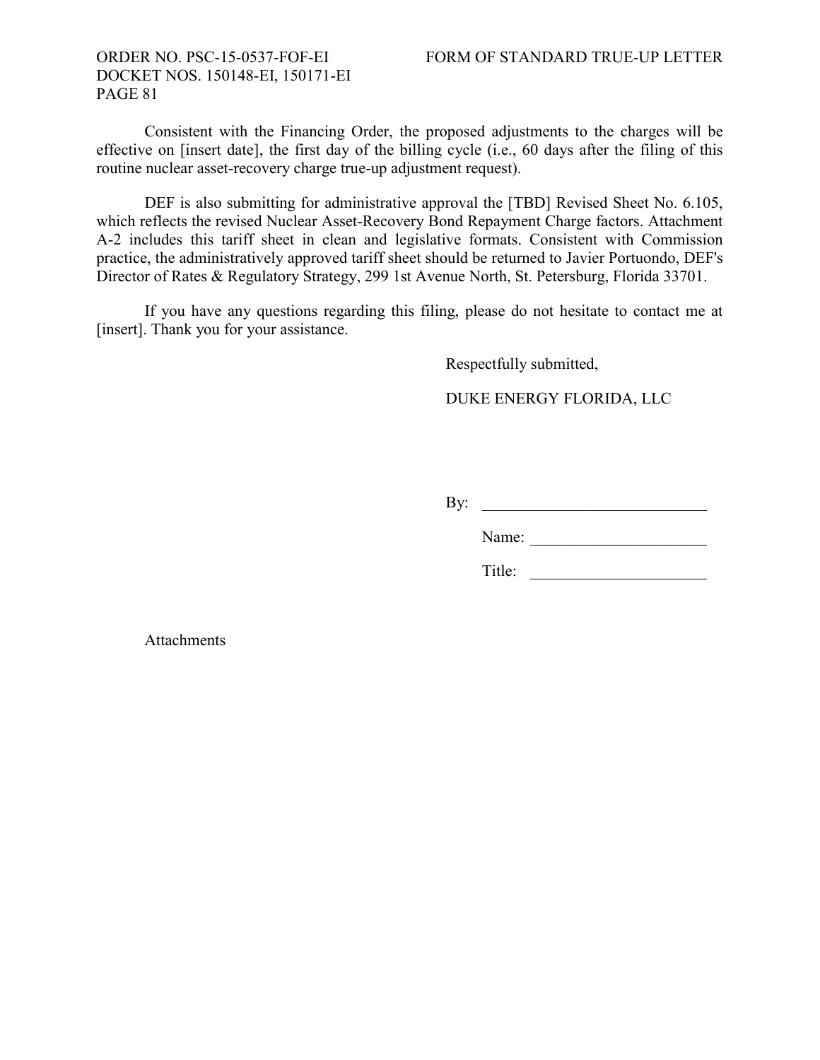Consistent with the Financing Order, the proposed adjustments to the charges will be effective on [insert date], the first day of the billing cycle (i.e., 60 days after the filing of this routine nuclear asset-recovery charge true-up adjustment request).

DEF is also submitting for administrative approval the [TBD] Revised Sheet No. 6.105, which reflects the revised Nuclear Asset-Recovery Bond Repayment Charge factors. Attachment A-2 includes this tariff sheet in clean and legislative formats. Consistent with Commission practice, the administratively approved tariff sheet should be returned to Javier Portuondo, DEF's Director of Rates & Regulatory Strategy, 299 1st Avenue North, St. Petersburg, Florida 33701.

If you have any questions regarding this filing, please do not hesitate to contact me at [insert]. Thank you for your assistance.

Respectfully submitted,

DUKE ENERGY FLORIDA, LLC

By: ____________________________

Name: ______________________

Title: ______________________

Attachments